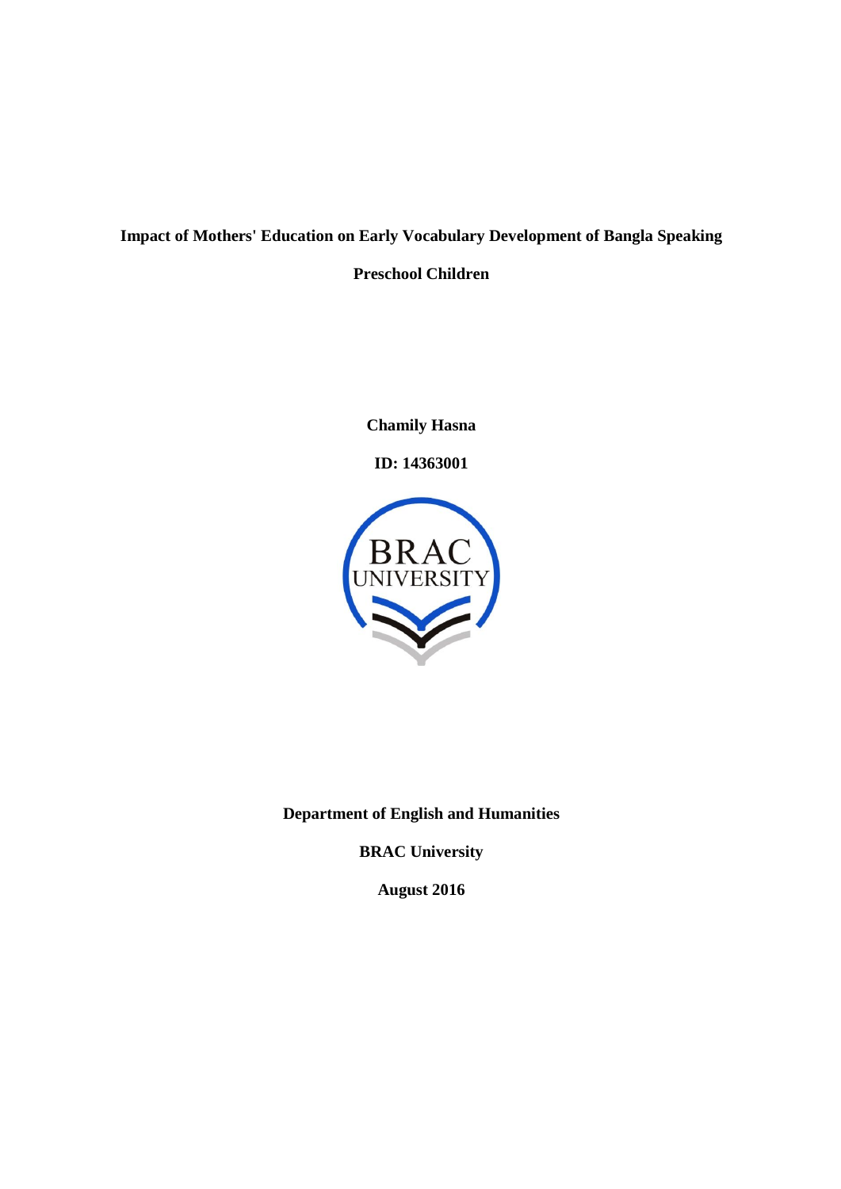**Impact of Mothers' Education on Early Vocabulary Development of Bangla Speaking Preschool Children**

**Chamily Hasna**

**ID: 14363001**

**Department of English and Humanities**

**BRAC University**

**August 2016**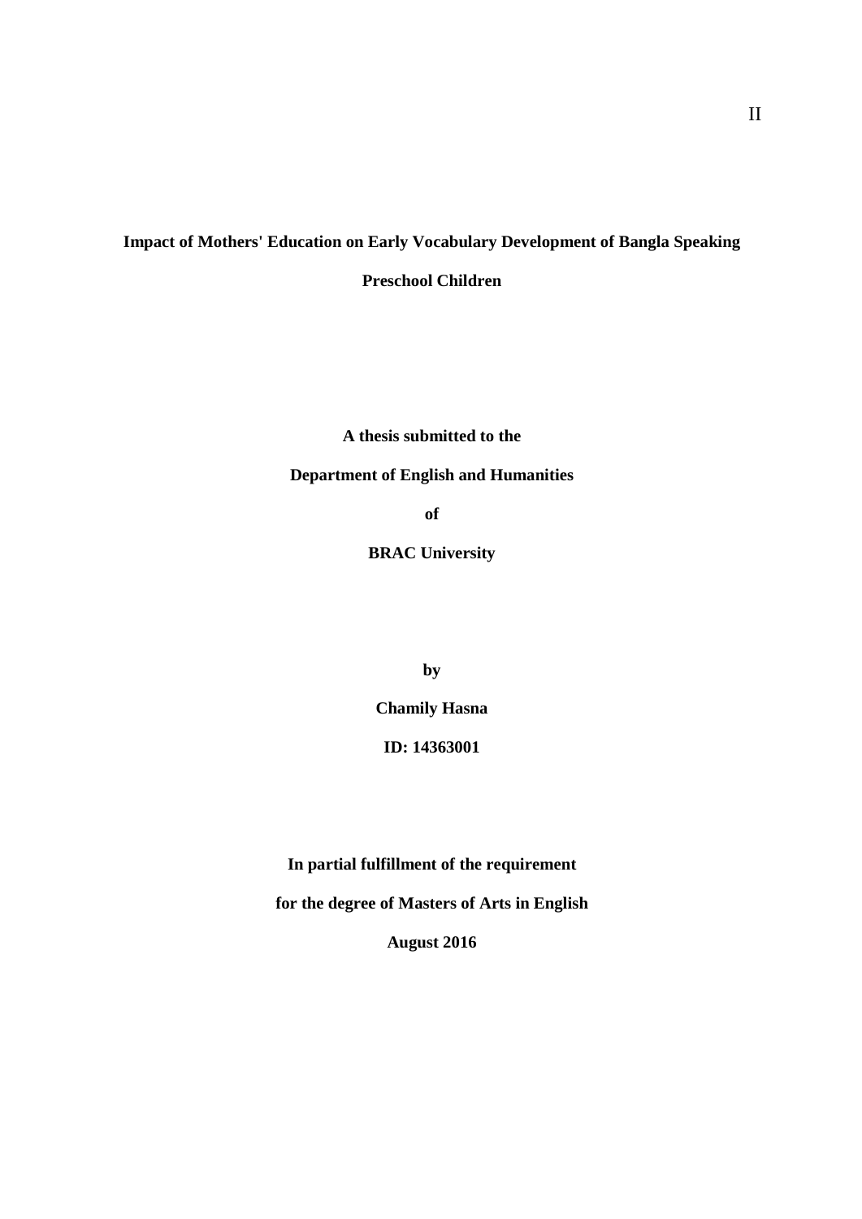**Impact of Mothers' Education on Early Vocabulary Development of Bangla Speaking Preschool Children**

**A thesis submitted to the**

**Department of English and Humanities**

**of**

**BRAC University**

**by**

**Chamily Hasna**

**ID: 14363001**

**In partial fulfillment of the requirement**

**for the degree of Masters of Arts in English**

**August 2016**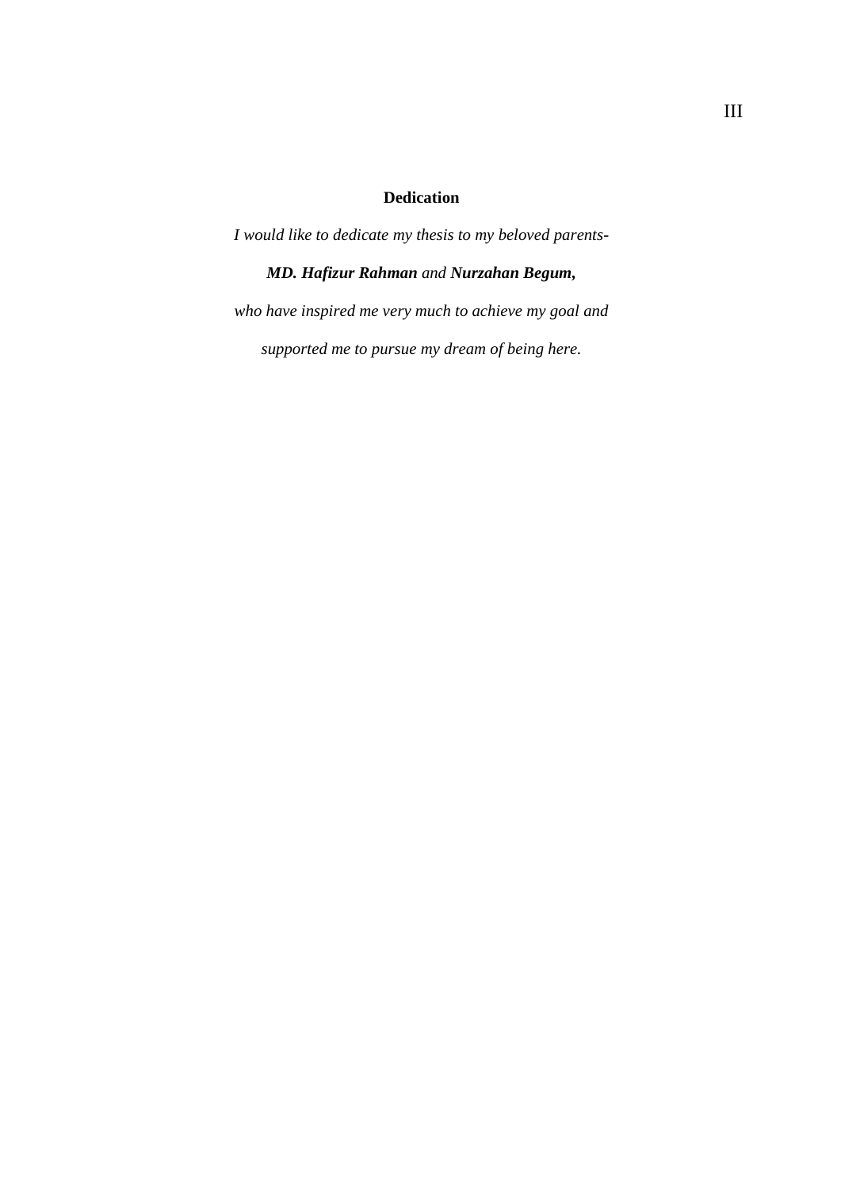# Dedication

*I would like to dedicate my thesis to my beloved parents-*

***MD. Hafizur Rahman*** *and* ***Nurzahan Begum,***

*who have inspired me very much to achieve my goal and*

*supported me to pursue my dream of being here.*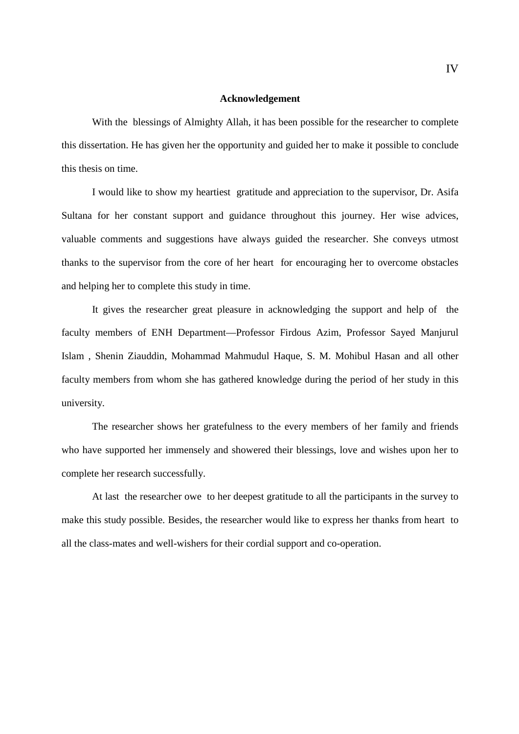# Acknowledgement

With the blessings of Almighty Allah, it has been possible for the researcher to complete this dissertation. He has given her the opportunity and guided her to make it possible to conclude this thesis on time.

I would like to show my heartiest gratitude and appreciation to the supervisor, Dr. Asifa Sultana for her constant support and guidance throughout this journey. Her wise advices, valuable comments and suggestions have always guided the researcher. She conveys utmost thanks to the supervisor from the core of her heart for encouraging her to overcome obstacles and helping her to complete this study in time.

It gives the researcher great pleasure in acknowledging the support and help of the faculty members of ENH Department—Professor Firdous Azim, Professor Sayed Manjurul Islam , Shenin Ziauddin, Mohammad Mahmudul Haque, S. M. Mohibul Hasan and all other faculty members from whom she has gathered knowledge during the period of her study in this university.

The researcher shows her gratefulness to the every members of her family and friends who have supported her immensely and showered their blessings, love and wishes upon her to complete her research successfully.

At last the researcher owe to her deepest gratitude to all the participants in the survey to make this study possible. Besides, the researcher would like to express her thanks from heart to all the class-mates and well-wishers for their cordial support and co-operation.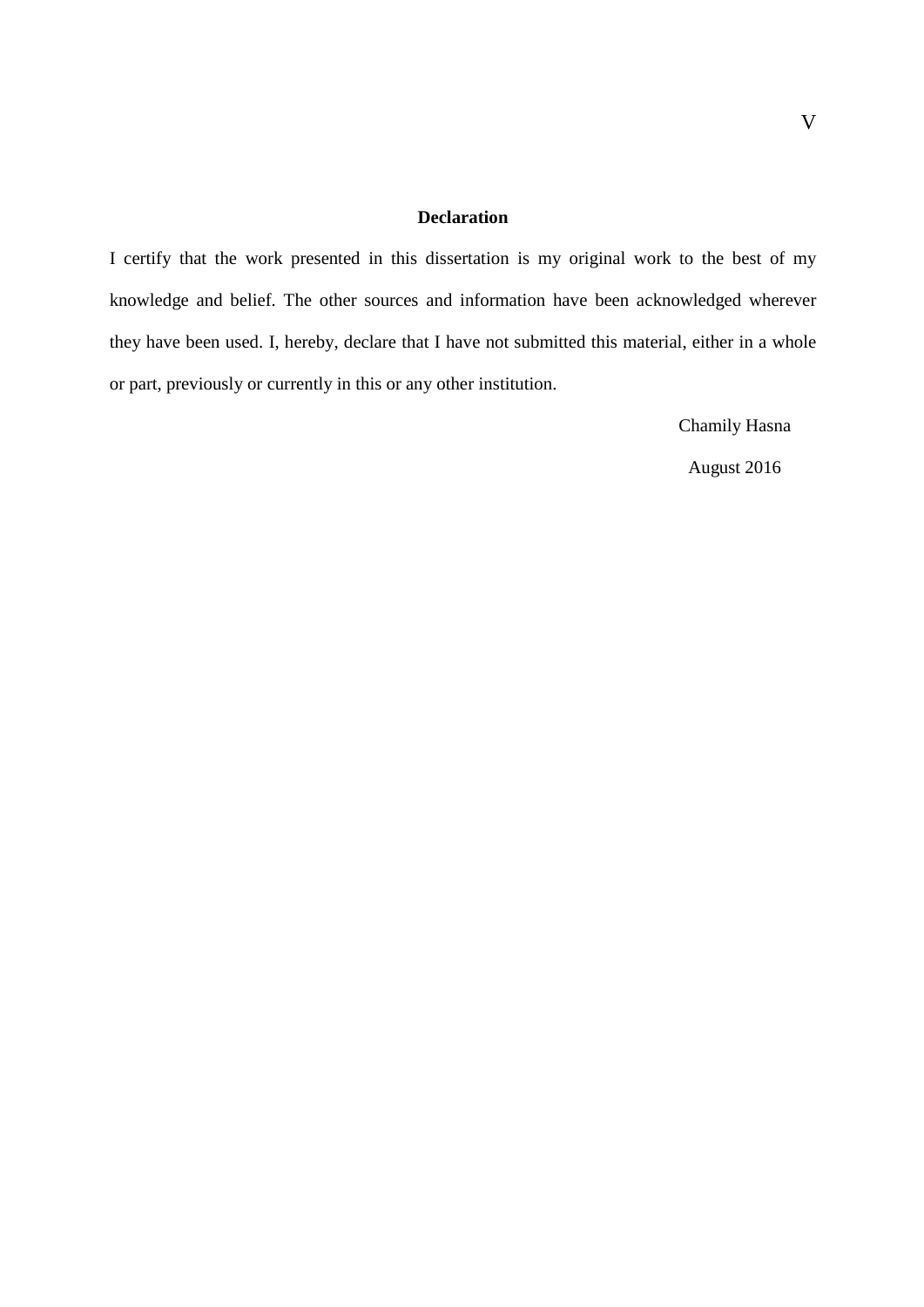# Declaration

I certify that the work presented in this dissertation is my original work to the best of my knowledge and belief. The other sources and information have been acknowledged wherever they have been used. I, hereby, declare that I have not submitted this material, either in a whole or part, previously or currently in this or any other institution.

Chamily Hasna

August 2016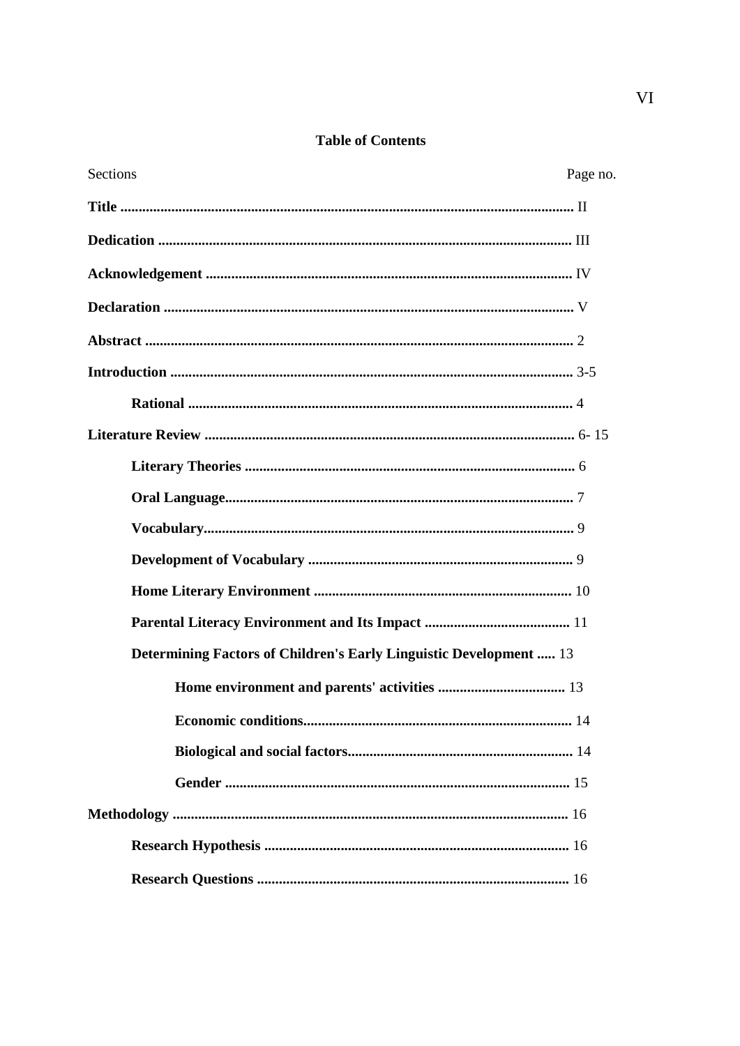**Table of Contents**

| Sections | Page no. |
|---|---|
| **Title** | II |
| **Dedication** | III |
| **Acknowledgement** | IV |
| **Declaration** | V |
| **Abstract** | 2 |
| **Introduction** | 3-5 |
| &nbsp;&nbsp;&nbsp;&nbsp;**Rational** | 4 |
| **Literature Review** | 6- 15 |
| &nbsp;&nbsp;&nbsp;&nbsp;**Literary Theories** | 6 |
| &nbsp;&nbsp;&nbsp;&nbsp;**Oral Language** | 7 |
| &nbsp;&nbsp;&nbsp;&nbsp;**Vocabulary** | 9 |
| &nbsp;&nbsp;&nbsp;&nbsp;**Development of Vocabulary** | 9 |
| &nbsp;&nbsp;&nbsp;&nbsp;**Home Literary Environment** | 10 |
| &nbsp;&nbsp;&nbsp;&nbsp;**Parental Literacy Environment and Its Impact** | 11 |
| &nbsp;&nbsp;&nbsp;&nbsp;**Determining Factors of Children's Early Linguistic Development** | 13 |
| &nbsp;&nbsp;&nbsp;&nbsp;&nbsp;&nbsp;&nbsp;&nbsp;**Home environment and parents' activities** | 13 |
| &nbsp;&nbsp;&nbsp;&nbsp;&nbsp;&nbsp;&nbsp;&nbsp;**Economic conditions** | 14 |
| &nbsp;&nbsp;&nbsp;&nbsp;&nbsp;&nbsp;&nbsp;&nbsp;**Biological and social factors** | 14 |
| &nbsp;&nbsp;&nbsp;&nbsp;&nbsp;&nbsp;&nbsp;&nbsp;**Gender** | 15 |
| **Methodology** | 16 |
| &nbsp;&nbsp;&nbsp;&nbsp;**Research Hypothesis** | 16 |
| &nbsp;&nbsp;&nbsp;&nbsp;**Research Questions** | 16 |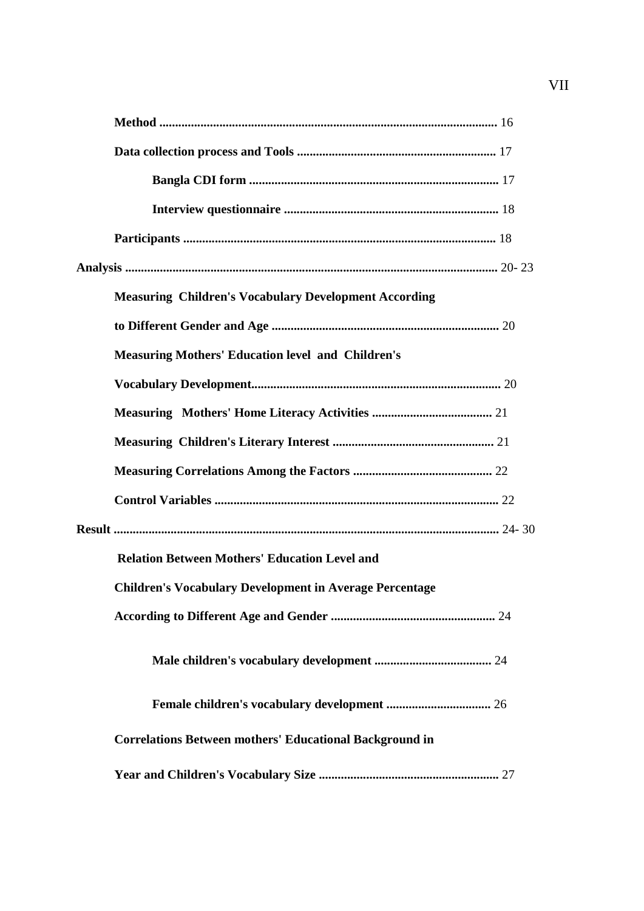**Method** .......................................................................................................... 16

**Data collection process and Tools** .............................................................. 17

**Bangla CDI form** .............................................................................. 17

**Interview questionnaire** ................................................................... 18

**Participants** ................................................................................................. 18

**Analysis** ..................................................................................................................... 20- 23

**Measuring Children's Vocabulary Development According to Different Gender and Age** ....................................................................... 20

**Measuring Mothers' Education level and Children's Vocabulary Development**.............................................................................. 20

**Measuring Mothers' Home Literacy Activities** ...................................... 21

**Measuring Children's Literary Interest** .................................................. 21

**Measuring Correlations Among the Factors** ............................................ 22

**Control Variables** ......................................................................................... 22

**Result** ......................................................................................................................... 24- 30

**Relation Between Mothers' Education Level and Children's Vocabulary Development in Average Percentage According to Different Age and Gender** .................................................... 24

**Male children's vocabulary development** ..................................... 24

**Female children's vocabulary development** ................................. 26

**Correlations Between mothers' Educational Background in Year and Children's Vocabulary Size** ......................................................... 27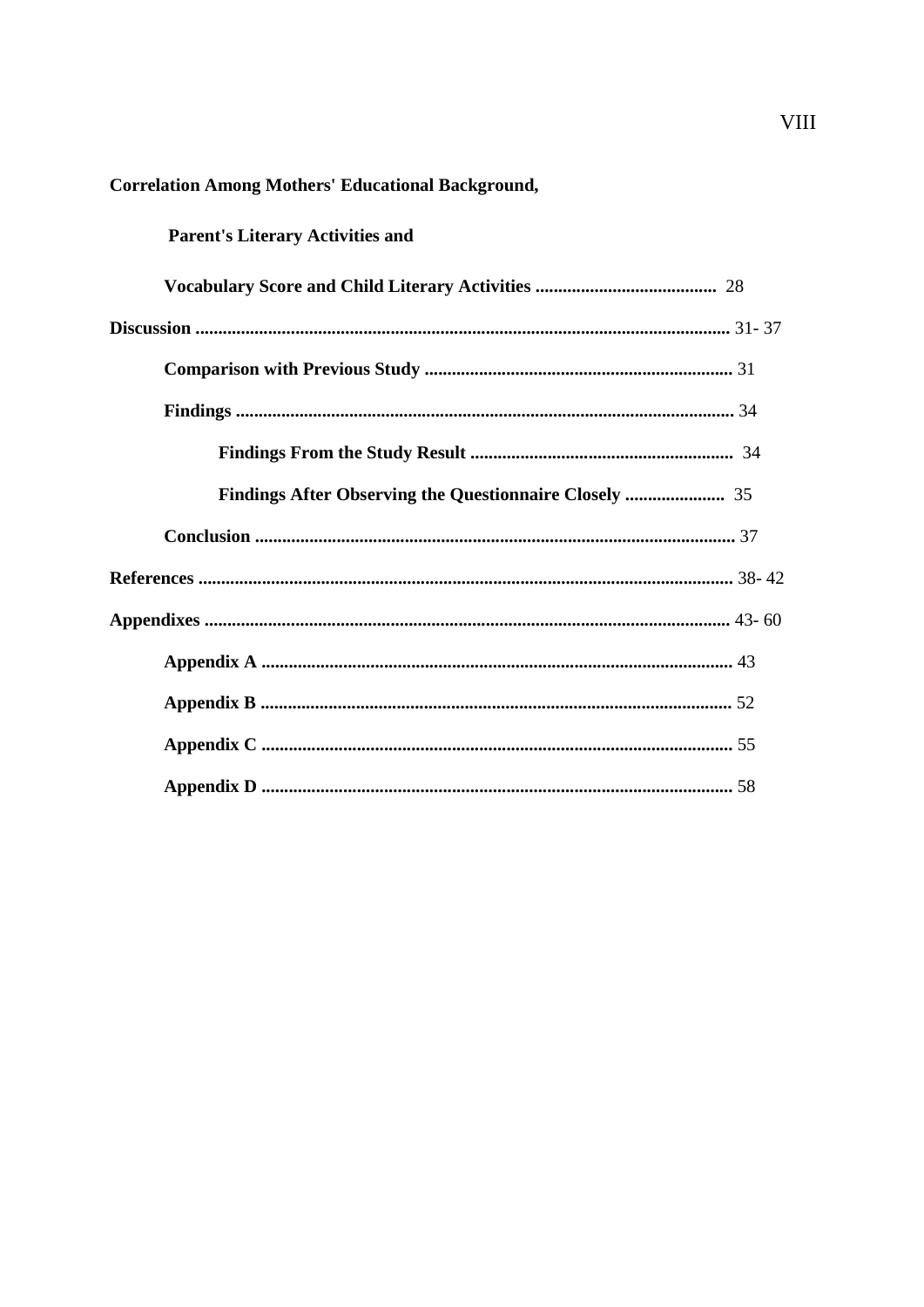**Correction Among Mothers' Educational Background,**

**Parent's Literary Activities and**

**Vocabulary Score and Child Literary Activities** ........................................ 28

**Discussion** ..................................................................................................................... 31- 37

**Comparison with Previous Study** .................................................................... 31

**Findings** ............................................................................................................. 34

**Findings From the Study Result** .......................................................... 34

**Findings After Observing the Questionnaire Closely** ...................... 35

**Conclusion** ......................................................................................................... 37

**References** ..................................................................................................................... 38- 42

**Appendixes** .................................................................................................................. 43- 60

**Appendix A** ........................................................................................................ 43

**Appendix B** ........................................................................................................ 52

**Appendix C** ........................................................................................................ 55

**Appendix D** ........................................................................................................ 58

**Correlation Among Mothers' Educational Background,**

**Parent's Literary Activities and**

**Vocabulary Score and Child Literary Activities** ........................................ 28

**Discussion** ..................................................................................................................... 31- 37

**Comparison with Previous Study** .................................................................... 31

**Findings** ............................................................................................................. 34

**Findings From the Study Result** .......................................................... 34

**Findings After Observing the Questionnaire Closely** ...................... 35

**Conclusion** ......................................................................................................... 37

**References** ..................................................................................................................... 38- 42

**Appendixes** .................................................................................................................. 43- 60

**Appendix A** ........................................................................................................ 43

**Appendix B** ........................................................................................................ 52

**Appendix C** ........................................................................................................ 55

**Appendix D** ........................................................................................................ 58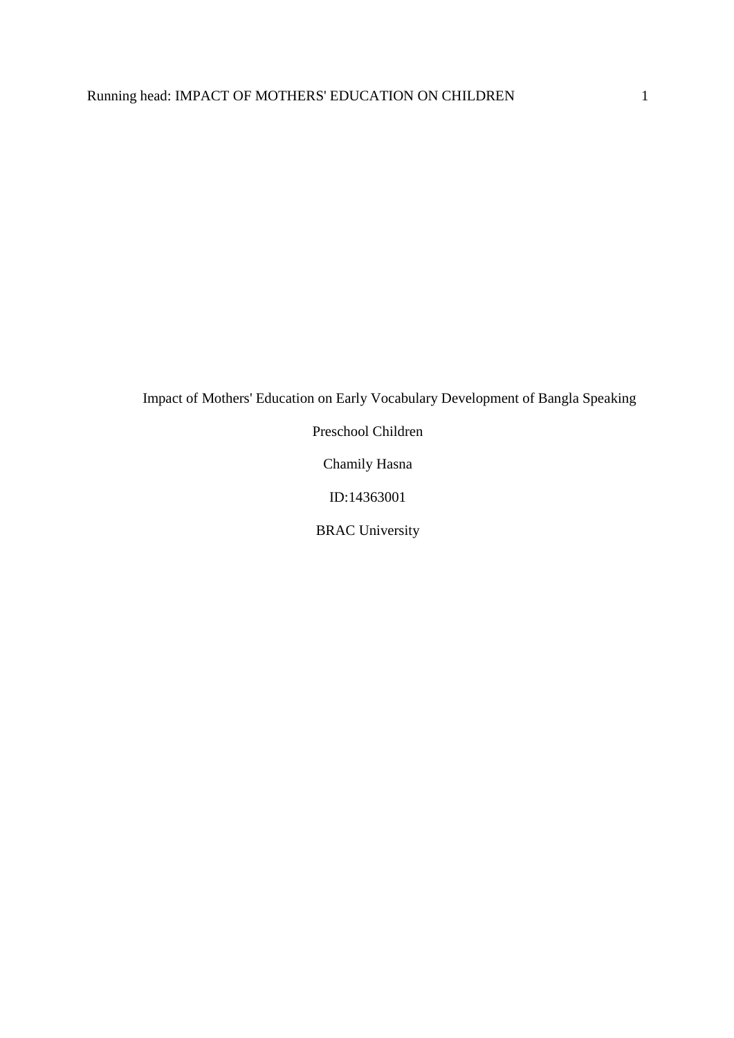Impact of Mothers' Education on Early Vocabulary Development of Bangla Speaking Preschool Children

Chamily Hasna

ID:14363001

BRAC University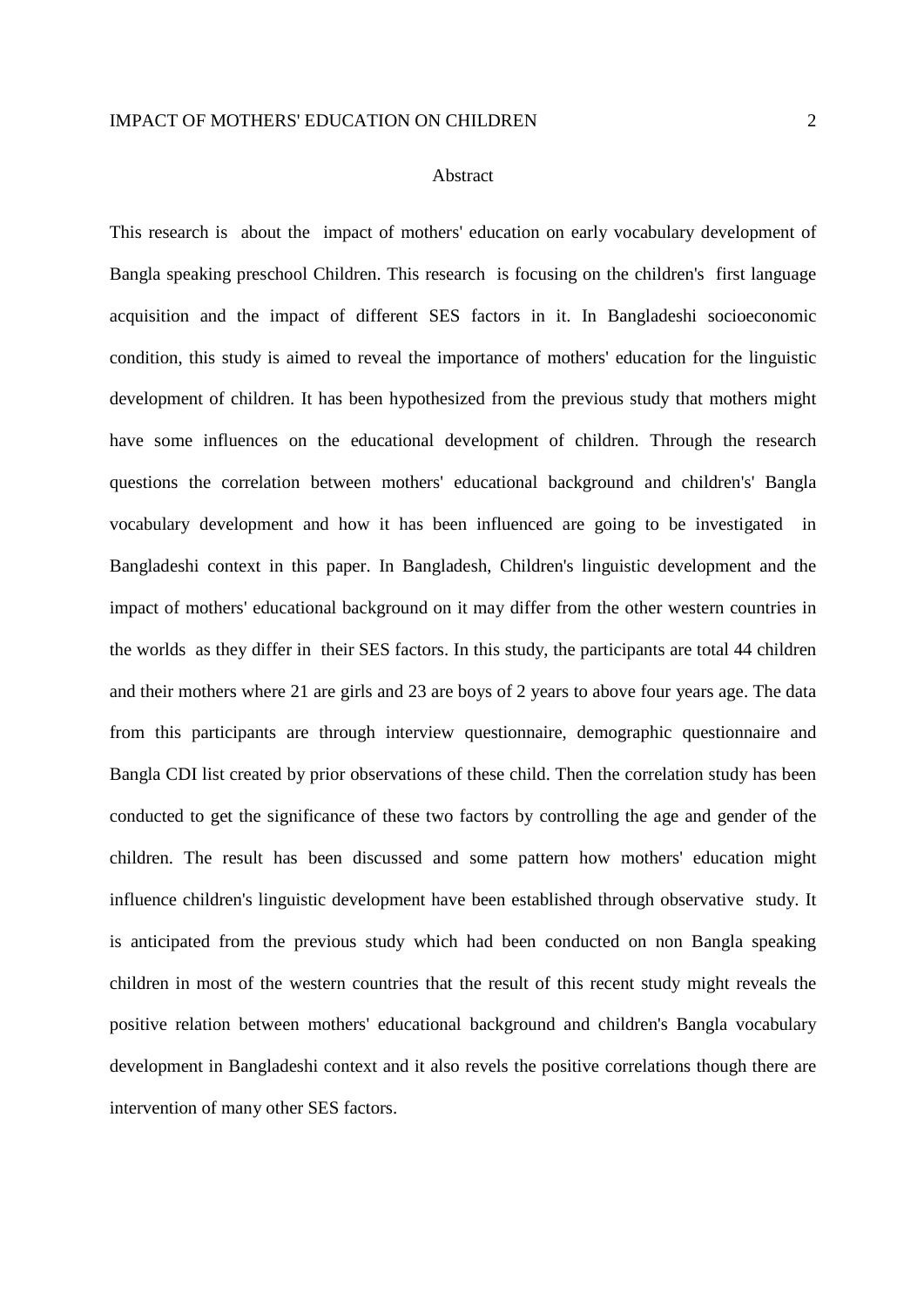# Abstract

This research is about the impact of mothers' education on early vocabulary development of Bangla speaking preschool Children. This research is focusing on the children's first language acquisition and the impact of different SES factors in it. In Bangladeshi socioeconomic condition, this study is aimed to reveal the importance of mothers' education for the linguistic development of children. It has been hypothesized from the previous study that mothers might have some influences on the educational development of children. Through the research questions the correlation between mothers' educational background and children's' Bangla vocabulary development and how it has been influenced are going to be investigated in Bangladeshi context in this paper. In Bangladesh, Children's linguistic development and the impact of mothers' educational background on it may differ from the other western countries in the worlds as they differ in their SES factors. In this study, the participants are total 44 children and their mothers where 21 are girls and 23 are boys of 2 years to above four years age. The data from this participants are through interview questionnaire, demographic questionnaire and Bangla CDI list created by prior observations of these child. Then the correlation study has been conducted to get the significance of these two factors by controlling the age and gender of the children. The result has been discussed and some pattern how mothers' education might influence children's linguistic development have been established through observative study. It is anticipated from the previous study which had been conducted on non Bangla speaking children in most of the western countries that the result of this recent study might reveals the positive relation between mothers' educational background and children's Bangla vocabulary development in Bangladeshi context and it also revels the positive correlations though there are intervention of many other SES factors.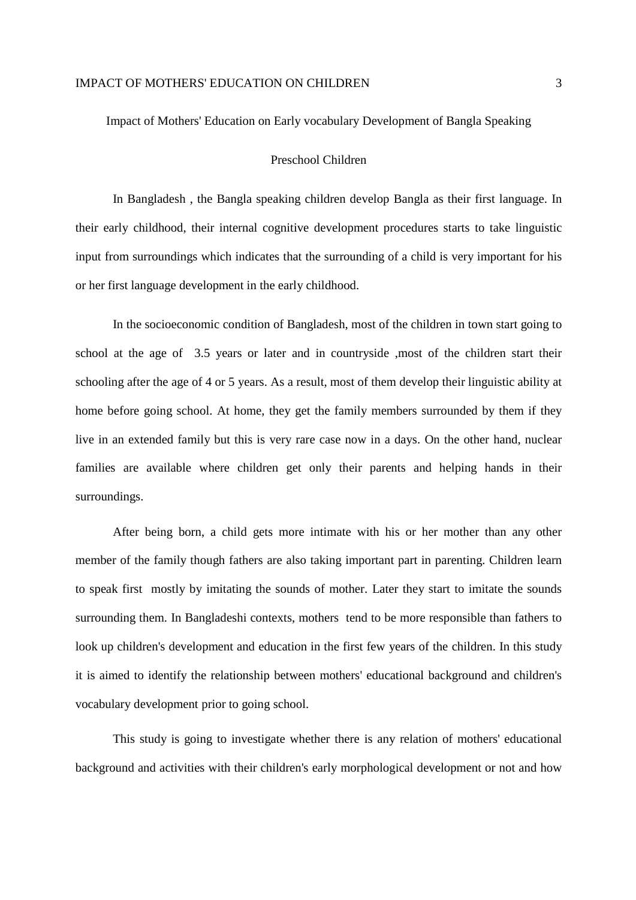# Impact of Mothers' Education on Early vocabulary Development of Bangla Speaking Preschool Children

In Bangladesh , the Bangla speaking children develop Bangla as their first language. In their early childhood, their internal cognitive development procedures starts to take linguistic input from surroundings which indicates that the surrounding of a child is very important for his or her first language development in the early childhood.

In the socioeconomic condition of Bangladesh, most of the children in town start going to school at the age of 3.5 years or later and in countryside ,most of the children start their schooling after the age of 4 or 5 years. As a result, most of them develop their linguistic ability at home before going school. At home, they get the family members surrounded by them if they live in an extended family but this is very rare case now in a days. On the other hand, nuclear families are available where children get only their parents and helping hands in their surroundings.

After being born, a child gets more intimate with his or her mother than any other member of the family though fathers are also taking important part in parenting. Children learn to speak first mostly by imitating the sounds of mother. Later they start to imitate the sounds surrounding them. In Bangladeshi contexts, mothers tend to be more responsible than fathers to look up children's development and education in the first few years of the children. In this study it is aimed to identify the relationship between mothers' educational background and children's vocabulary development prior to going school.

This study is going to investigate whether there is any relation of mothers' educational background and activities with their children's early morphological development or not and how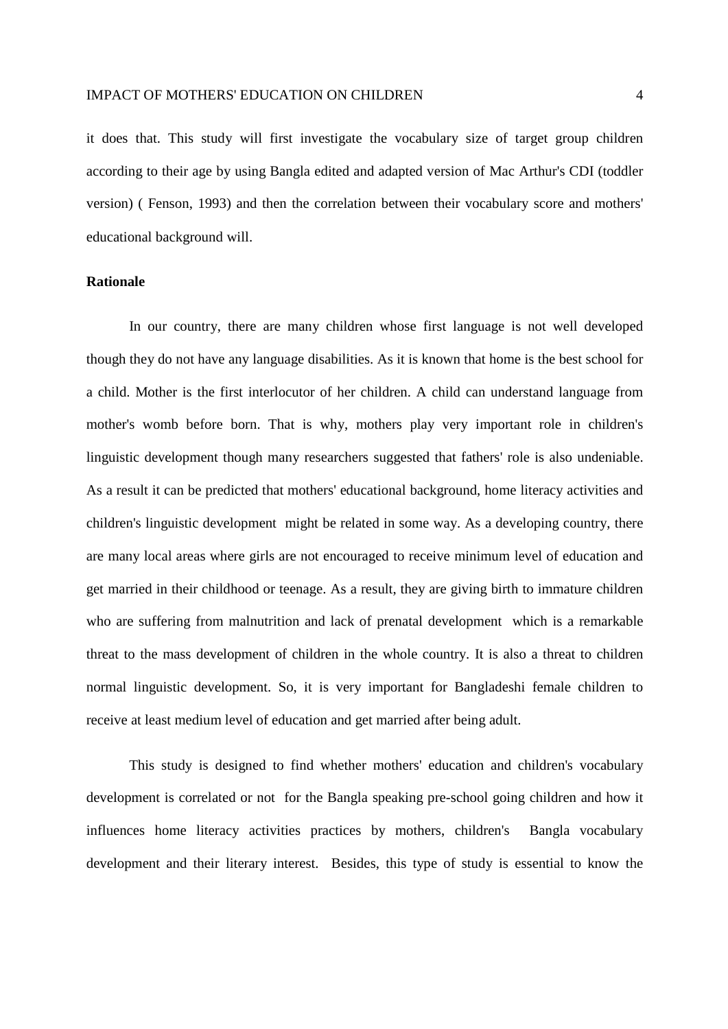it does that. This study will first investigate the vocabulary size of target group children according to their age by using Bangla edited and adapted version of Mac Arthur's CDI (toddler version) ( Fenson, 1993) and then the correlation between their vocabulary score and mothers' educational background will.

**Rationale**

In our country, there are many children whose first language is not well developed though they do not have any language disabilities. As it is known that home is the best school for a child. Mother is the first interlocutor of her children. A child can understand language from mother's womb before born. That is why, mothers play very important role in children's linguistic development though many researchers suggested that fathers' role is also undeniable. As a result it can be predicted that mothers' educational background, home literacy activities and children's linguistic development might be related in some way. As a developing country, there are many local areas where girls are not encouraged to receive minimum level of education and get married in their childhood or teenage. As a result, they are giving birth to immature children who are suffering from malnutrition and lack of prenatal development which is a remarkable threat to the mass development of children in the whole country. It is also a threat to children normal linguistic development. So, it is very important for Bangladeshi female children to receive at least medium level of education and get married after being adult.

This study is designed to find whether mothers' education and children's vocabulary development is correlated or not for the Bangla speaking pre-school going children and how it influences home literacy activities practices by mothers, children's Bangla vocabulary development and their literary interest. Besides, this type of study is essential to know the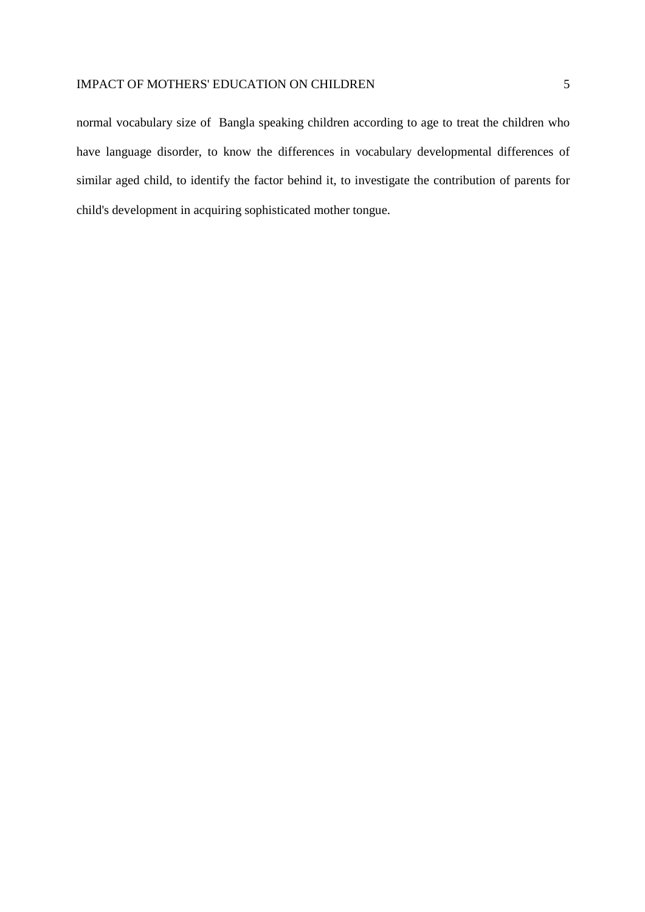normal vocabulary size of Bangla speaking children according to age to treat the children who have language disorder, to know the differences in vocabulary developmental differences of similar aged child, to identify the factor behind it, to investigate the contribution of parents for child's development in acquiring sophisticated mother tongue.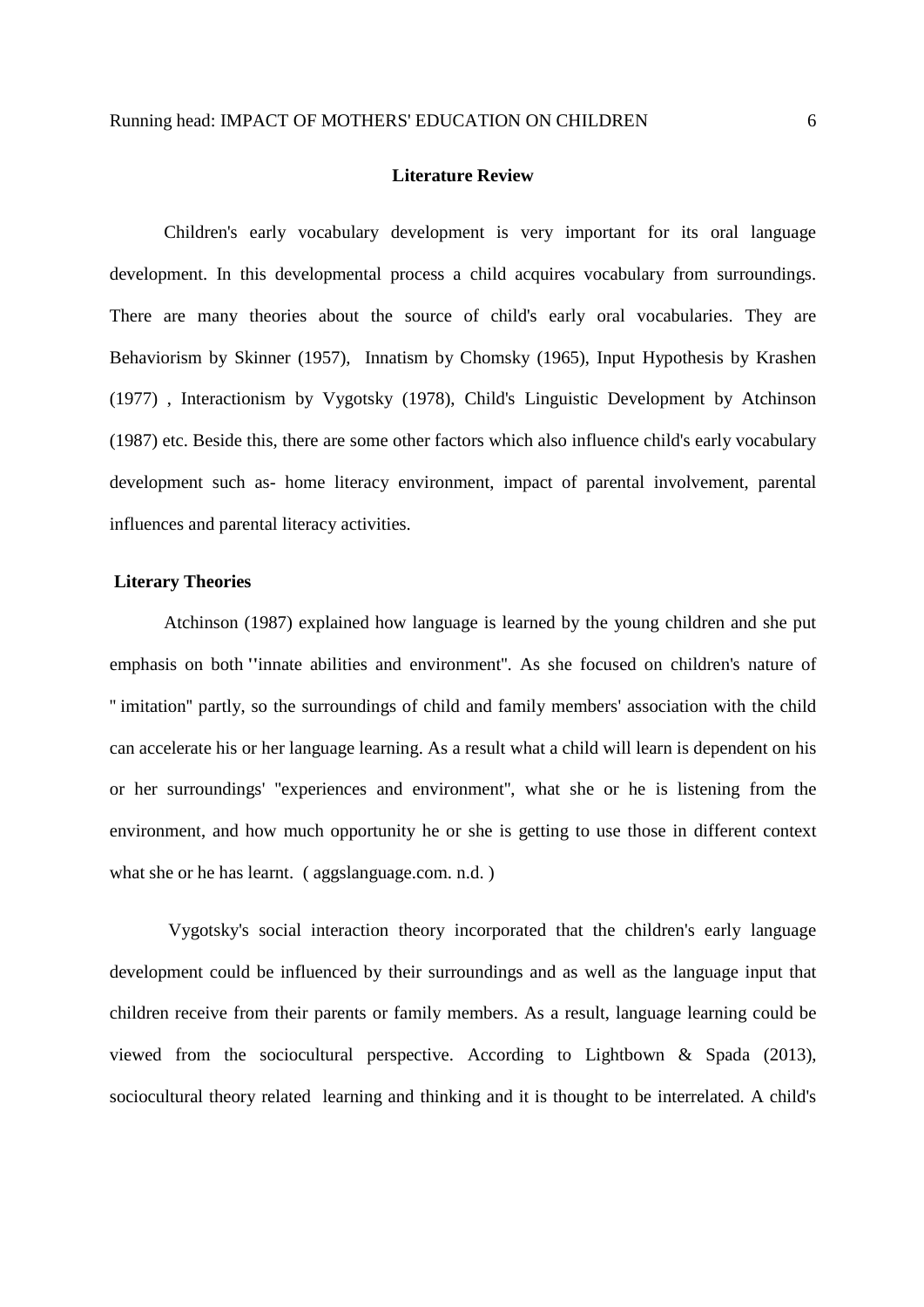## Literature Review

Children's early vocabulary development is very important for its oral language development. In this developmental process a child acquires vocabulary from surroundings. There are many theories about the source of child's early oral vocabularies. They are Behaviorism by Skinner (1957), Innatism by Chomsky (1965), Input Hypothesis by Krashen (1977) , Interactionism by Vygotsky (1978), Child's Linguistic Development by Atchinson (1987) etc. Beside this, there are some other factors which also influence child's early vocabulary development such as- home literacy environment, impact of parental involvement, parental influences and parental literacy activities.

### Literary Theories

Atchinson (1987) explained how language is learned by the young children and she put emphasis on both ''innate abilities and environment". As she focused on children's nature of " imitation" partly, so the surroundings of child and family members' association with the child can accelerate his or her language learning. As a result what a child will learn is dependent on his or her surroundings' "experiences and environment", what she or he is listening from the environment, and how much opportunity he or she is getting to use those in different context what she or he has learnt. ( aggslanguage.com. n.d. )

Vygotsky's social interaction theory incorporated that the children's early language development could be influenced by their surroundings and as well as the language input that children receive from their parents or family members. As a result, language learning could be viewed from the sociocultural perspective. According to Lightbown & Spada (2013), sociocultural theory related learning and thinking and it is thought to be interrelated. A child's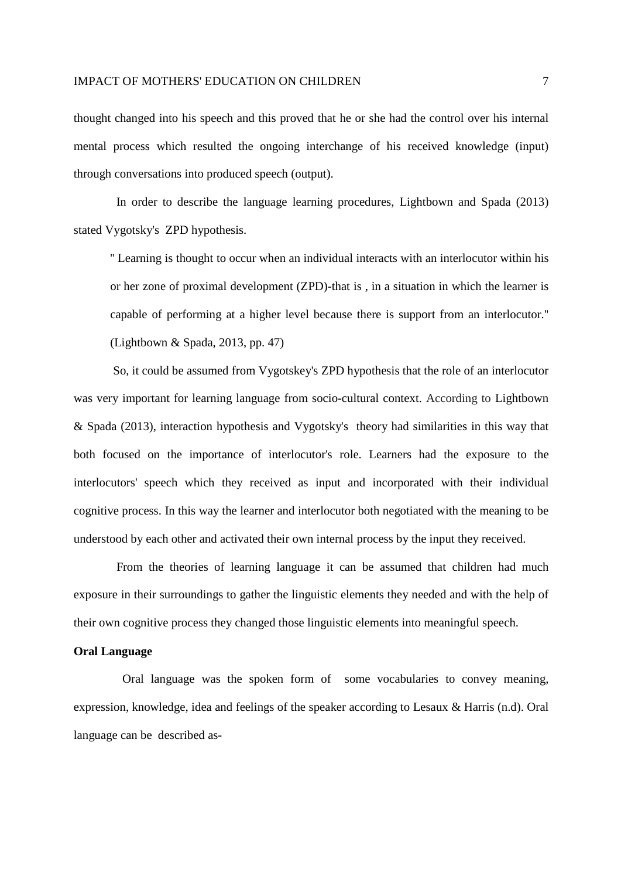thought changed into his speech and this proved that he or she had the control over his internal mental process which resulted the ongoing interchange of his received knowledge (input) through conversations into produced speech (output).

In order to describe the language learning procedures, Lightbown and Spada (2013) stated Vygotsky's ZPD hypothesis.

> " Learning is thought to occur when an individual interacts with an interlocutor within his or her zone of proximal development (ZPD)-that is , in a situation in which the learner is capable of performing at a higher level because there is support from an interlocutor." (Lightbown & Spada, 2013, pp. 47)

So, it could be assumed from Vygotskey's ZPD hypothesis that the role of an interlocutor was very important for learning language from socio-cultural context. According to Lightbown & Spada (2013), interaction hypothesis and Vygotsky's theory had similarities in this way that both focused on the importance of interlocutor's role. Learners had the exposure to the interlocutors' speech which they received as input and incorporated with their individual cognitive process. In this way the learner and interlocutor both negotiated with the meaning to be understood by each other and activated their own internal process by the input they received.

From the theories of learning language it can be assumed that children had much exposure in their surroundings to gather the linguistic elements they needed and with the help of their own cognitive process they changed those linguistic elements into meaningful speech.

**Oral Language**

Oral language was the spoken form of some vocabularies to convey meaning, expression, knowledge, idea and feelings of the speaker according to Lesaux & Harris (n.d). Oral language can be described as-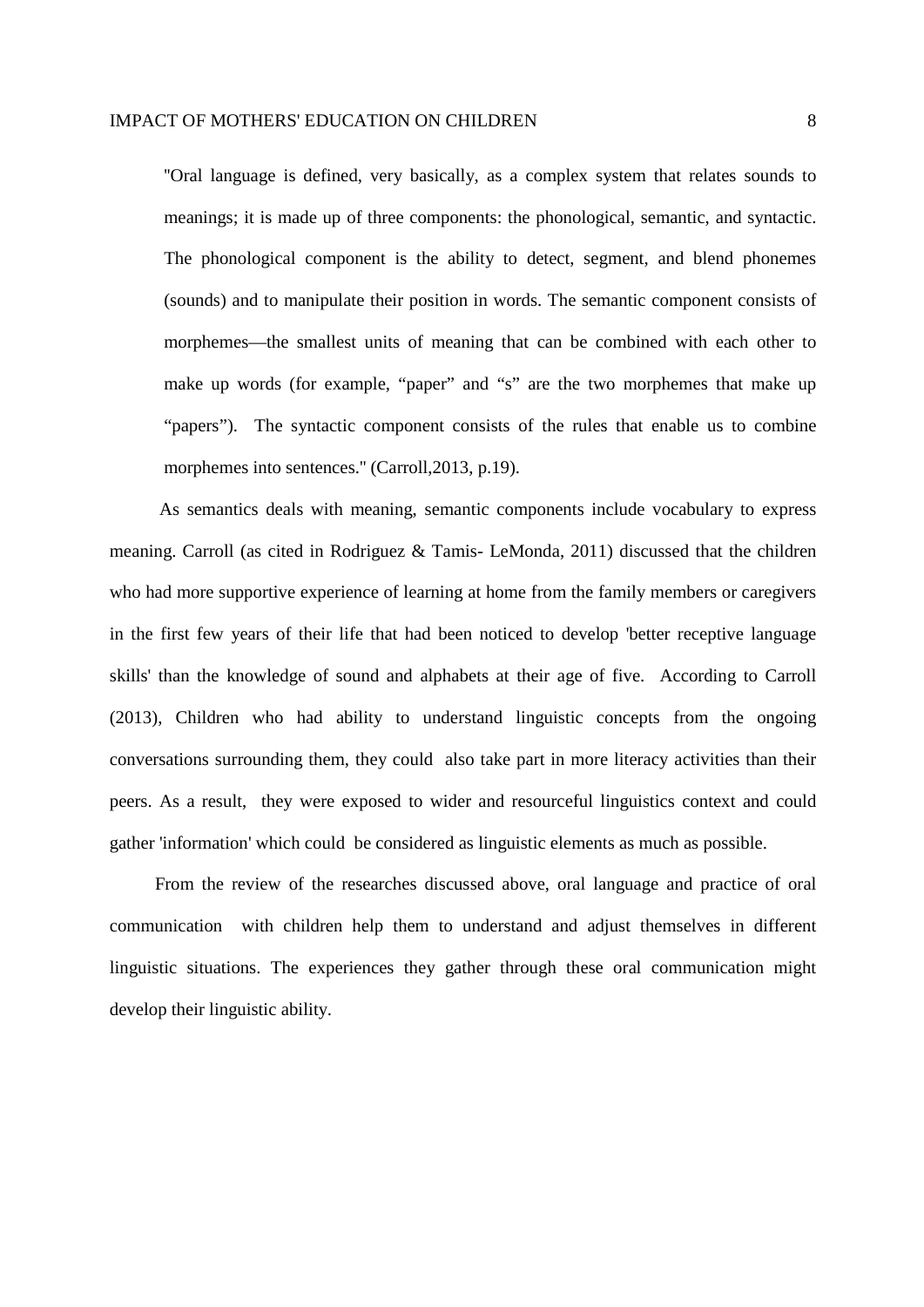> "Oral language is defined, very basically, as a complex system that relates sounds to meanings; it is made up of three components: the phonological, semantic, and syntactic. The phonological component is the ability to detect, segment, and blend phonemes (sounds) and to manipulate their position in words. The semantic component consists of morphemes—the smallest units of meaning that can be combined with each other to make up words (for example, "paper" and "s" are the two morphemes that make up "papers"). The syntactic component consists of the rules that enable us to combine morphemes into sentences." (Carroll,2013, p.19).

As semantics deals with meaning, semantic components include vocabulary to express meaning. Carroll (as cited in Rodriguez & Tamis- LeMonda, 2011) discussed that the children who had more supportive experience of learning at home from the family members or caregivers in the first few years of their life that had been noticed to develop 'better receptive language skills' than the knowledge of sound and alphabets at their age of five. According to Carroll (2013), Children who had ability to understand linguistic concepts from the ongoing conversations surrounding them, they could also take part in more literacy activities than their peers. As a result, they were exposed to wider and resourceful linguistics context and could gather 'information' which could be considered as linguistic elements as much as possible.

From the review of the researches discussed above, oral language and practice of oral communication with children help them to understand and adjust themselves in different linguistic situations. The experiences they gather through these oral communication might develop their linguistic ability.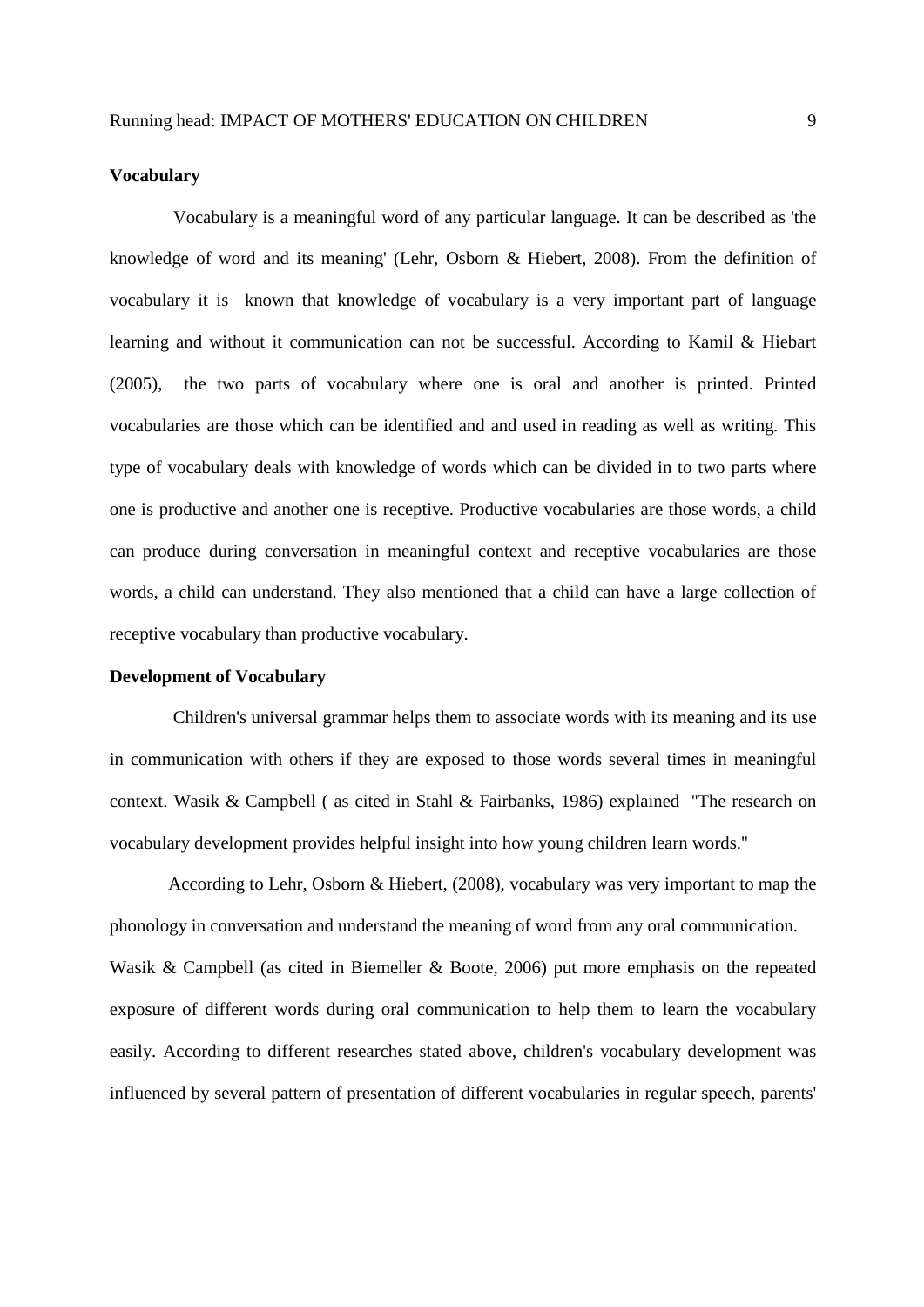**Vocabulary**

Vocabulary is a meaningful word of any particular language. It can be described as 'the knowledge of word and its meaning' (Lehr, Osborn & Hiebert, 2008). From the definition of vocabulary it is known that knowledge of vocabulary is a very important part of language learning and without it communication can not be successful. According to Kamil & Hiebart (2005), the two parts of vocabulary where one is oral and another is printed. Printed vocabularies are those which can be identified and and used in reading as well as writing. This type of vocabulary deals with knowledge of words which can be divided in to two parts where one is productive and another one is receptive. Productive vocabularies are those words, a child can produce during conversation in meaningful context and receptive vocabularies are those words, a child can understand. They also mentioned that a child can have a large collection of receptive vocabulary than productive vocabulary.

**Development of Vocabulary**

Children's universal grammar helps them to associate words with its meaning and its use in communication with others if they are exposed to those words several times in meaningful context. Wasik & Campbell ( as cited in Stahl & Fairbanks, 1986) explained "The research on vocabulary development provides helpful insight into how young children learn words."

According to Lehr, Osborn & Hiebert, (2008), vocabulary was very important to map the phonology in conversation and understand the meaning of word from any oral communication. Wasik & Campbell (as cited in Biemeller & Boote, 2006) put more emphasis on the repeated exposure of different words during oral communication to help them to learn the vocabulary easily. According to different researches stated above, children's vocabulary development was influenced by several pattern of presentation of different vocabularies in regular speech, parents'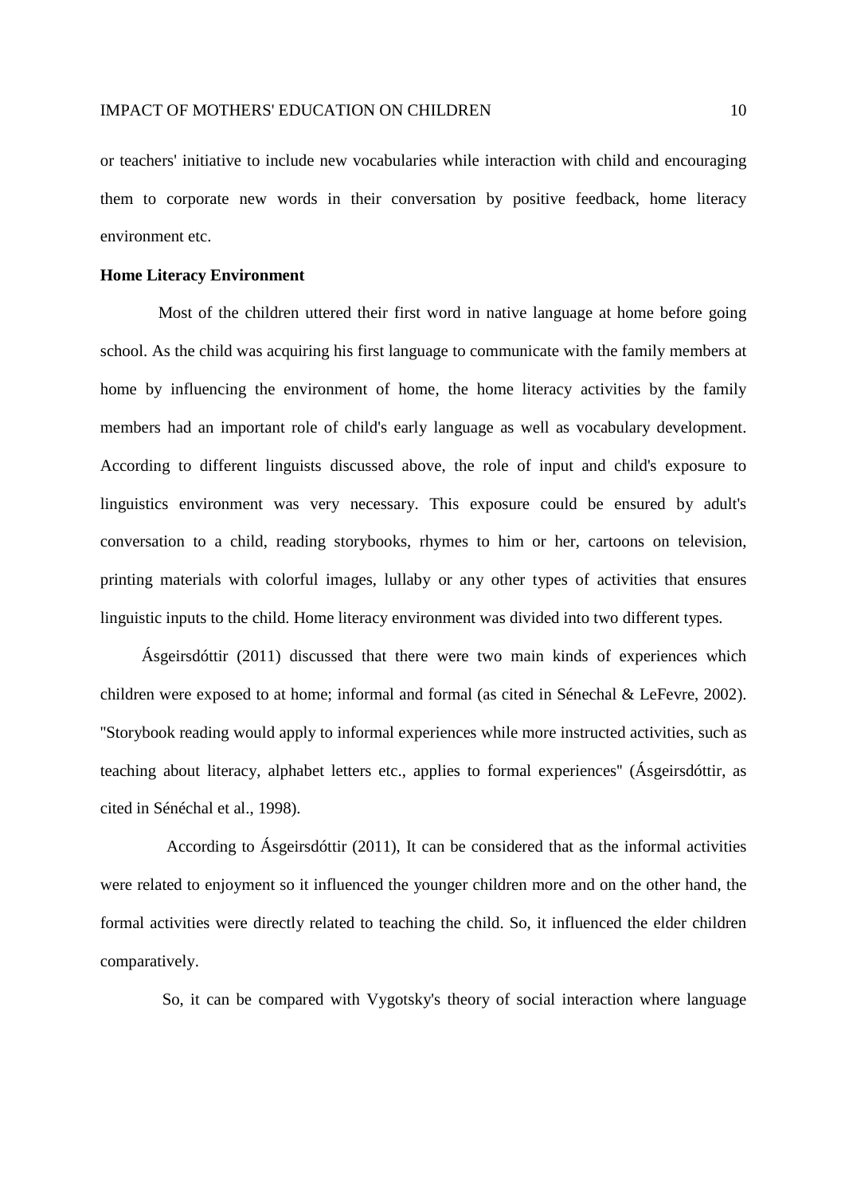or teachers' initiative to include new vocabularies while interaction with child and encouraging them to corporate new words in their conversation by positive feedback, home literacy environment etc.

**Home Literacy Environment**

Most of the children uttered their first word in native language at home before going school. As the child was acquiring his first language to communicate with the family members at home by influencing the environment of home, the home literacy activities by the family members had an important role of child's early language as well as vocabulary development. According to different linguists discussed above, the role of input and child's exposure to linguistics environment was very necessary. This exposure could be ensured by adult's conversation to a child, reading storybooks, rhymes to him or her, cartoons on television, printing materials with colorful images, lullaby or any other types of activities that ensures linguistic inputs to the child. Home literacy environment was divided into two different types.

Ásgeirsdóttir (2011) discussed that there were two main kinds of experiences which children were exposed to at home; informal and formal (as cited in Sénechal & LeFevre, 2002). "Storybook reading would apply to informal experiences while more instructed activities, such as teaching about literacy, alphabet letters etc., applies to formal experiences" (Ásgeirsdóttir, as cited in Sénéchal et al., 1998).

According to Ásgeirsdóttir (2011), It can be considered that as the informal activities were related to enjoyment so it influenced the younger children more and on the other hand, the formal activities were directly related to teaching the child. So, it influenced the elder children comparatively.

So, it can be compared with Vygotsky's theory of social interaction where language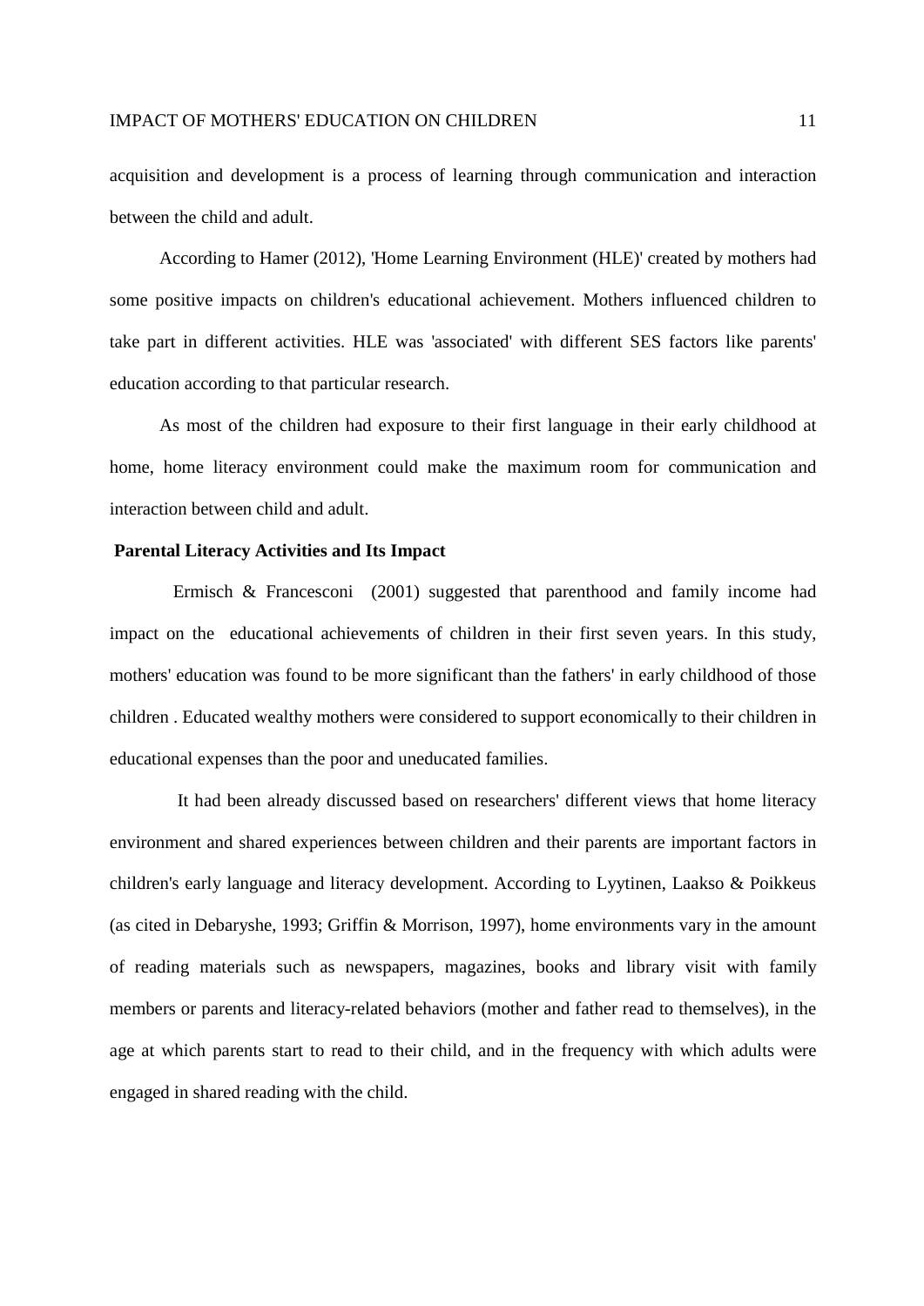acquisition and development is a process of learning through communication and interaction between the child and adult.

According to Hamer (2012), 'Home Learning Environment (HLE)' created by mothers had some positive impacts on children's educational achievement. Mothers influenced children to take part in different activities. HLE was 'associated' with different SES factors like parents' education according to that particular research.

As most of the children had exposure to their first language in their early childhood at home, home literacy environment could make the maximum room for communication and interaction between child and adult.

**Parental Literacy Activities and Its Impact**

Ermisch & Francesconi (2001) suggested that parenthood and family income had impact on the educational achievements of children in their first seven years. In this study, mothers' education was found to be more significant than the fathers' in early childhood of those children . Educated wealthy mothers were considered to support economically to their children in educational expenses than the poor and uneducated families.

It had been already discussed based on researchers' different views that home literacy environment and shared experiences between children and their parents are important factors in children's early language and literacy development. According to Lyytinen, Laakso & Poikkeus (as cited in Debaryshe, 1993; Griffin & Morrison, 1997), home environments vary in the amount of reading materials such as newspapers, magazines, books and library visit with family members or parents and literacy-related behaviors (mother and father read to themselves), in the age at which parents start to read to their child, and in the frequency with which adults were engaged in shared reading with the child.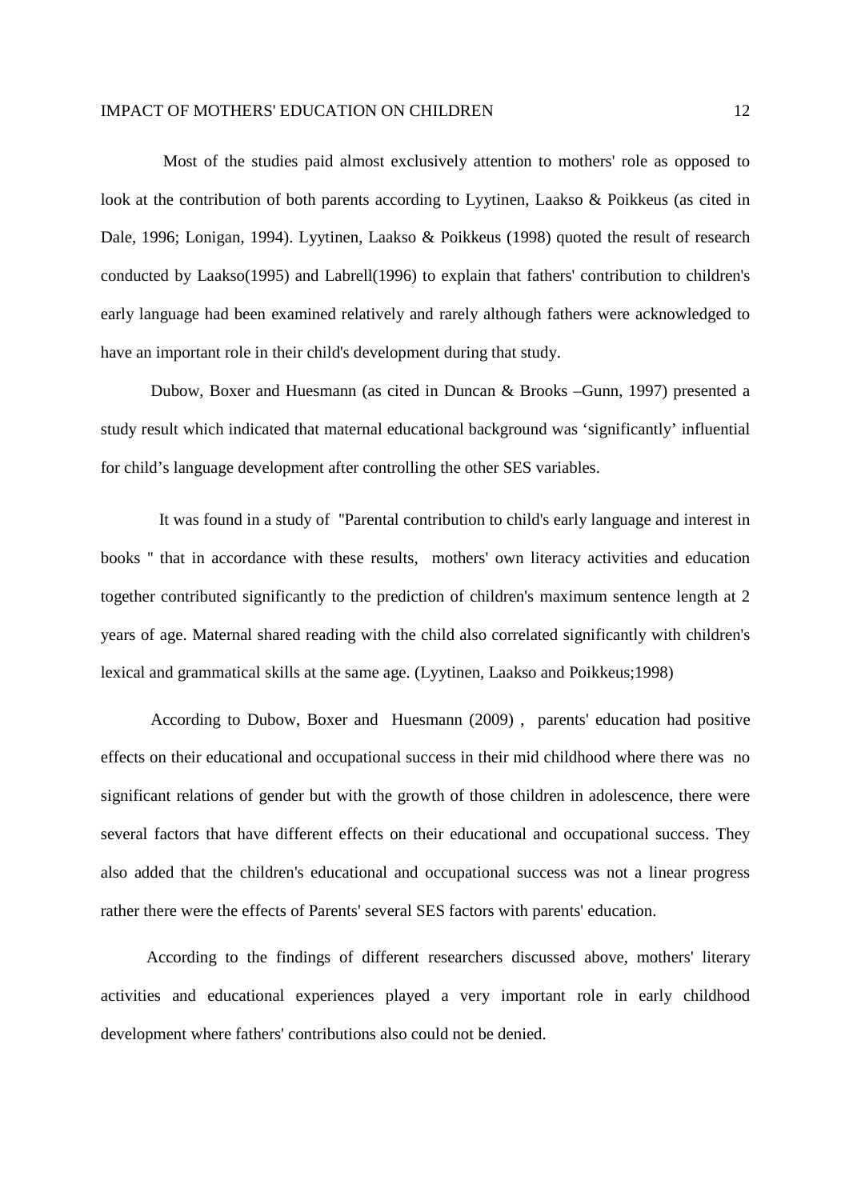Most of the studies paid almost exclusively attention to mothers' role as opposed to look at the contribution of both parents according to Lyytinen, Laakso & Poikkeus (as cited in Dale, 1996; Lonigan, 1994). Lyytinen, Laakso & Poikkeus (1998) quoted the result of research conducted by Laakso(1995) and Labrell(1996) to explain that fathers' contribution to children's early language had been examined relatively and rarely although fathers were acknowledged to have an important role in their child's development during that study.

Dubow, Boxer and Huesmann (as cited in Duncan & Brooks –Gunn, 1997) presented a study result which indicated that maternal educational background was 'significantly' influential for child's language development after controlling the other SES variables.

It was found in a study of "Parental contribution to child's early language and interest in books " that in accordance with these results, mothers' own literacy activities and education together contributed significantly to the prediction of children's maximum sentence length at 2 years of age. Maternal shared reading with the child also correlated significantly with children's lexical and grammatical skills at the same age. (Lyytinen, Laakso and Poikkeus;1998)

According to Dubow, Boxer and Huesmann (2009) , parents' education had positive effects on their educational and occupational success in their mid childhood where there was no significant relations of gender but with the growth of those children in adolescence, there were several factors that have different effects on their educational and occupational success. They also added that the children's educational and occupational success was not a linear progress rather there were the effects of Parents' several SES factors with parents' education.

According to the findings of different researchers discussed above, mothers' literary activities and educational experiences played a very important role in early childhood development where fathers' contributions also could not be denied.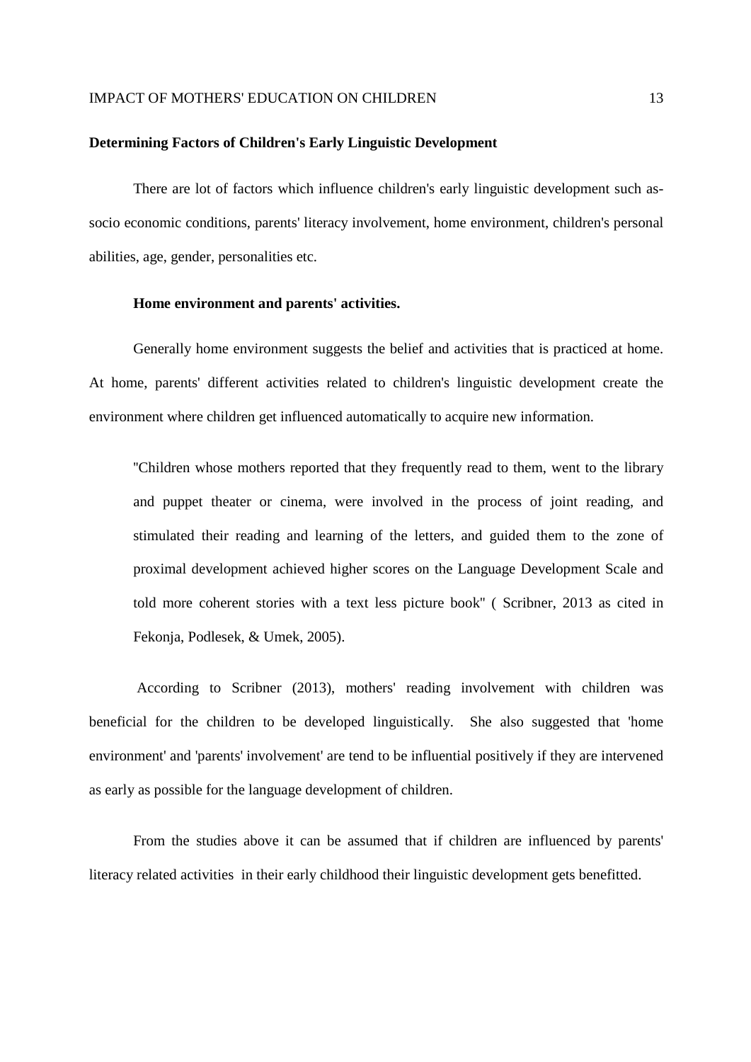**Determining Factors of Children's Early Linguistic Development**

There are lot of factors which influence children's early linguistic development such as-socio economic conditions, parents' literacy involvement, home environment, children's personal abilities, age, gender, personalities etc.

**Home environment and parents' activities.**

Generally home environment suggests the belief and activities that is practiced at home. At home, parents' different activities related to children's linguistic development create the environment where children get influenced automatically to acquire new information.

> "Children whose mothers reported that they frequently read to them, went to the library and puppet theater or cinema, were involved in the process of joint reading, and stimulated their reading and learning of the letters, and guided them to the zone of proximal development achieved higher scores on the Language Development Scale and told more coherent stories with a text less picture book" ( Scribner, 2013 as cited in Fekonja, Podlesek, & Umek, 2005).

According to Scribner (2013), mothers' reading involvement with children was beneficial for the children to be developed linguistically. She also suggested that 'home environment' and 'parents' involvement' are tend to be influential positively if they are intervened as early as possible for the language development of children.

From the studies above it can be assumed that if children are influenced by parents' literacy related activities in their early childhood their linguistic development gets benefitted.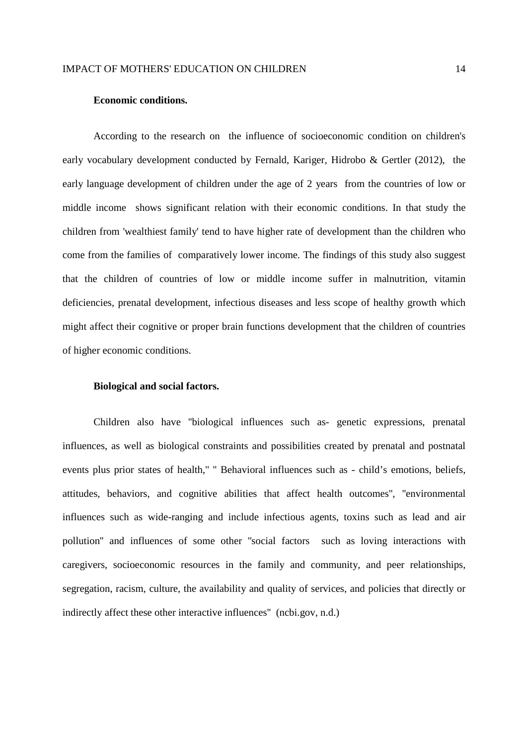**Economic conditions.**

According to the research on the influence of socioeconomic condition on children's early vocabulary development conducted by Fernald, Kariger, Hidrobo & Gertler (2012), the early language development of children under the age of 2 years from the countries of low or middle income shows significant relation with their economic conditions. In that study the children from 'wealthiest family' tend to have higher rate of development than the children who come from the families of comparatively lower income. The findings of this study also suggest that the children of countries of low or middle income suffer in malnutrition, vitamin deficiencies, prenatal development, infectious diseases and less scope of healthy growth which might affect their cognitive or proper brain functions development that the children of countries of higher economic conditions.

**Biological and social factors.**

Children also have "biological influences such as- genetic expressions, prenatal influences, as well as biological constraints and possibilities created by prenatal and postnatal events plus prior states of health," " Behavioral influences such as - child's emotions, beliefs, attitudes, behaviors, and cognitive abilities that affect health outcomes", "environmental influences such as wide-ranging and include infectious agents, toxins such as lead and air pollution" and influences of some other "social factors such as loving interactions with caregivers, socioeconomic resources in the family and community, and peer relationships, segregation, racism, culture, the availability and quality of services, and policies that directly or indirectly affect these other interactive influences" (ncbi.gov, n.d.)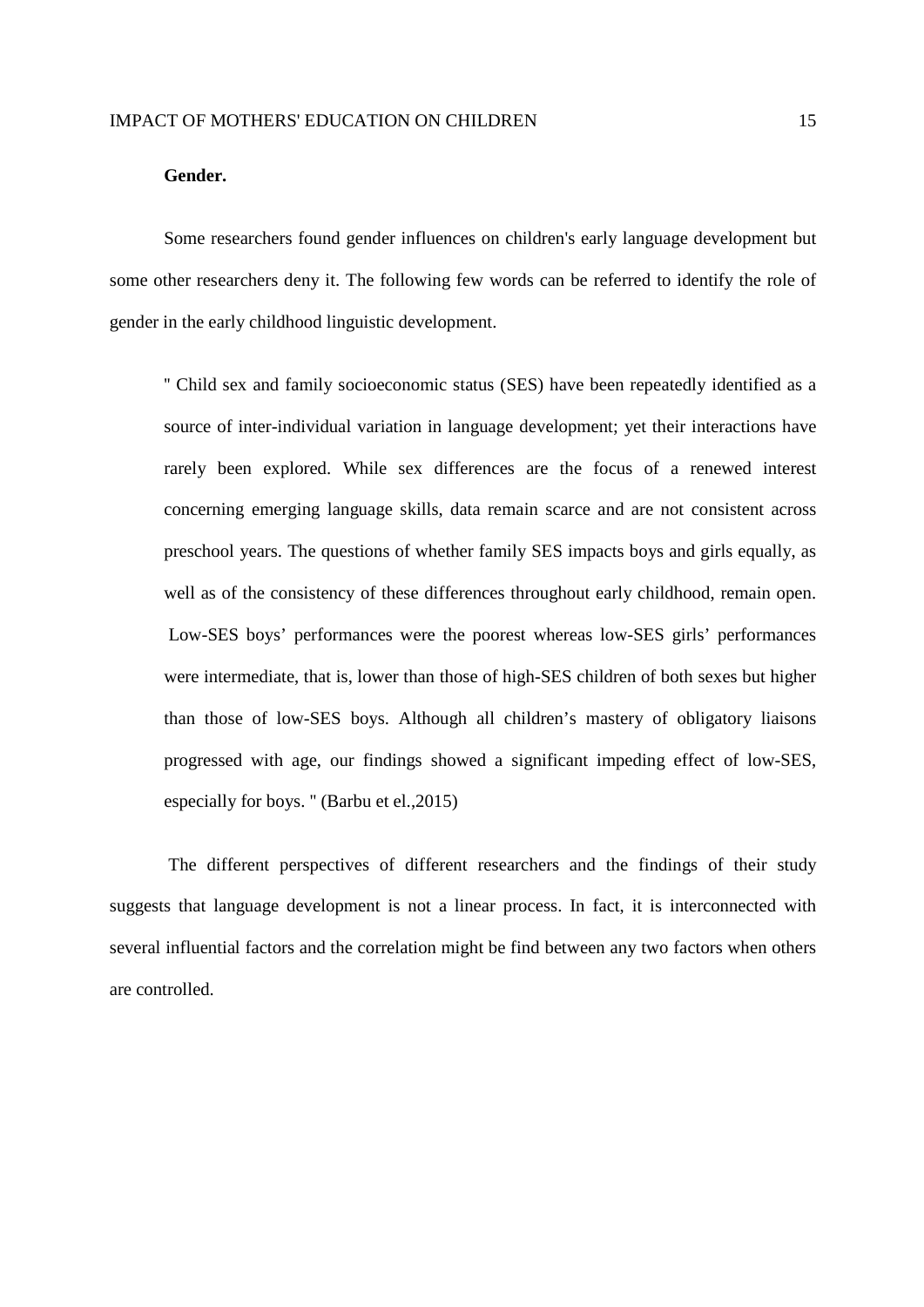**Gender.**

Some researchers found gender influences on children's early language development but some other researchers deny it. The following few words can be referred to identify the role of gender in the early childhood linguistic development.

> " Child sex and family socioeconomic status (SES) have been repeatedly identified as a source of inter-individual variation in language development; yet their interactions have rarely been explored. While sex differences are the focus of a renewed interest concerning emerging language skills, data remain scarce and are not consistent across preschool years. The questions of whether family SES impacts boys and girls equally, as well as of the consistency of these differences throughout early childhood, remain open. Low-SES boys' performances were the poorest whereas low-SES girls' performances were intermediate, that is, lower than those of high-SES children of both sexes but higher than those of low-SES boys. Although all children's mastery of obligatory liaisons progressed with age, our findings showed a significant impeding effect of low-SES, especially for boys. " (Barbu et el.,2015)

The different perspectives of different researchers and the findings of their study suggests that language development is not a linear process. In fact, it is interconnected with several influential factors and the correlation might be find between any two factors when others are controlled.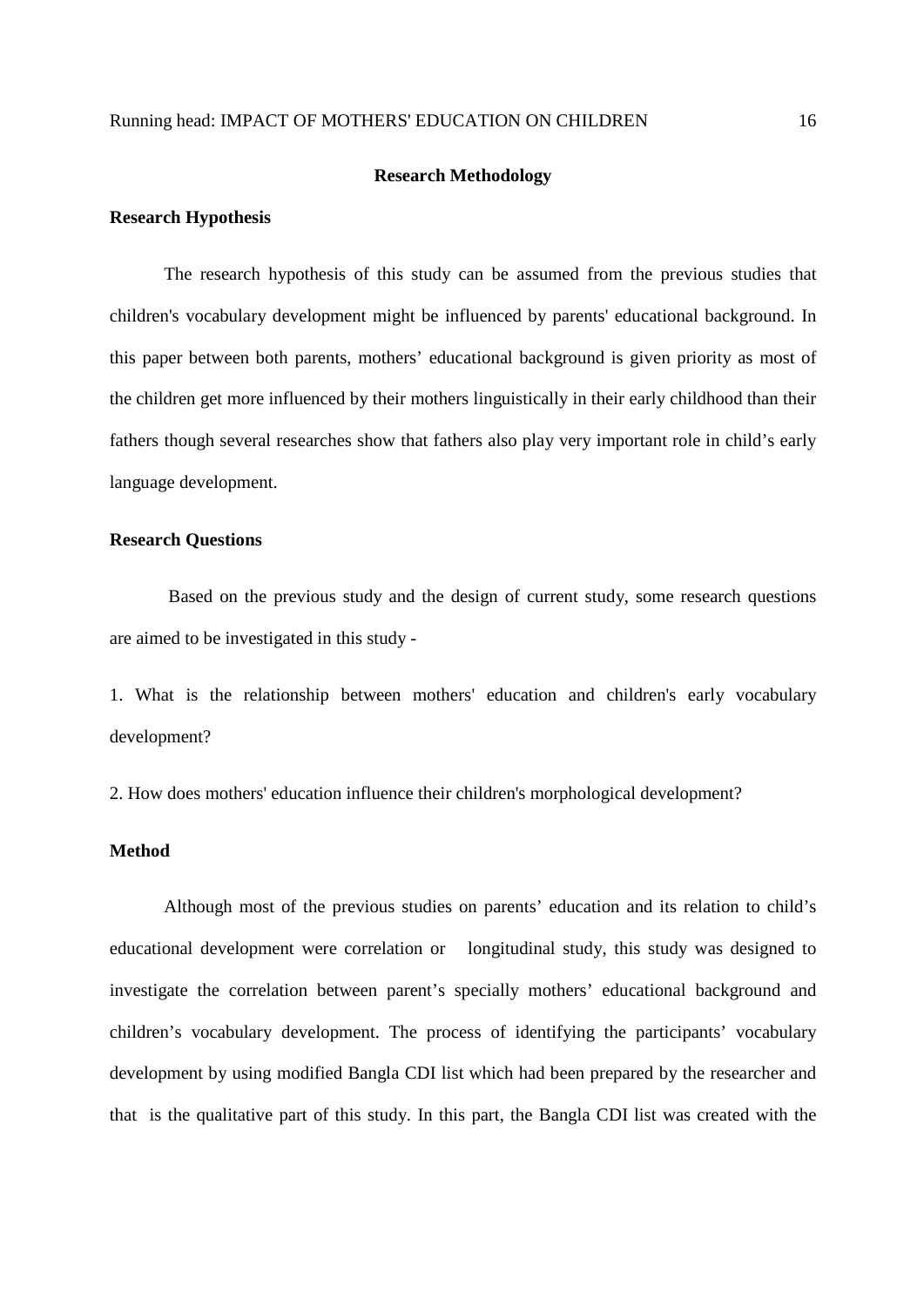## Research Methodology

### Research Hypothesis

The research hypothesis of this study can be assumed from the previous studies that children's vocabulary development might be influenced by parents' educational background. In this paper between both parents, mothers' educational background is given priority as most of the children get more influenced by their mothers linguistically in their early childhood than their fathers though several researches show that fathers also play very important role in child's early language development.

### Research Questions

Based on the previous study and the design of current study, some research questions are aimed to be investigated in this study -

1. What is the relationship between mothers' education and children's early vocabulary development?

2. How does mothers' education influence their children's morphological development?

### Method

Although most of the previous studies on parents' education and its relation to child's educational development were correlation or longitudinal study, this study was designed to investigate the correlation between parent's specially mothers' educational background and children's vocabulary development. The process of identifying the participants' vocabulary development by using modified Bangla CDI list which had been prepared by the researcher and that is the qualitative part of this study. In this part, the Bangla CDI list was created with the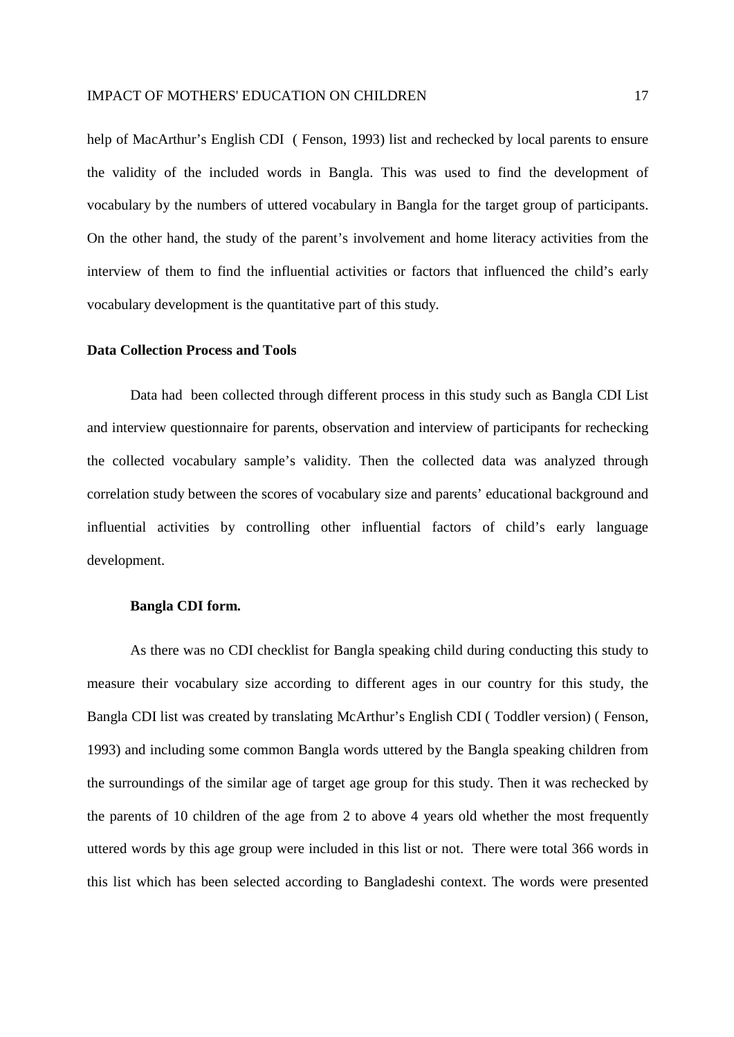help of MacArthur's English CDI ( Fenson, 1993) list and rechecked by local parents to ensure the validity of the included words in Bangla. This was used to find the development of vocabulary by the numbers of uttered vocabulary in Bangla for the target group of participants. On the other hand, the study of the parent's involvement and home literacy activities from the interview of them to find the influential activities or factors that influenced the child's early vocabulary development is the quantitative part of this study.

## Data Collection Process and Tools

Data had been collected through different process in this study such as Bangla CDI List and interview questionnaire for parents, observation and interview of participants for rechecking the collected vocabulary sample's validity. Then the collected data was analyzed through correlation study between the scores of vocabulary size and parents' educational background and influential activities by controlling other influential factors of child's early language development.

### Bangla CDI form.

As there was no CDI checklist for Bangla speaking child during conducting this study to measure their vocabulary size according to different ages in our country for this study, the Bangla CDI list was created by translating McArthur's English CDI ( Toddler version) ( Fenson, 1993) and including some common Bangla words uttered by the Bangla speaking children from the surroundings of the similar age of target age group for this study. Then it was rechecked by the parents of 10 children of the age from 2 to above 4 years old whether the most frequently uttered words by this age group were included in this list or not. There were total 366 words in this list which has been selected according to Bangladeshi context. The words were presented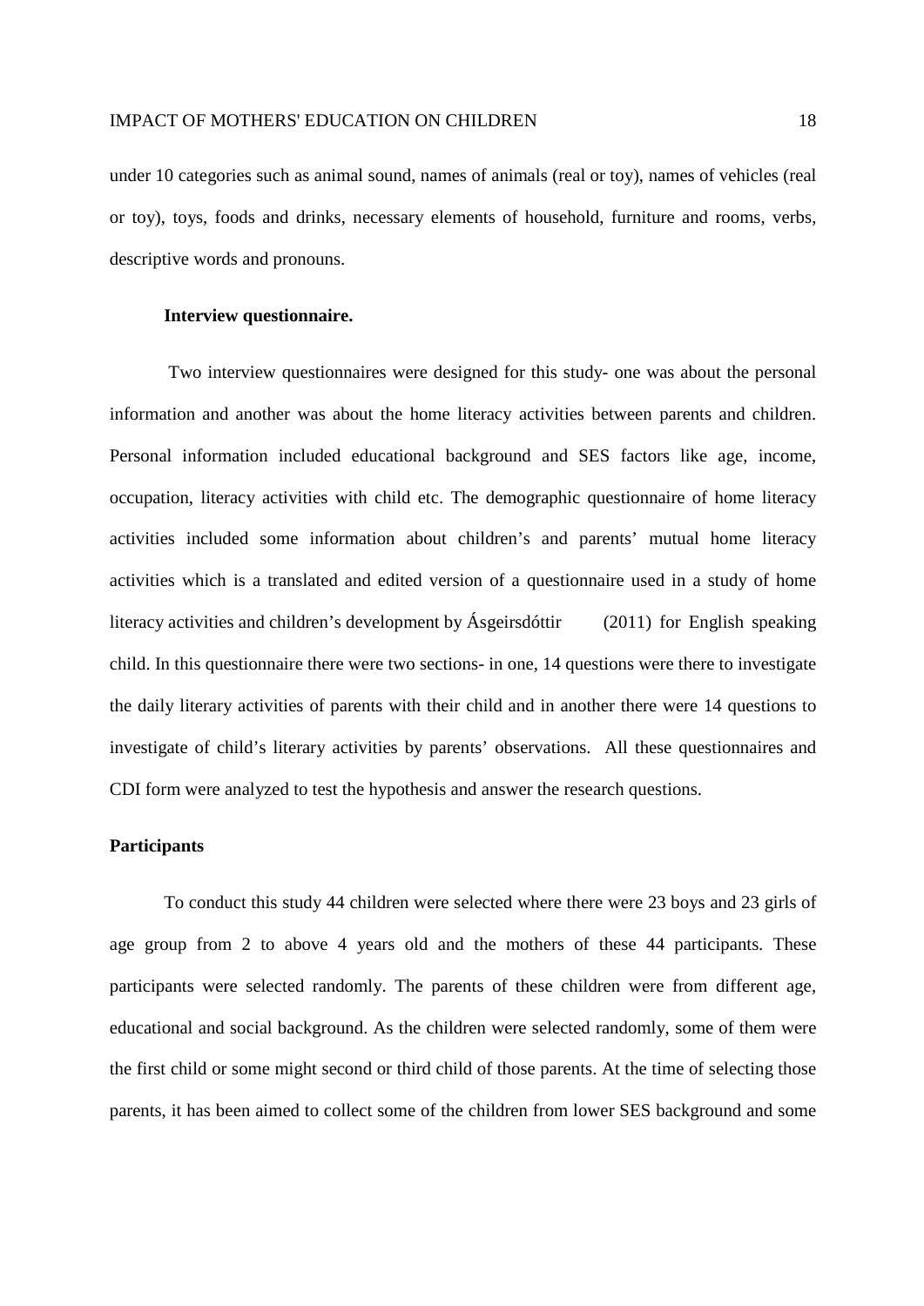under 10 categories such as animal sound, names of animals (real or toy), names of vehicles (real or toy), toys, foods and drinks, necessary elements of household, furniture and rooms, verbs, descriptive words and pronouns.

**Interview questionnaire.**

Two interview questionnaires were designed for this study- one was about the personal information and another was about the home literacy activities between parents and children. Personal information included educational background and SES factors like age, income, occupation, literacy activities with child etc. The demographic questionnaire of home literacy activities included some information about children's and parents' mutual home literacy activities which is a translated and edited version of a questionnaire used in a study of home literacy activities and children's development by Ásgeirsdóttir (2011) for English speaking child. In this questionnaire there were two sections- in one, 14 questions were there to investigate the daily literary activities of parents with their child and in another there were 14 questions to investigate of child's literary activities by parents' observations. All these questionnaires and CDI form were analyzed to test the hypothesis and answer the research questions.

## Participants

To conduct this study 44 children were selected where there were 23 boys and 23 girls of age group from 2 to above 4 years old and the mothers of these 44 participants. These participants were selected randomly. The parents of these children were from different age, educational and social background. As the children were selected randomly, some of them were the first child or some might second or third child of those parents. At the time of selecting those parents, it has been aimed to collect some of the children from lower SES background and some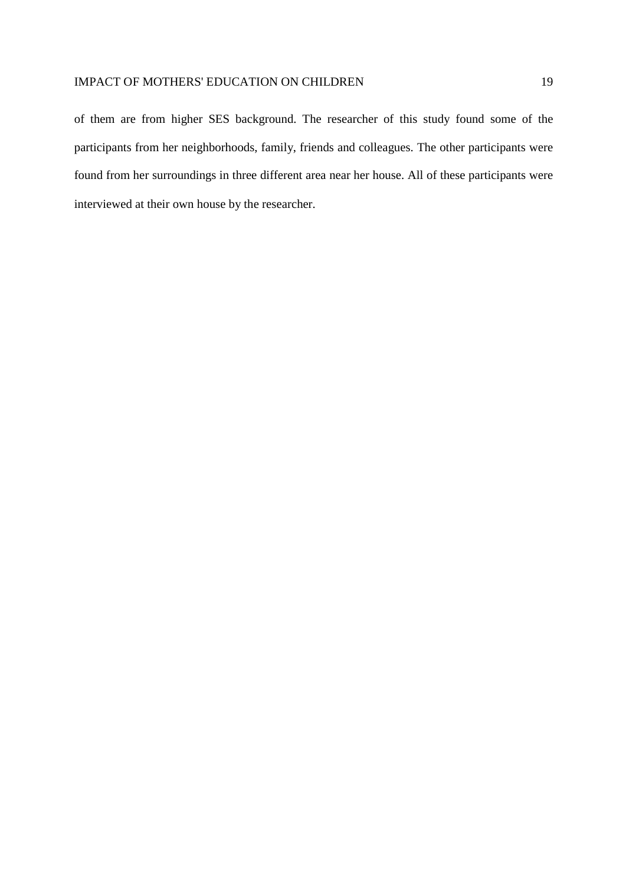of them are from higher SES background. The researcher of this study found some of the participants from her neighborhoods, family, friends and colleagues. The other participants were found from her surroundings in three different area near her house. All of these participants were interviewed at their own house by the researcher.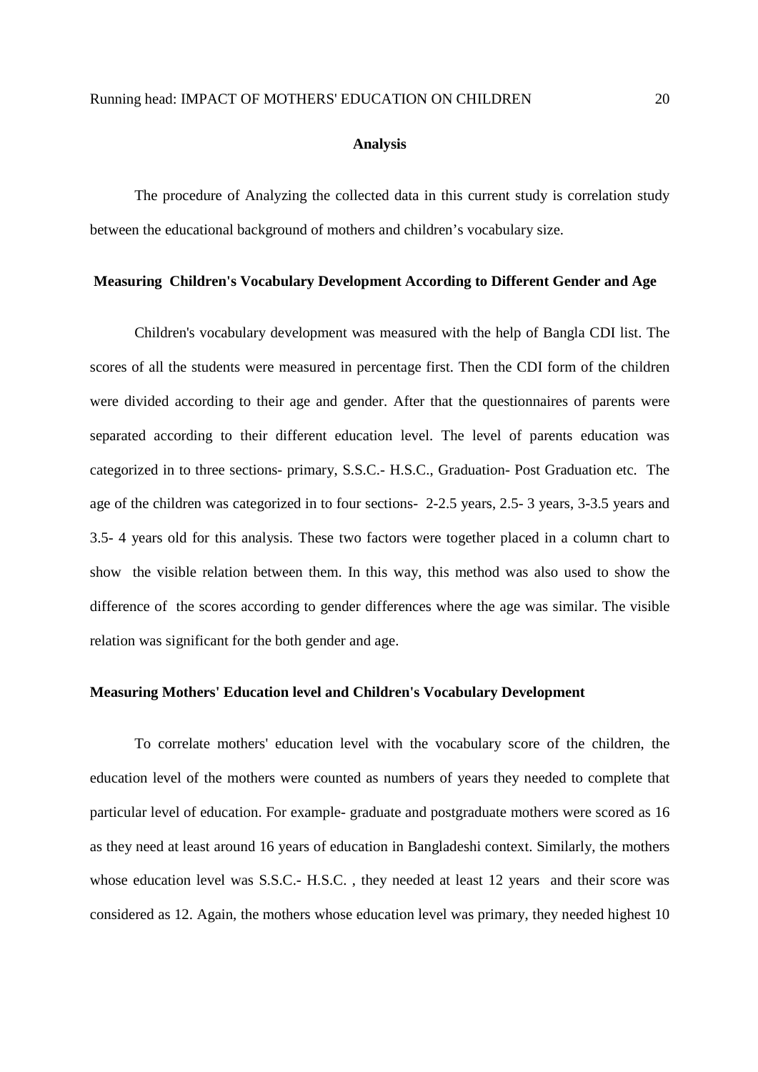## Analysis

The procedure of Analyzing the collected data in this current study is correlation study between the educational background of mothers and children's vocabulary size.

### Measuring Children's Vocabulary Development According to Different Gender and Age

Children's vocabulary development was measured with the help of Bangla CDI list. The scores of all the students were measured in percentage first. Then the CDI form of the children were divided according to their age and gender. After that the questionnaires of parents were separated according to their different education level. The level of parents education was categorized in to three sections- primary, S.S.C.- H.S.C., Graduation- Post Graduation etc. The age of the children was categorized in to four sections- 2-2.5 years, 2.5- 3 years, 3-3.5 years and 3.5- 4 years old for this analysis. These two factors were together placed in a column chart to show the visible relation between them. In this way, this method was also used to show the difference of the scores according to gender differences where the age was similar. The visible relation was significant for the both gender and age.

### Measuring Mothers' Education level and Children's Vocabulary Development

To correlate mothers' education level with the vocabulary score of the children, the education level of the mothers were counted as numbers of years they needed to complete that particular level of education. For example- graduate and postgraduate mothers were scored as 16 as they need at least around 16 years of education in Bangladeshi context. Similarly, the mothers whose education level was S.S.C.- H.S.C. , they needed at least 12 years and their score was considered as 12. Again, the mothers whose education level was primary, they needed highest 10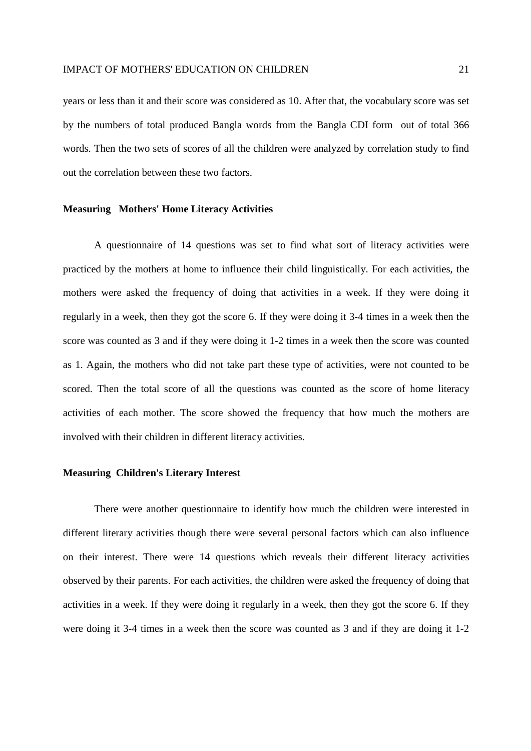years or less than it and their score was considered as 10. After that, the vocabulary score was set by the numbers of total produced Bangla words from the Bangla CDI form out of total 366 words. Then the two sets of scores of all the children were analyzed by correlation study to find out the correlation between these two factors.

### Measuring Mothers' Home Literacy Activities

A questionnaire of 14 questions was set to find what sort of literacy activities were practiced by the mothers at home to influence their child linguistically. For each activities, the mothers were asked the frequency of doing that activities in a week. If they were doing it regularly in a week, then they got the score 6. If they were doing it 3-4 times in a week then the score was counted as 3 and if they were doing it 1-2 times in a week then the score was counted as 1. Again, the mothers who did not take part these type of activities, were not counted to be scored. Then the total score of all the questions was counted as the score of home literacy activities of each mother. The score showed the frequency that how much the mothers are involved with their children in different literacy activities.

### Measuring Children's Literary Interest

There were another questionnaire to identify how much the children were interested in different literary activities though there were several personal factors which can also influence on their interest. There were 14 questions which reveals their different literacy activities observed by their parents. For each activities, the children were asked the frequency of doing that activities in a week. If they were doing it regularly in a week, then they got the score 6. If they were doing it 3-4 times in a week then the score was counted as 3 and if they are doing it 1-2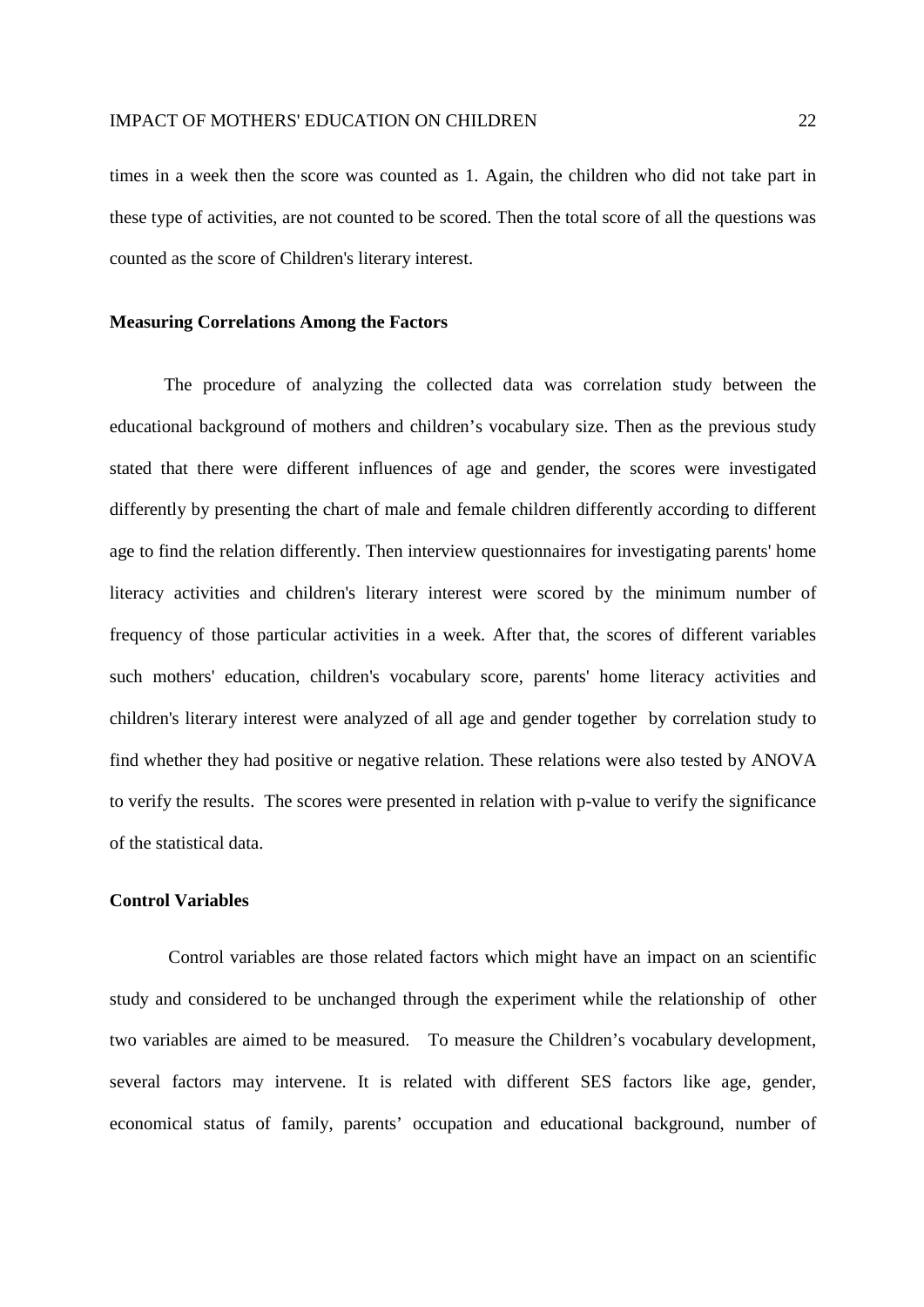times in a week then the score was counted as 1. Again, the children who did not take part in these type of activities, are not counted to be scored. Then the total score of all the questions was counted as the score of Children's literary interest.

**Measuring Correlations Among the Factors**

The procedure of analyzing the collected data was correlation study between the educational background of mothers and children's vocabulary size. Then as the previous study stated that there were different influences of age and gender, the scores were investigated differently by presenting the chart of male and female children differently according to different age to find the relation differently. Then interview questionnaires for investigating parents' home literacy activities and children's literary interest were scored by the minimum number of frequency of those particular activities in a week. After that, the scores of different variables such mothers' education, children's vocabulary score, parents' home literacy activities and children's literary interest were analyzed of all age and gender together by correlation study to find whether they had positive or negative relation. These relations were also tested by ANOVA to verify the results. The scores were presented in relation with p-value to verify the significance of the statistical data.

**Control Variables**

Control variables are those related factors which might have an impact on an scientific study and considered to be unchanged through the experiment while the relationship of other two variables are aimed to be measured. To measure the Children's vocabulary development, several factors may intervene. It is related with different SES factors like age, gender, economical status of family, parents' occupation and educational background, number of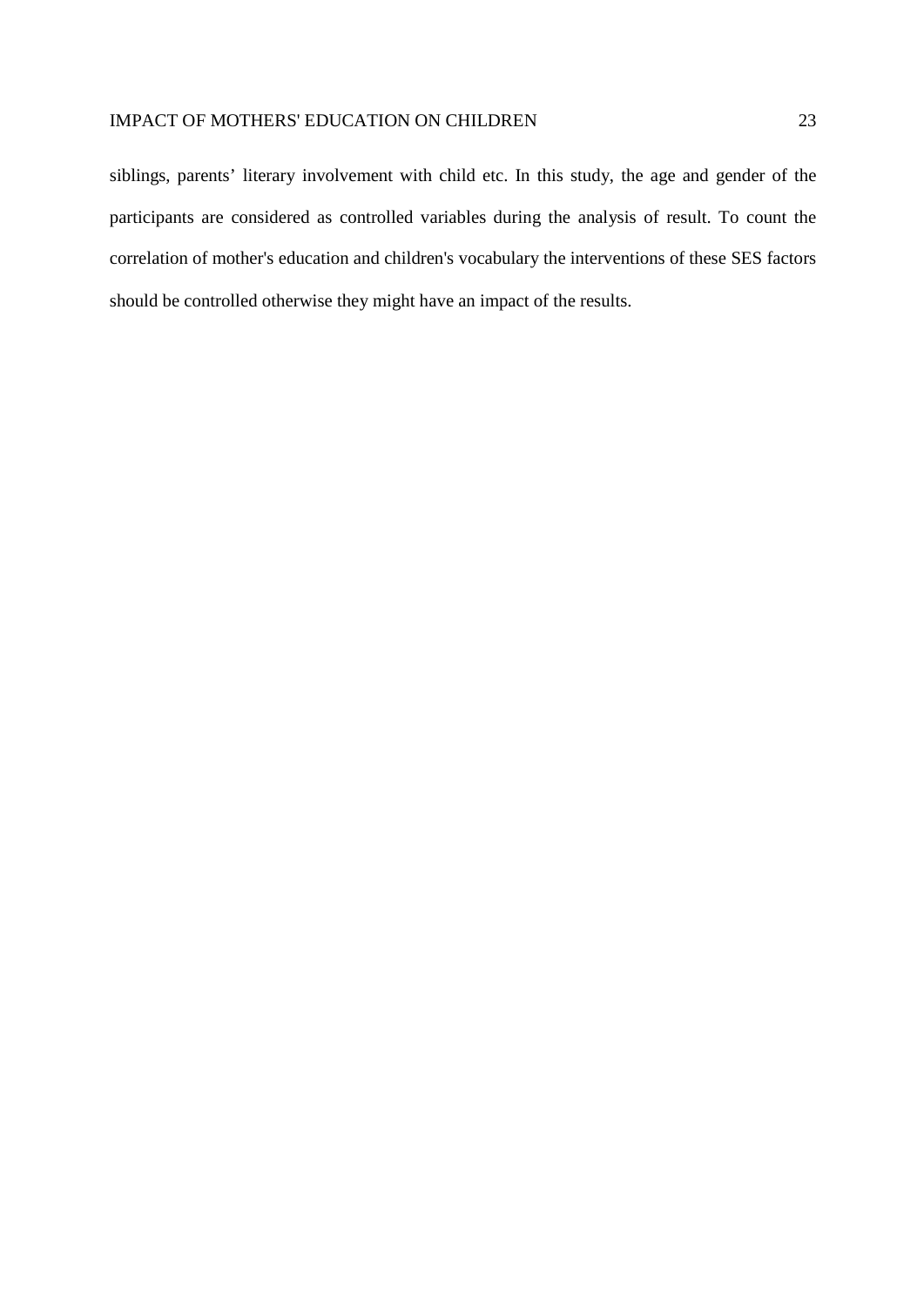siblings, parents' literary involvement with child etc. In this study, the age and gender of the participants are considered as controlled variables during the analysis of result. To count the correlation of mother's education and children's vocabulary the interventions of these SES factors should be controlled otherwise they might have an impact of the results.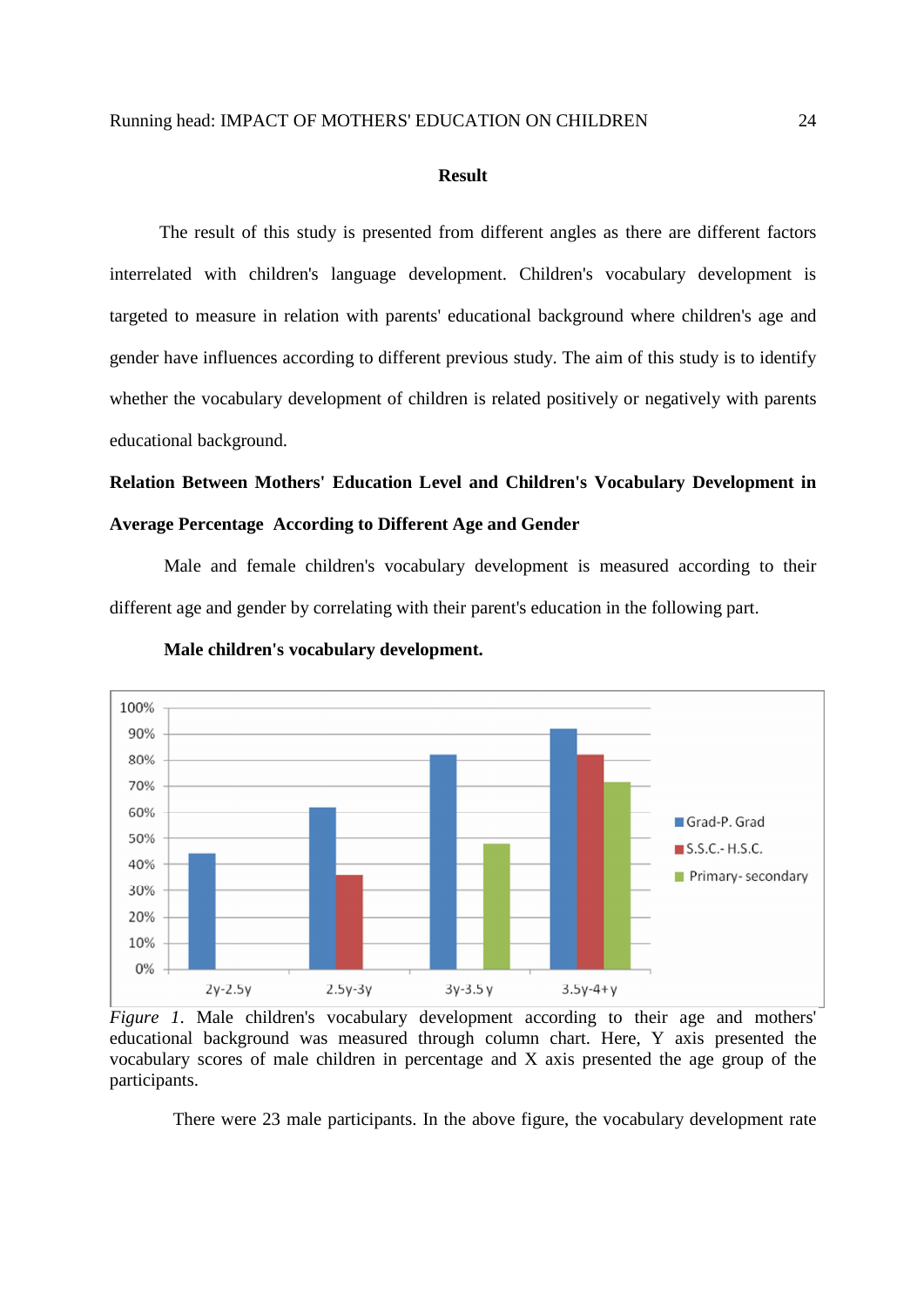## Result

The result of this study is presented from different angles as there are different factors interrelated with children's language development. Children's vocabulary development is targeted to measure in relation with parents' educational background where children's age and gender have influences according to different previous study. The aim of this study is to identify whether the vocabulary development of children is related positively or negatively with parents educational background.

### Relation Between Mothers' Education Level and Children's Vocabulary Development in Average Percentage According to Different Age and Gender

Male and female children's vocabulary development is measured according to their different age and gender by correlating with their parent's education in the following part.

**Male children's vocabulary development.**

*Figure 1*. Male children's vocabulary development according to their age and mothers' educational background was measured through column chart. Here, Y axis presented the vocabulary scores of male children in percentage and X axis presented the age group of the participants.

There were 23 male participants. In the above figure, the vocabulary development rate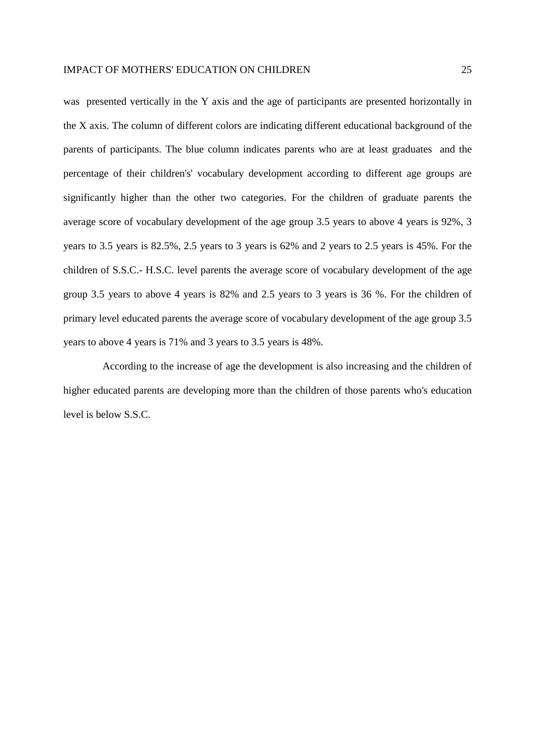was presented vertically in the Y axis and the age of participants are presented horizontally in the X axis. The column of different colors are indicating different educational background of the parents of participants. The blue column indicates parents who are at least graduates and the percentage of their children's' vocabulary development according to different age groups are significantly higher than the other two categories. For the children of graduate parents the average score of vocabulary development of the age group 3.5 years to above 4 years is 92%, 3 years to 3.5 years is 82.5%, 2.5 years to 3 years is 62% and 2 years to 2.5 years is 45%. For the children of S.S.C.- H.S.C. level parents the average score of vocabulary development of the age group 3.5 years to above 4 years is 82% and 2.5 years to 3 years is 36 %. For the children of primary level educated parents the average score of vocabulary development of the age group 3.5 years to above 4 years is 71% and 3 years to 3.5 years is 48%.

According to the increase of age the development is also increasing and the children of higher educated parents are developing more than the children of those parents who's education level is below S.S.C.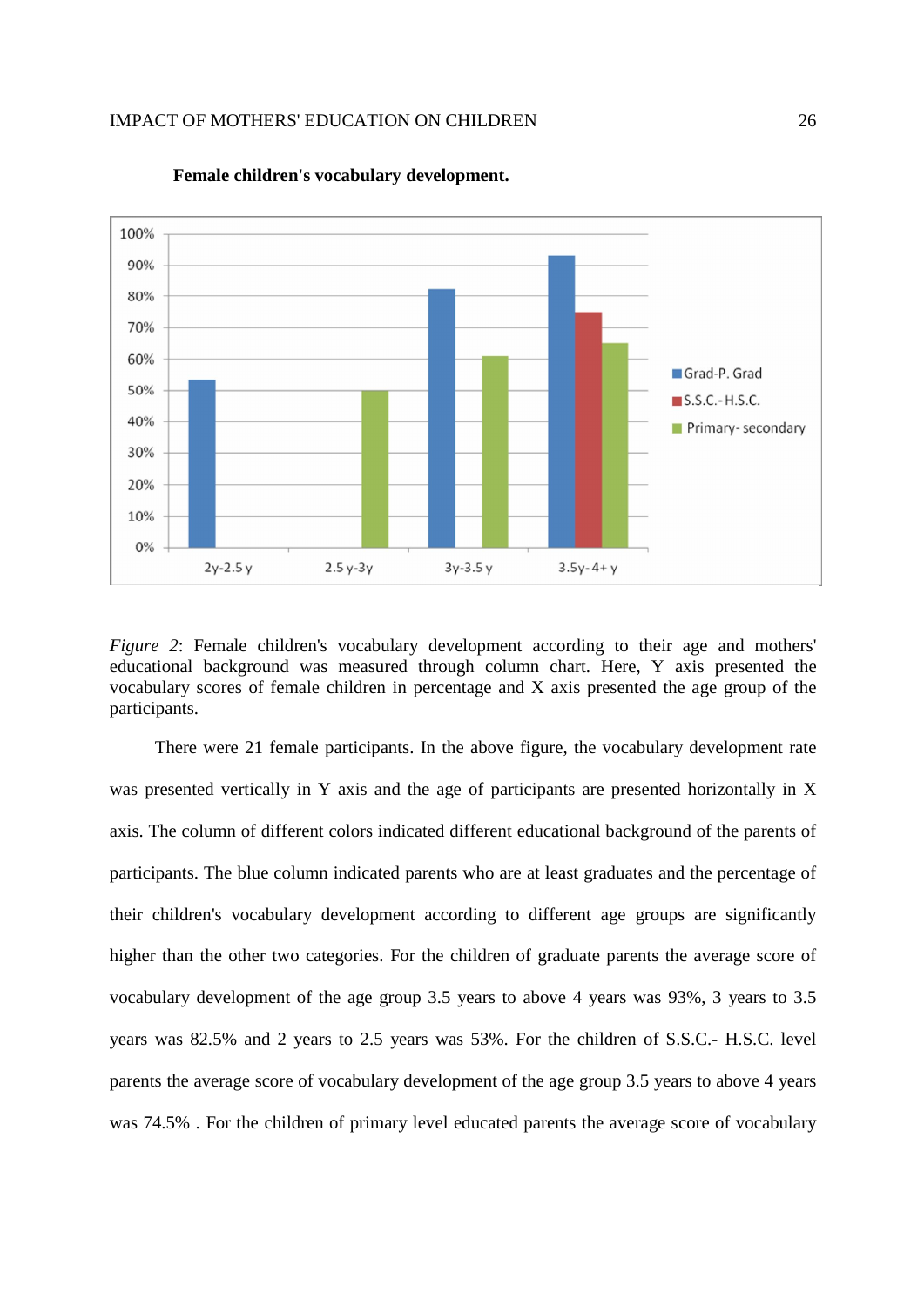**Female children's vocabulary development.**

*Figure 2*: Female children's vocabulary development according to their age and mothers' educational background was measured through column chart. Here, Y axis presented the vocabulary scores of female children in percentage and X axis presented the age group of the participants.

There were 21 female participants. In the above figure, the vocabulary development rate was presented vertically in Y axis and the age of participants are presented horizontally in X axis. The column of different colors indicated different educational background of the parents of participants. The blue column indicated parents who are at least graduates and the percentage of their children's vocabulary development according to different age groups are significantly higher than the other two categories. For the children of graduate parents the average score of vocabulary development of the age group 3.5 years to above 4 years was 93%, 3 years to 3.5 years was 82.5% and 2 years to 2.5 years was 53%. For the children of S.S.C.- H.S.C. level parents the average score of vocabulary development of the age group 3.5 years to above 4 years was 74.5% . For the children of primary level educated parents the average score of vocabulary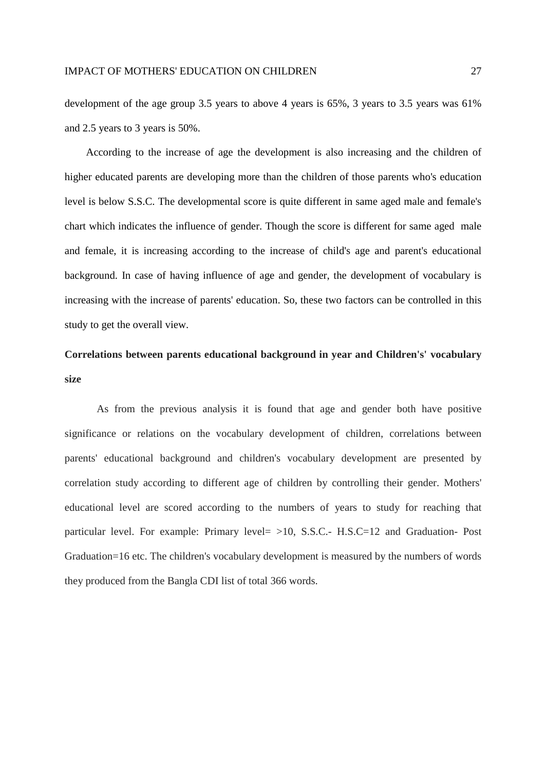development of the age group 3.5 years to above 4 years is 65%, 3 years to 3.5 years was 61% and 2.5 years to 3 years is 50%.

According to the increase of age the development is also increasing and the children of higher educated parents are developing more than the children of those parents who's education level is below S.S.C. The developmental score is quite different in same aged male and female's chart which indicates the influence of gender. Though the score is different for same aged male and female, it is increasing according to the increase of child's age and parent's educational background. In case of having influence of age and gender, the development of vocabulary is increasing with the increase of parents' education. So, these two factors can be controlled in this study to get the overall view.

**Correlations between parents educational background in year and Children's' vocabulary size**

As from the previous analysis it is found that age and gender both have positive significance or relations on the vocabulary development of children, correlations between parents' educational background and children's vocabulary development are presented by correlation study according to different age of children by controlling their gender. Mothers' educational level are scored according to the numbers of years to study for reaching that particular level. For example: Primary level= >10, S.S.C.- H.S.C=12 and Graduation- Post Graduation=16 etc. The children's vocabulary development is measured by the numbers of words they produced from the Bangla CDI list of total 366 words.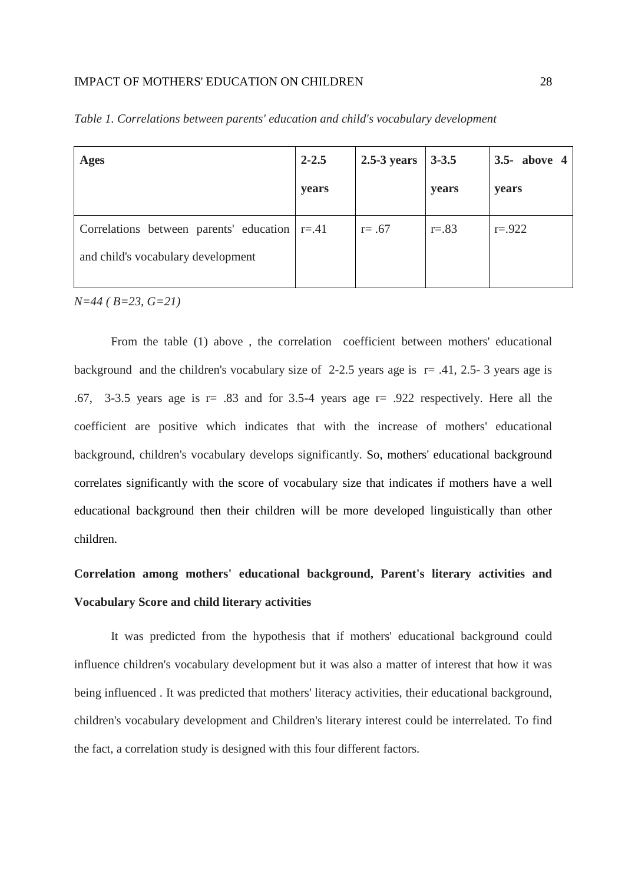*Table 1. Correlations between parents' education and child's vocabulary development*

| **Ages** | **2-2.5 years** | **2.5-3 years** | **3-3.5 years** | **3.5- above 4 years** |
|---|---|---|---|---|
| Correlations between parents' education and child's vocabulary development | r=.41 | r= .67 | r=.83 | r=.922 |

*N=44 ( B=23, G=21)*

From the table (1) above , the correlation coefficient between mothers' educational background and the children's vocabulary size of 2-2.5 years age is r= .41, 2.5- 3 years age is .67, 3-3.5 years age is r= .83 and for 3.5-4 years age r= .922 respectively. Here all the coefficient are positive which indicates that with the increase of mothers' educational background, children's vocabulary develops significantly. So, mothers' educational background correlates significantly with the score of vocabulary size that indicates if mothers have a well educational background then their children will be more developed linguistically than other children.

**Correlation among mothers' educational background, Parent's literary activities and Vocabulary Score and child literary activities**

It was predicted from the hypothesis that if mothers' educational background could influence children's vocabulary development but it was also a matter of interest that how it was being influenced . It was predicted that mothers' literacy activities, their educational background, children's vocabulary development and Children's literary interest could be interrelated. To find the fact, a correlation study is designed with this four different factors.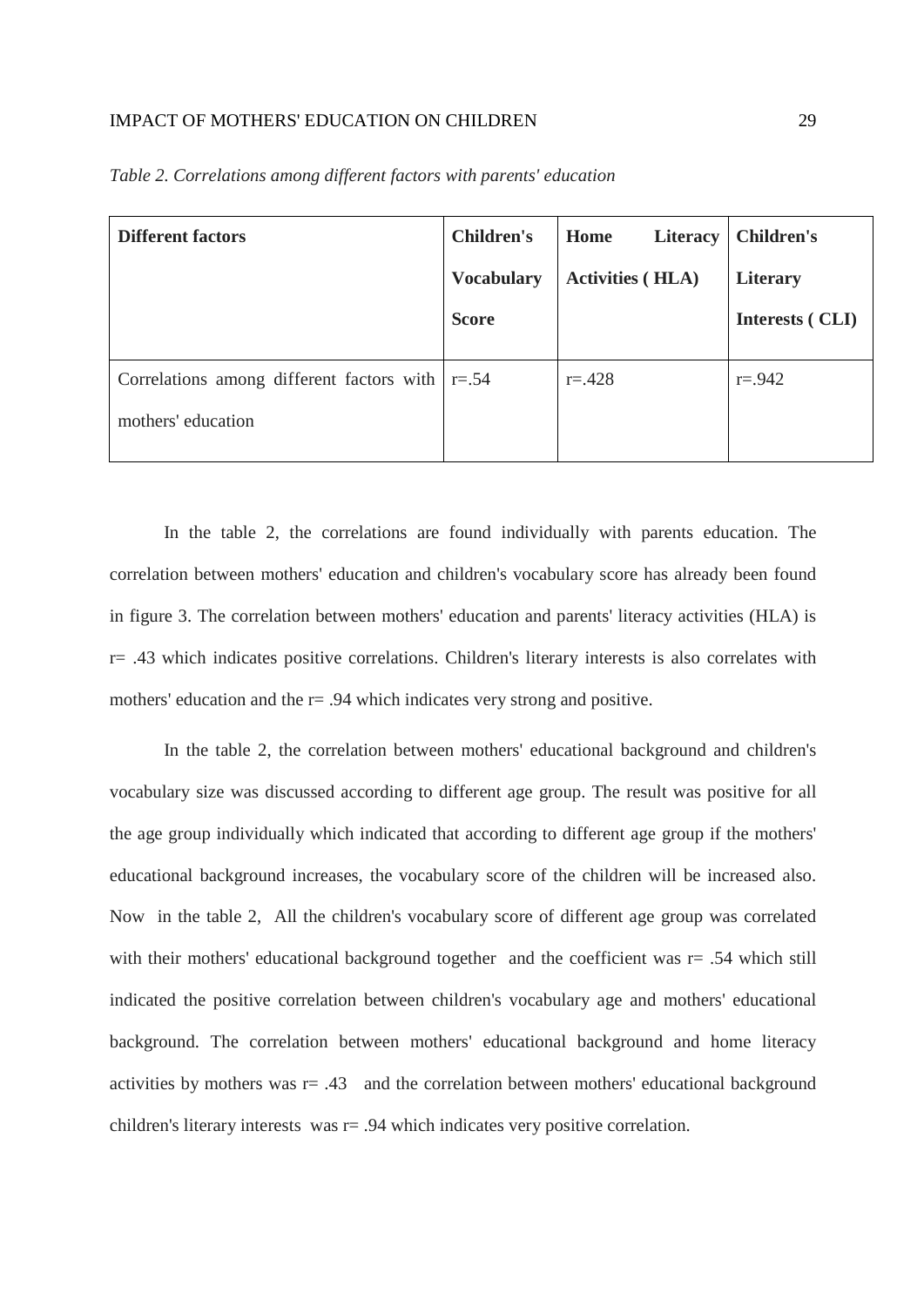*Table 2. Correlations among different factors with parents' education*

| **Different factors** | **Children's Vocabulary Score** | **Home Literacy Activities ( HLA)** | **Children's Literary Interests ( CLI)** |
|---|---|---|---|
| Correlations among different factors with mothers' education | r=.54 | r=.428 | r=.942 |

In the table 2, the correlations are found individually with parents education. The correlation between mothers' education and children's vocabulary score has already been found in figure 3. The correlation between mothers' education and parents' literacy activities (HLA) is r= .43 which indicates positive correlations. Children's literary interests is also correlates with mothers' education and the r= .94 which indicates very strong and positive.

In the table 2, the correlation between mothers' educational background and children's vocabulary size was discussed according to different age group. The result was positive for all the age group individually which indicated that according to different age group if the mothers' educational background increases, the vocabulary score of the children will be increased also. Now in the table 2, All the children's vocabulary score of different age group was correlated with their mothers' educational background together and the coefficient was r= .54 which still indicated the positive correlation between children's vocabulary age and mothers' educational background. The correlation between mothers' educational background and home literacy activities by mothers was r= .43 and the correlation between mothers' educational background children's literary interests was r= .94 which indicates very positive correlation.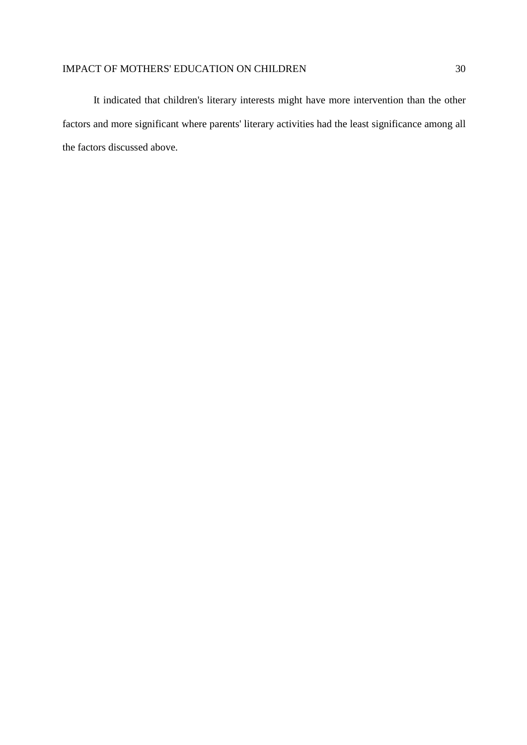It indicated that children's literary interests might have more intervention than the other factors and more significant where parents' literary activities had the least significance among all the factors discussed above.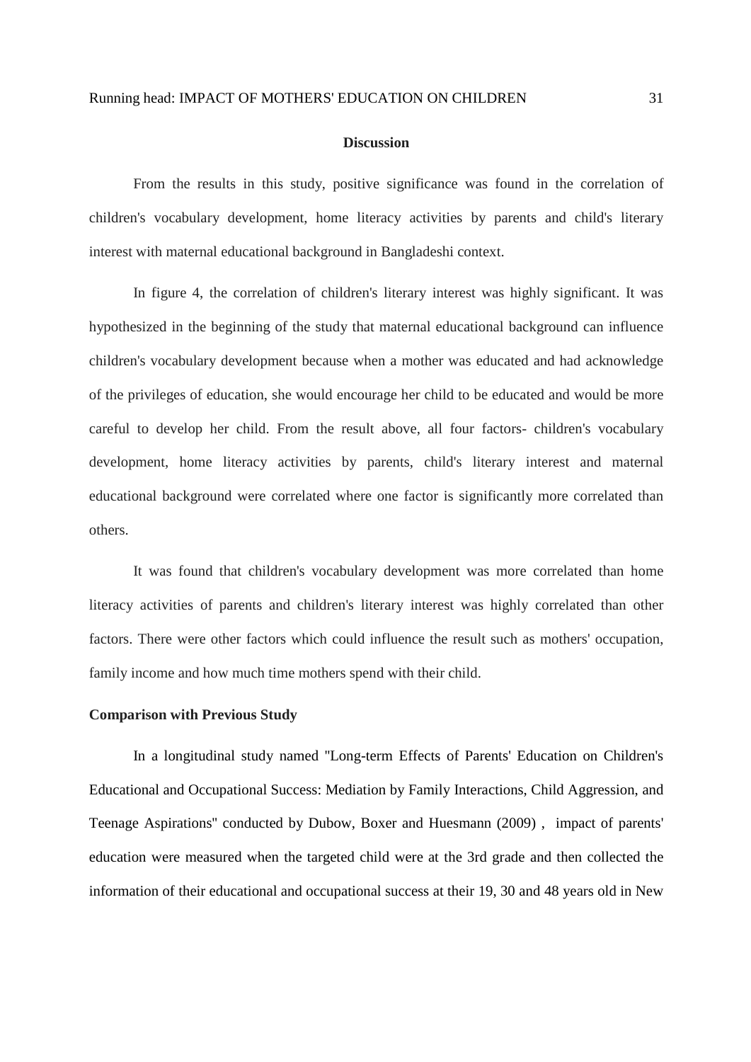## Discussion

From the results in this study, positive significance was found in the correlation of children's vocabulary development, home literacy activities by parents and child's literary interest with maternal educational background in Bangladeshi context.

In figure 4, the correlation of children's literary interest was highly significant. It was hypothesized in the beginning of the study that maternal educational background can influence children's vocabulary development because when a mother was educated and had acknowledge of the privileges of education, she would encourage her child to be educated and would be more careful to develop her child. From the result above, all four factors- children's vocabulary development, home literacy activities by parents, child's literary interest and maternal educational background were correlated where one factor is significantly more correlated than others.

It was found that children's vocabulary development was more correlated than home literacy activities of parents and children's literary interest was highly correlated than other factors. There were other factors which could influence the result such as mothers' occupation, family income and how much time mothers spend with their child.

### Comparison with Previous Study

In a longitudinal study named "Long-term Effects of Parents' Education on Children's Educational and Occupational Success: Mediation by Family Interactions, Child Aggression, and Teenage Aspirations" conducted by Dubow, Boxer and Huesmann (2009) , impact of parents' education were measured when the targeted child were at the 3rd grade and then collected the information of their educational and occupational success at their 19, 30 and 48 years old in New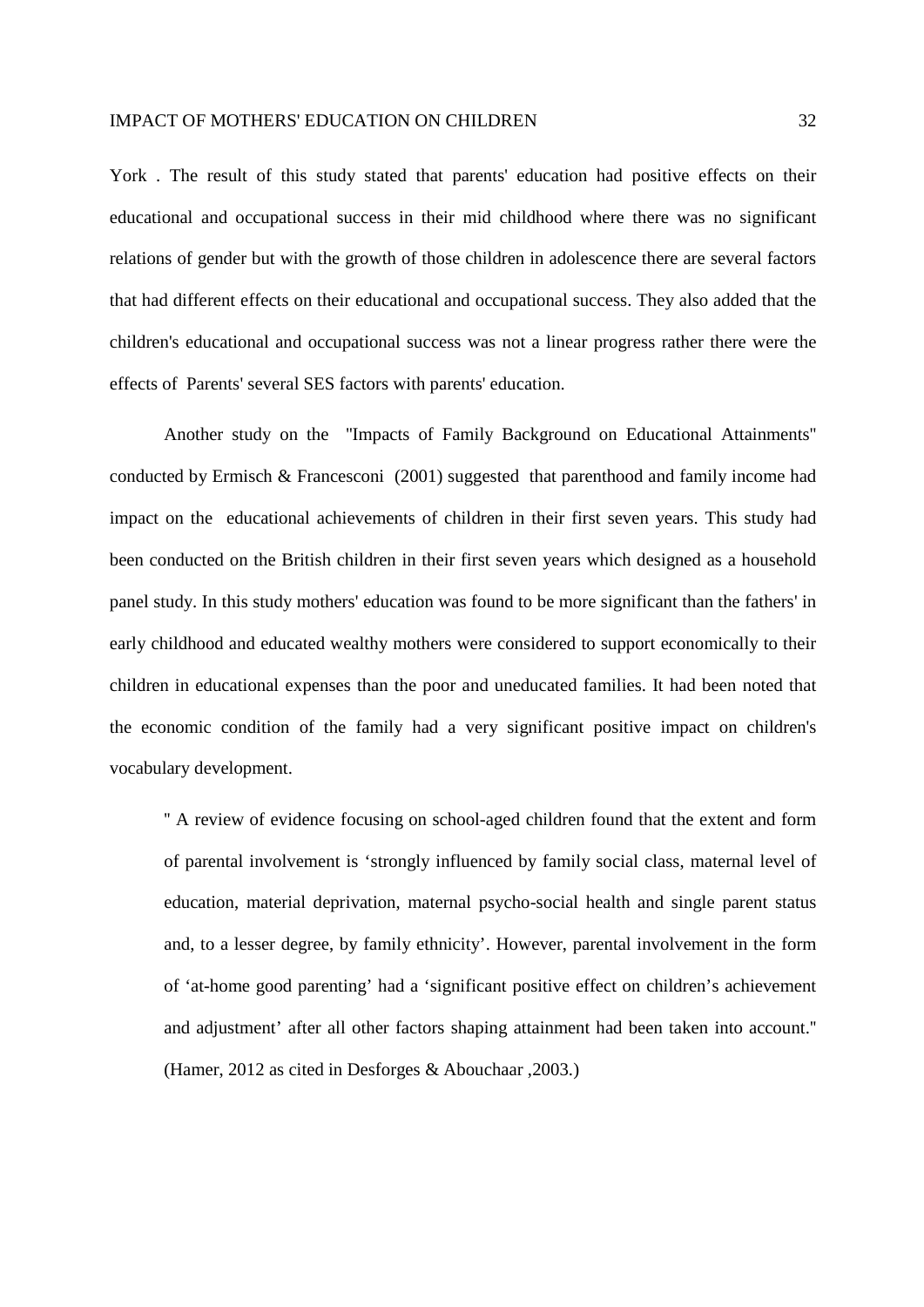York . The result of this study stated that parents' education had positive effects on their educational and occupational success in their mid childhood where there was no significant relations of gender but with the growth of those children in adolescence there are several factors that had different effects on their educational and occupational success. They also added that the children's educational and occupational success was not a linear progress rather there were the effects of Parents' several SES factors with parents' education.

Another study on the "Impacts of Family Background on Educational Attainments" conducted by Ermisch & Francesconi (2001) suggested that parenthood and family income had impact on the educational achievements of children in their first seven years. This study had been conducted on the British children in their first seven years which designed as a household panel study. In this study mothers' education was found to be more significant than the fathers' in early childhood and educated wealthy mothers were considered to support economically to their children in educational expenses than the poor and uneducated families. It had been noted that the economic condition of the family had a very significant positive impact on children's vocabulary development.

> " A review of evidence focusing on school-aged children found that the extent and form of parental involvement is 'strongly influenced by family social class, maternal level of education, material deprivation, maternal psycho-social health and single parent status and, to a lesser degree, by family ethnicity'. However, parental involvement in the form of 'at-home good parenting' had a 'significant positive effect on children's achievement and adjustment' after all other factors shaping attainment had been taken into account." (Hamer, 2012 as cited in Desforges & Abouchaar ,2003.)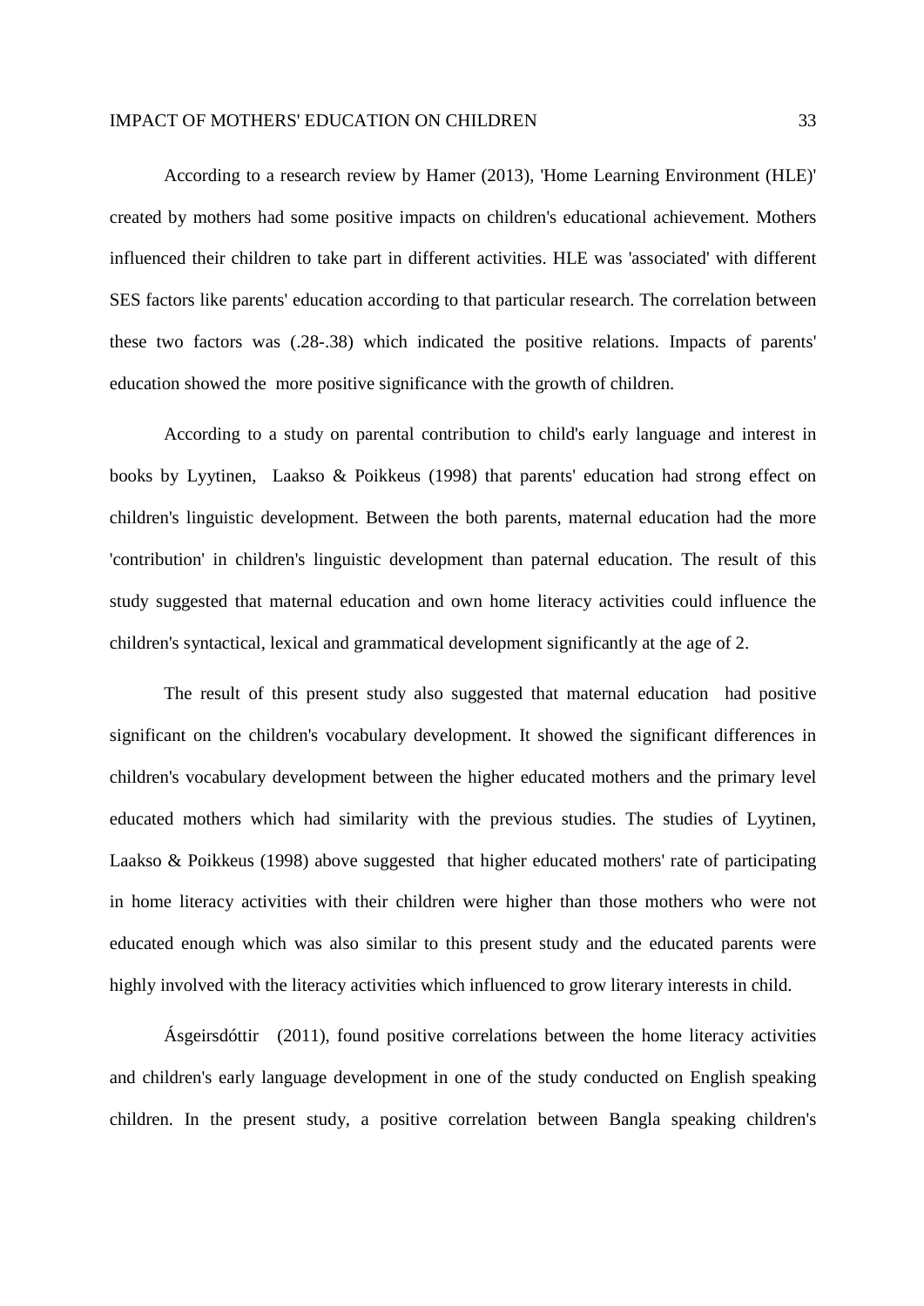According to a research review by Hamer (2013), 'Home Learning Environment (HLE)' created by mothers had some positive impacts on children's educational achievement. Mothers influenced their children to take part in different activities. HLE was 'associated' with different SES factors like parents' education according to that particular research. The correlation between these two factors was (.28-.38) which indicated the positive relations. Impacts of parents' education showed the more positive significance with the growth of children.

According to a study on parental contribution to child's early language and interest in books by Lyytinen, Laakso & Poikkeus (1998) that parents' education had strong effect on children's linguistic development. Between the both parents, maternal education had the more 'contribution' in children's linguistic development than paternal education. The result of this study suggested that maternal education and own home literacy activities could influence the children's syntactical, lexical and grammatical development significantly at the age of 2.

The result of this present study also suggested that maternal education had positive significant on the children's vocabulary development. It showed the significant differences in children's vocabulary development between the higher educated mothers and the primary level educated mothers which had similarity with the previous studies. The studies of Lyytinen, Laakso & Poikkeus (1998) above suggested that higher educated mothers' rate of participating in home literacy activities with their children were higher than those mothers who were not educated enough which was also similar to this present study and the educated parents were highly involved with the literacy activities which influenced to grow literary interests in child.

Ásgeirsdóttir (2011), found positive correlations between the home literacy activities and children's early language development in one of the study conducted on English speaking children. In the present study, a positive correlation between Bangla speaking children's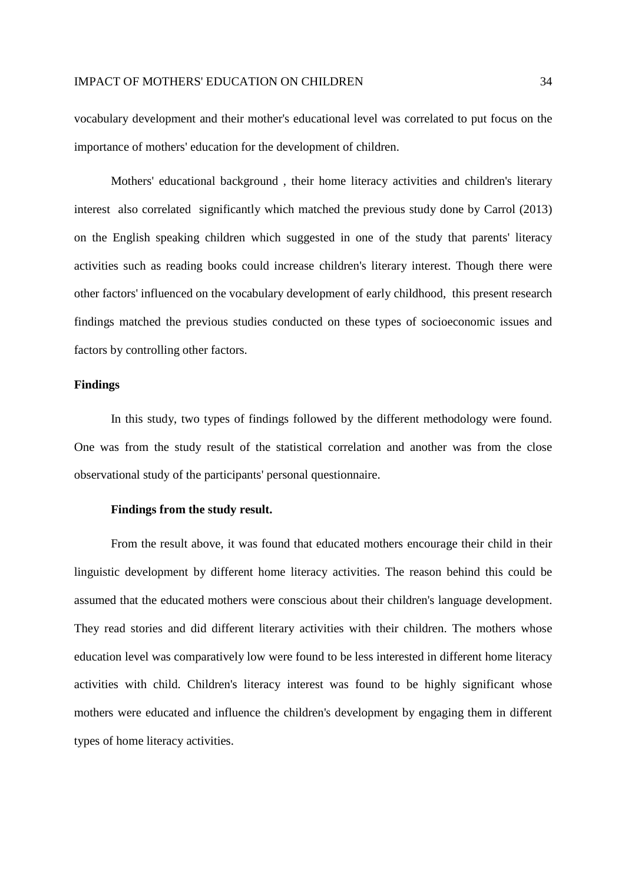vocabulary development and their mother's educational level was correlated to put focus on the importance of mothers' education for the development of children.

Mothers' educational background , their home literacy activities and children's literary interest also correlated significantly which matched the previous study done by Carrol (2013) on the English speaking children which suggested in one of the study that parents' literacy activities such as reading books could increase children's literary interest. Though there were other factors' influenced on the vocabulary development of early childhood, this present research findings matched the previous studies conducted on these types of socioeconomic issues and factors by controlling other factors.

## Findings

In this study, two types of findings followed by the different methodology were found. One was from the study result of the statistical correlation and another was from the close observational study of the participants' personal questionnaire.

### Findings from the study result.

From the result above, it was found that educated mothers encourage their child in their linguistic development by different home literacy activities. The reason behind this could be assumed that the educated mothers were conscious about their children's language development. They read stories and did different literary activities with their children. The mothers whose education level was comparatively low were found to be less interested in different home literacy activities with child. Children's literacy interest was found to be highly significant whose mothers were educated and influence the children's development by engaging them in different types of home literacy activities.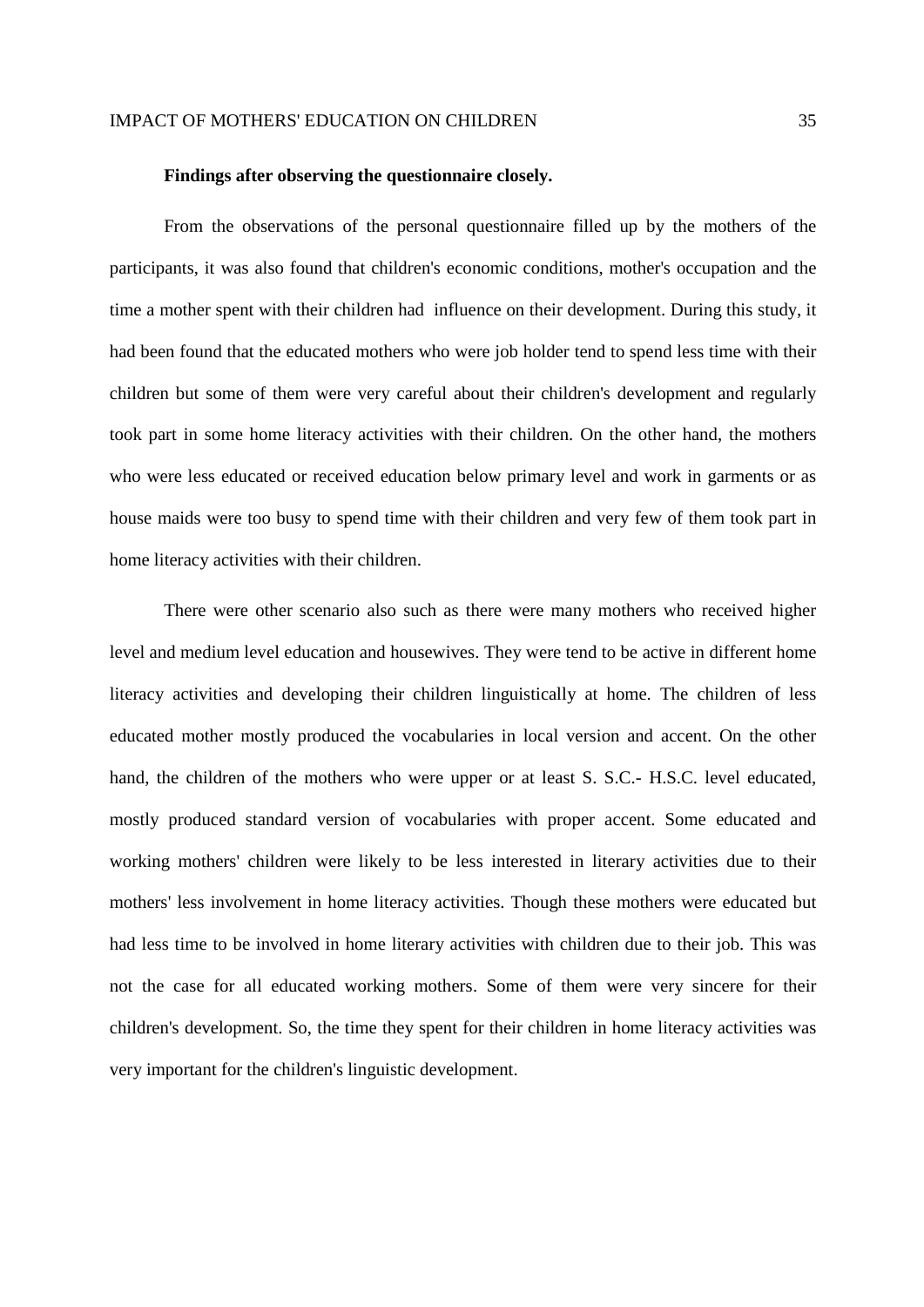**Findings after observing the questionnaire closely.**

From the observations of the personal questionnaire filled up by the mothers of the participants, it was also found that children's economic conditions, mother's occupation and the time a mother spent with their children had influence on their development. During this study, it had been found that the educated mothers who were job holder tend to spend less time with their children but some of them were very careful about their children's development and regularly took part in some home literacy activities with their children. On the other hand, the mothers who were less educated or received education below primary level and work in garments or as house maids were too busy to spend time with their children and very few of them took part in home literacy activities with their children.

There were other scenario also such as there were many mothers who received higher level and medium level education and housewives. They were tend to be active in different home literacy activities and developing their children linguistically at home. The children of less educated mother mostly produced the vocabularies in local version and accent. On the other hand, the children of the mothers who were upper or at least S. S.C.- H.S.C. level educated, mostly produced standard version of vocabularies with proper accent. Some educated and working mothers' children were likely to be less interested in literary activities due to their mothers' less involvement in home literacy activities. Though these mothers were educated but had less time to be involved in home literary activities with children due to their job. This was not the case for all educated working mothers. Some of them were very sincere for their children's development. So, the time they spent for their children in home literacy activities was very important for the children's linguistic development.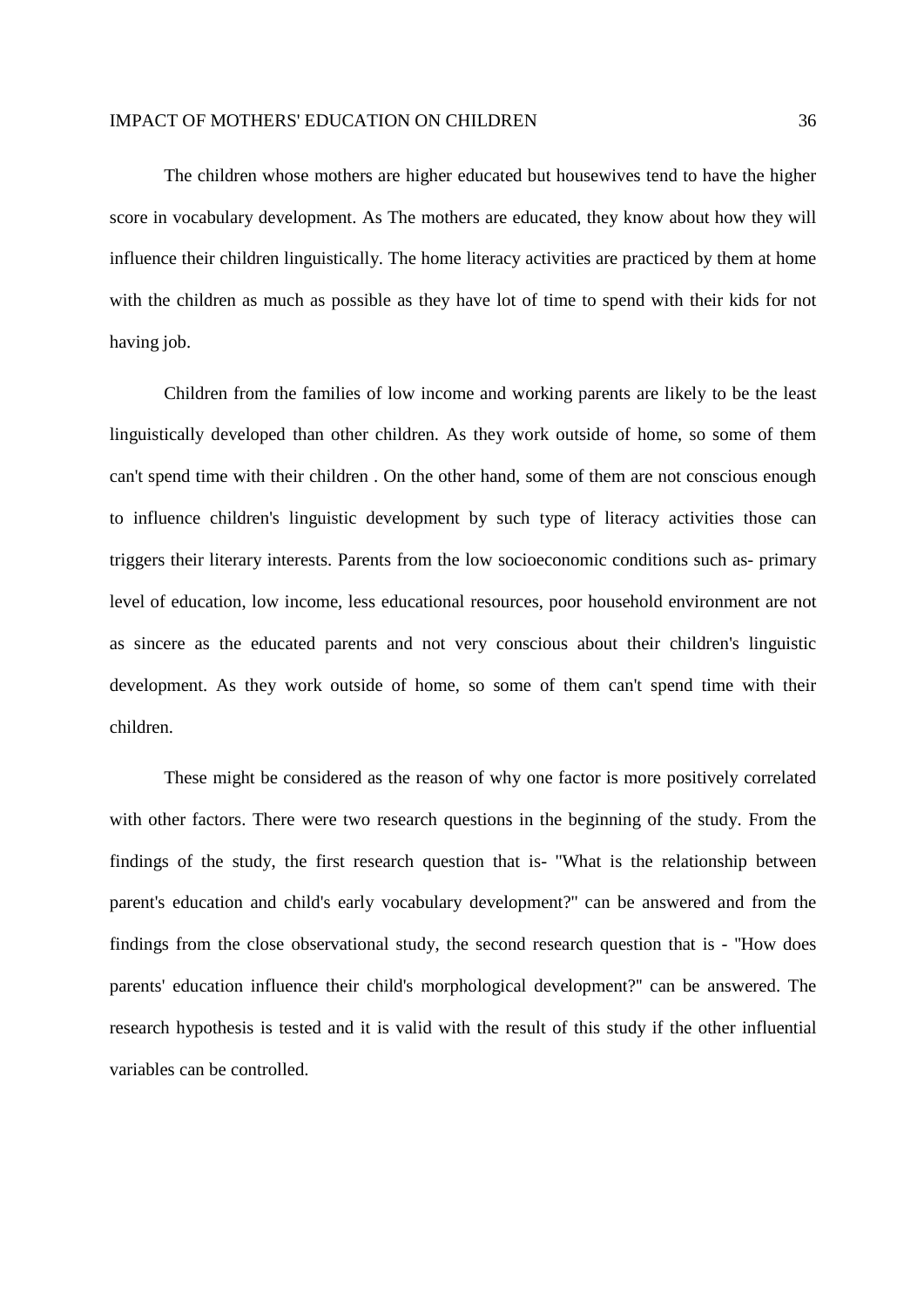The children whose mothers are higher educated but housewives tend to have the higher score in vocabulary development. As The mothers are educated, they know about how they will influence their children linguistically. The home literacy activities are practiced by them at home with the children as much as possible as they have lot of time to spend with their kids for not having job.

Children from the families of low income and working parents are likely to be the least linguistically developed than other children. As they work outside of home, so some of them can't spend time with their children . On the other hand, some of them are not conscious enough to influence children's linguistic development by such type of literacy activities those can triggers their literary interests. Parents from the low socioeconomic conditions such as- primary level of education, low income, less educational resources, poor household environment are not as sincere as the educated parents and not very conscious about their children's linguistic development. As they work outside of home, so some of them can't spend time with their children.

These might be considered as the reason of why one factor is more positively correlated with other factors. There were two research questions in the beginning of the study. From the findings of the study, the first research question that is- "What is the relationship between parent's education and child's early vocabulary development?" can be answered and from the findings from the close observational study, the second research question that is - "How does parents' education influence their child's morphological development?" can be answered. The research hypothesis is tested and it is valid with the result of this study if the other influential variables can be controlled.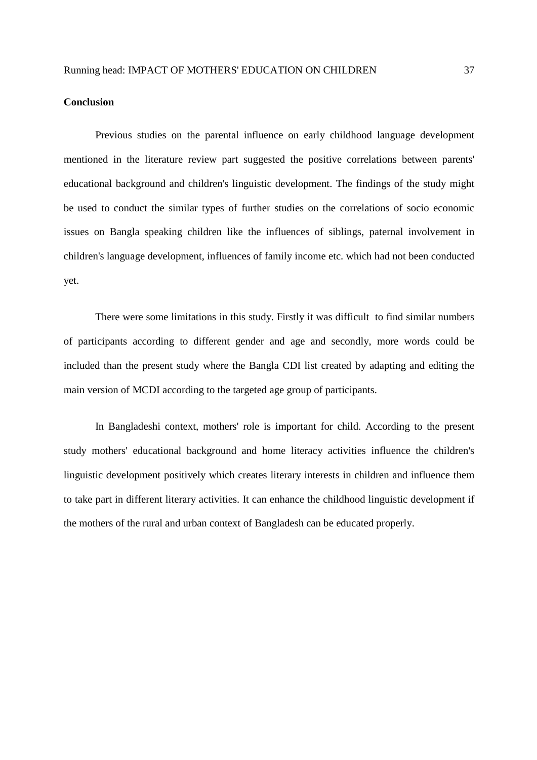**Conclusion**

Previous studies on the parental influence on early childhood language development mentioned in the literature review part suggested the positive correlations between parents' educational background and children's linguistic development. The findings of the study might be used to conduct the similar types of further studies on the correlations of socio economic issues on Bangla speaking children like the influences of siblings, paternal involvement in children's language development, influences of family income etc. which had not been conducted yet.

There were some limitations in this study. Firstly it was difficult to find similar numbers of participants according to different gender and age and secondly, more words could be included than the present study where the Bangla CDI list created by adapting and editing the main version of MCDI according to the targeted age group of participants.

In Bangladeshi context, mothers' role is important for child. According to the present study mothers' educational background and home literacy activities influence the children's linguistic development positively which creates literary interests in children and influence them to take part in different literary activities. It can enhance the childhood linguistic development if the mothers of the rural and urban context of Bangladesh can be educated properly.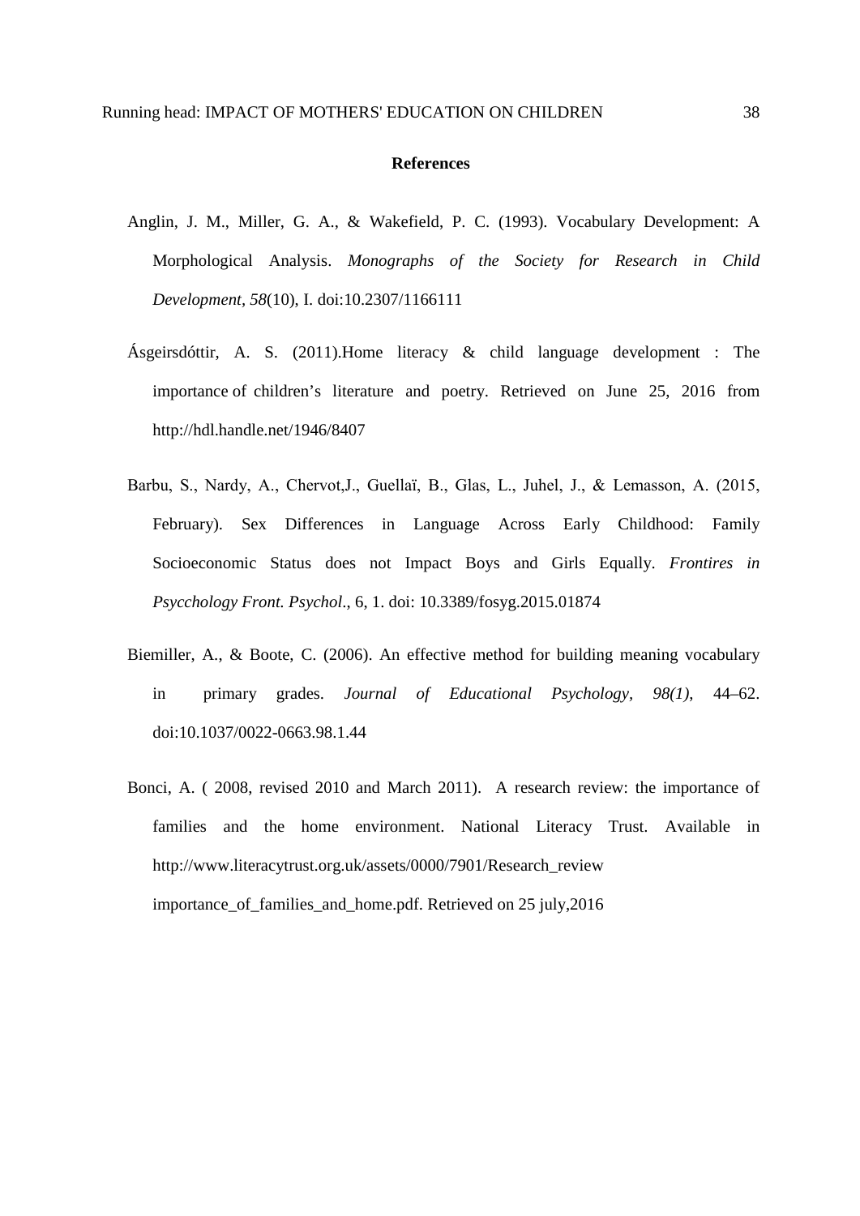**References**

Anglin, J. M., Miller, G. A., & Wakefield, P. C. (1993). Vocabulary Development: A Morphological Analysis. *Monographs of the Society for Research in Child Development, 58*(10), I. doi:10.2307/1166111

Ásgeirsdóttir, A. S. (2011).Home literacy & child language development : The importance of children's literature and poetry. Retrieved on June 25, 2016 from http://hdl.handle.net/1946/8407

Barbu, S., Nardy, A., Chervot,J., Guellaï, B., Glas, L., Juhel, J., & Lemasson, A. (2015, February). Sex Differences in Language Across Early Childhood: Family Socioeconomic Status does not Impact Boys and Girls Equally. *Frontires in Psycchology Front. Psychol*., 6, 1. doi: 10.3389/fosyg.2015.01874

Biemiller, A., & Boote, C. (2006). An effective method for building meaning vocabulary in primary grades. *Journal of Educational Psychology, 98(1),* 44–62. doi:10.1037/0022-0663.98.1.44

Bonci, A. ( 2008, revised 2010 and March 2011). A research review: the importance of families and the home environment. National Literacy Trust. Available in http://www.literacytrust.org.uk/assets/0000/7901/Research_review importance_of_families_and_home.pdf. Retrieved on 25 july,2016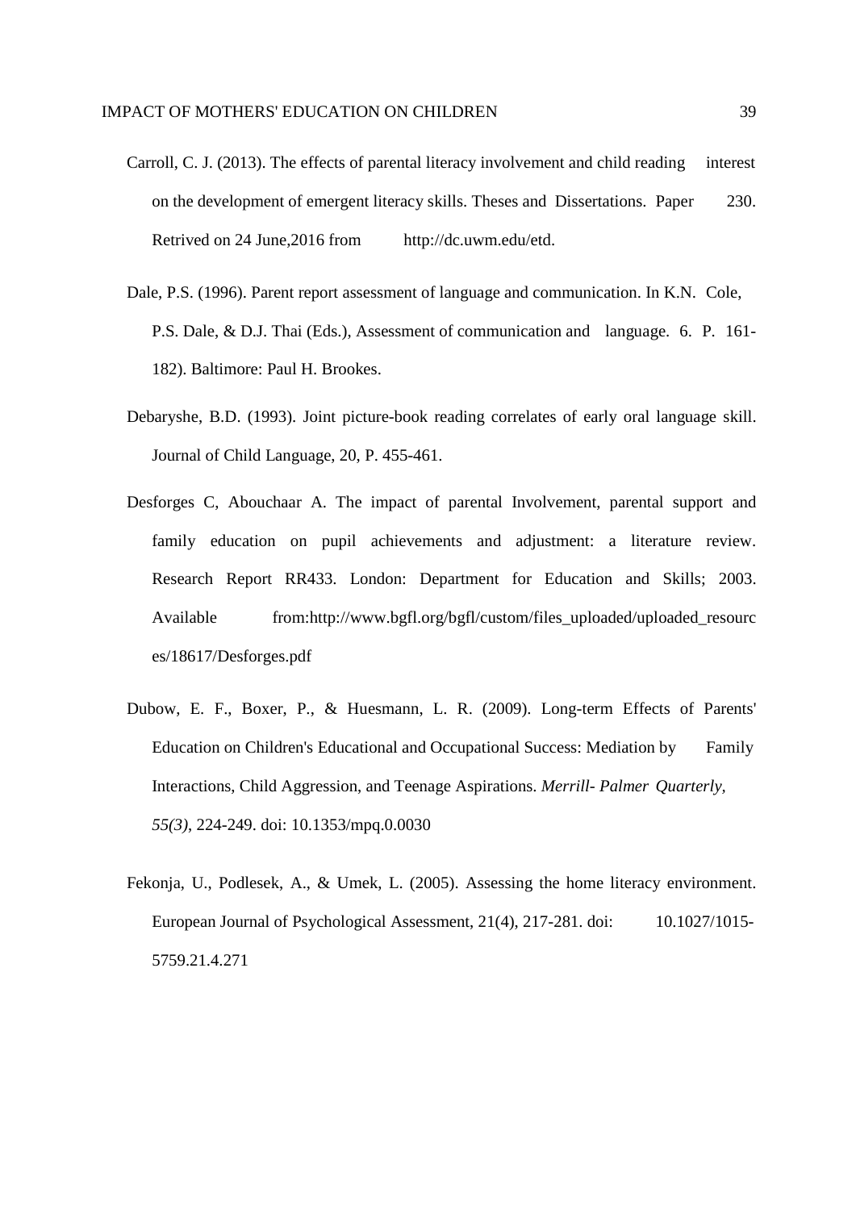Carroll, C. J. (2013). The effects of parental literacy involvement and child reading interest on the development of emergent literacy skills. Theses and Dissertations. Paper 230. Retrived on 24 June,2016 from http://dc.uwm.edu/etd.

Dale, P.S. (1996). Parent report assessment of language and communication. In K.N. Cole, P.S. Dale, & D.J. Thai (Eds.), Assessment of communication and language. 6. P. 161-182). Baltimore: Paul H. Brookes.

Debaryshe, B.D. (1993). Joint picture-book reading correlates of early oral language skill. Journal of Child Language, 20, P. 455-461.

Desforges C, Abouchaar A. The impact of parental Involvement, parental support and family education on pupil achievements and adjustment: a literature review. Research Report RR433. London: Department for Education and Skills; 2003. Available from:http://www.bgfl.org/bgfl/custom/files_uploaded/uploaded_resources/18617/Desforges.pdf

Dubow, E. F., Boxer, P., & Huesmann, L. R. (2009). Long-term Effects of Parents' Education on Children's Educational and Occupational Success: Mediation by Family Interactions, Child Aggression, and Teenage Aspirations. *Merrill- Palmer Quarterly, 55(3)*, 224-249. doi: 10.1353/mpq.0.0030

Fekonja, U., Podlesek, A., & Umek, L. (2005). Assessing the home literacy environment. European Journal of Psychological Assessment, 21(4), 217-281. doi: 10.1027/1015-5759.21.4.271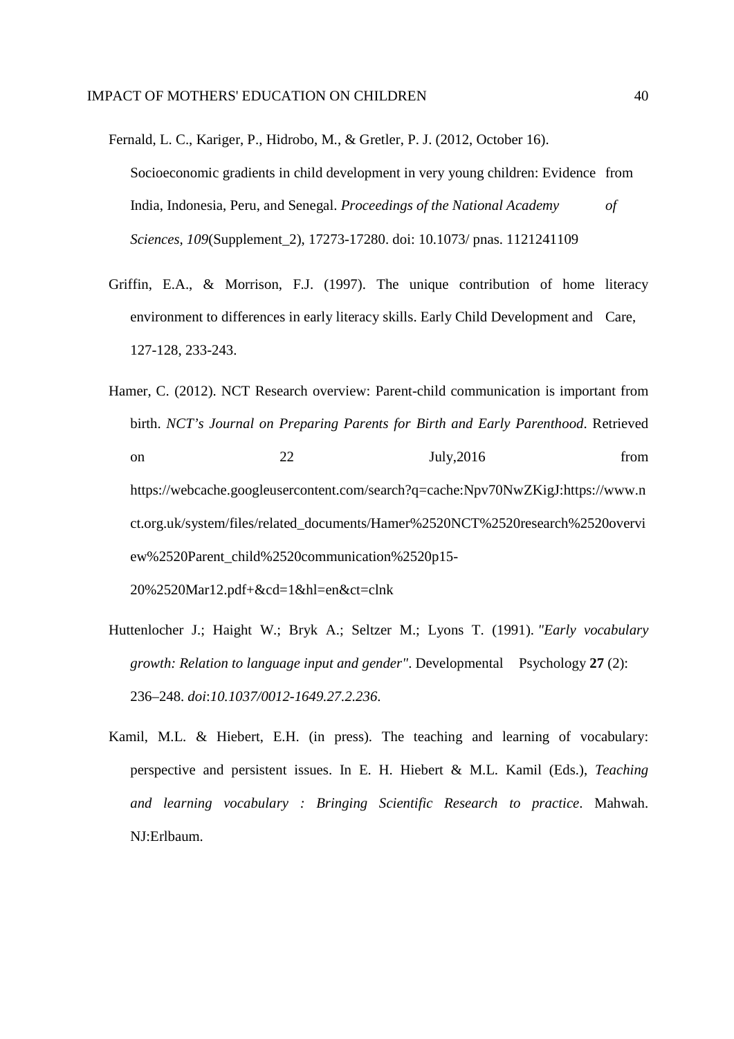Fernald, L. C., Kariger, P., Hidrobo, M., & Gretler, P. J. (2012, October 16). Socioeconomic gradients in child development in very young children: Evidence from India, Indonesia, Peru, and Senegal. *Proceedings of the National Academy of Sciences, 109*(Supplement_2), 17273-17280. doi: 10.1073/ pnas. 1121241109

Griffin, E.A., & Morrison, F.J. (1997). The unique contribution of home literacy environment to differences in early literacy skills. Early Child Development and Care, 127-128, 233-243.

Hamer, C. (2012). NCT Research overview: Parent-child communication is important from birth. *NCT's Journal on Preparing Parents for Birth and Early Parenthood*. Retrieved on 22 July,2016 from https://webcache.googleusercontent.com/search?q=cache:Npv70NwZKigJ:https://www.nct.org.uk/system/files/related_documents/Hamer%2520NCT%2520research%2520overview%2520Parent_child%2520communication%2520p15-20%2520Mar12.pdf+&cd=1&hl=en&ct=clnk

Huttenlocher J.; Haight W.; Bryk A.; Seltzer M.; Lyons T. (1991). *"Early vocabulary growth: Relation to language input and gender"*. Developmental Psychology **27** (2): 236–248. *doi:10.1037/0012-1649.27.2.236*.

Kamil, M.L. & Hiebert, E.H. (in press). The teaching and learning of vocabulary: perspective and persistent issues. In E. H. Hiebert & M.L. Kamil (Eds.), *Teaching and learning vocabulary : Bringing Scientific Research to practice*. Mahwah. NJ:Erlbaum.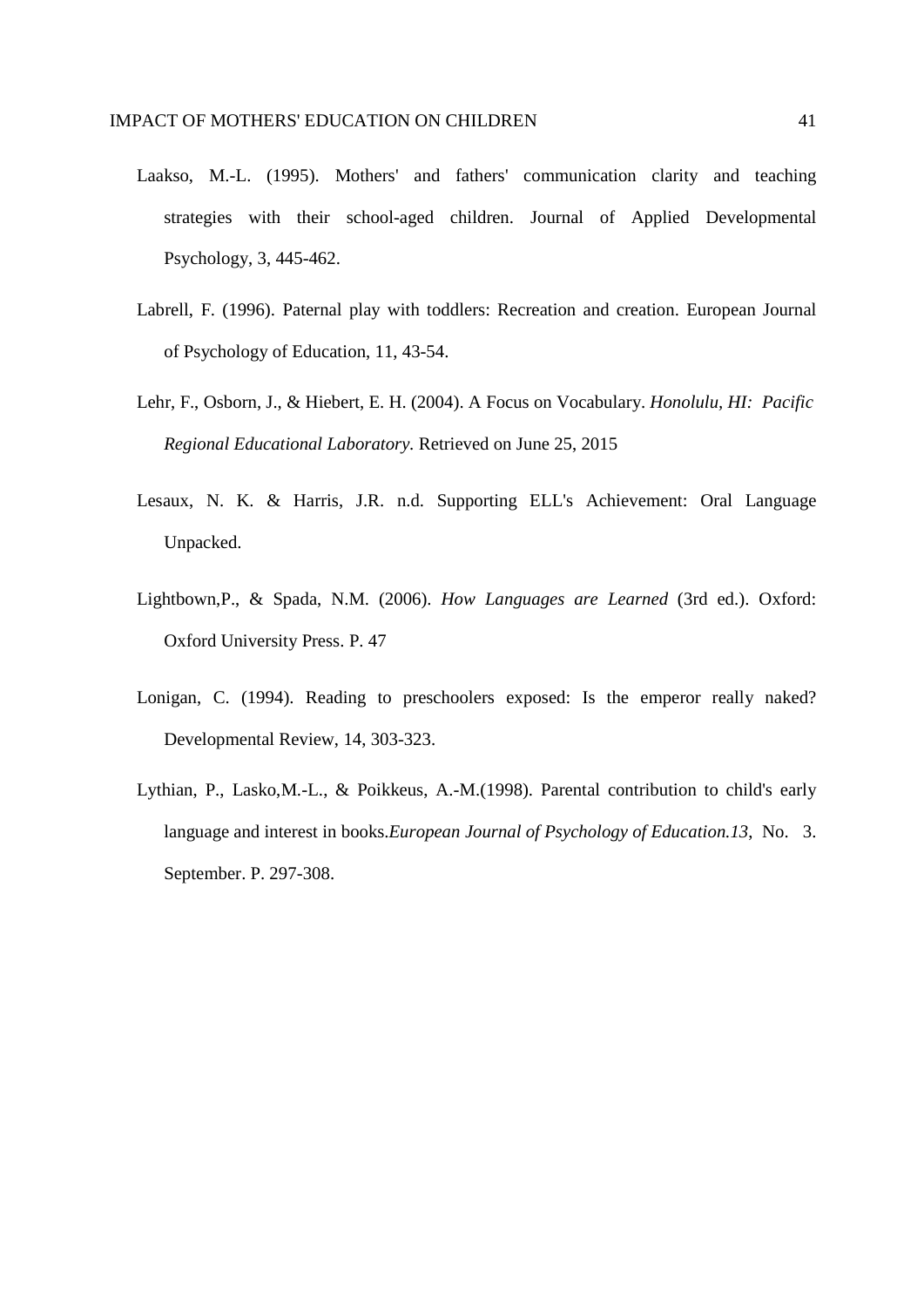Laakso, M.-L. (1995). Mothers' and fathers' communication clarity and teaching strategies with their school-aged children. Journal of Applied Developmental Psychology, 3, 445-462.

Labrell, F. (1996). Paternal play with toddlers: Recreation and creation. European Journal of Psychology of Education, 11, 43-54.

Lehr, F., Osborn, J., & Hiebert, E. H. (2004). A Focus on Vocabulary. *Honolulu, HI: Pacific Regional Educational Laboratory*. Retrieved on June 25, 2015

Lesaux, N. K. & Harris, J.R. n.d. Supporting ELL's Achievement: Oral Language Unpacked.

Lightbown,P., & Spada, N.M. (2006). *How Languages are Learned* (3rd ed.). Oxford: Oxford University Press. P. 47

Lonigan, C. (1994). Reading to preschoolers exposed: Is the emperor really naked? Developmental Review, 14, 303-323.

Lythian, P., Lasko,M.-L., & Poikkeus, A.-M.(1998). Parental contribution to child's early language and interest in books.*European Journal of Psychology of Education.13*, No. 3. September. P. 297-308.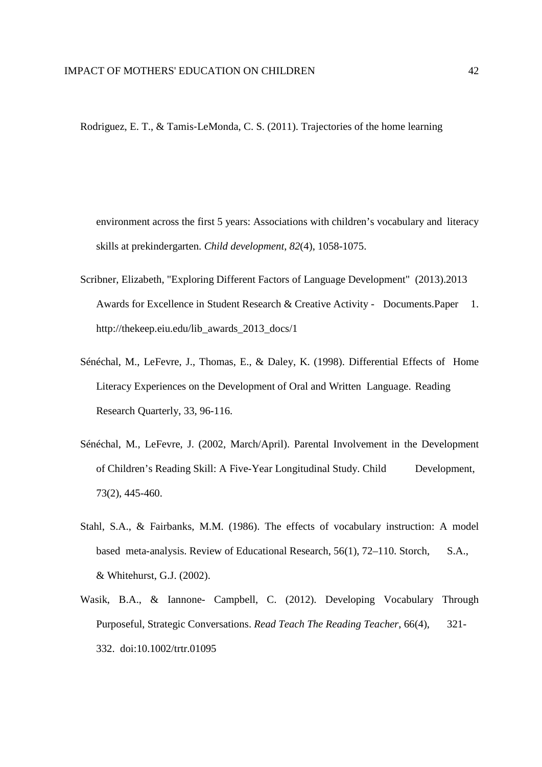Rodriguez, E. T., & Tamis-LeMonda, C. S. (2011). Trajectories of the home learning environment across the first 5 years: Associations with children's vocabulary and literacy skills at prekindergarten. *Child development*, *82*(4), 1058-1075.

Scribner, Elizabeth, "Exploring Different Factors of Language Development" (2013).2013 Awards for Excellence in Student Research & Creative Activity - Documents.Paper 1. http://thekeep.eiu.edu/lib_awards_2013_docs/1

Sénéchal, M., LeFevre, J., Thomas, E., & Daley, K. (1998). Differential Effects of Home Literacy Experiences on the Development of Oral and Written Language. Reading Research Quarterly, 33, 96-116.

Sénéchal, M., LeFevre, J. (2002, March/April). Parental Involvement in the Development of Children's Reading Skill: A Five-Year Longitudinal Study. Child Development, 73(2), 445-460.

Stahl, S.A., & Fairbanks, M.M. (1986). The effects of vocabulary instruction: A model based meta-analysis. Review of Educational Research, 56(1), 72–110. Storch, S.A., & Whitehurst, G.J. (2002).

Wasik, B.A., & Iannone- Campbell, C. (2012). Developing Vocabulary Through Purposeful, Strategic Conversations. *Read Teach The Reading Teacher*, 66(4), 321-332. doi:10.1002/trtr.01095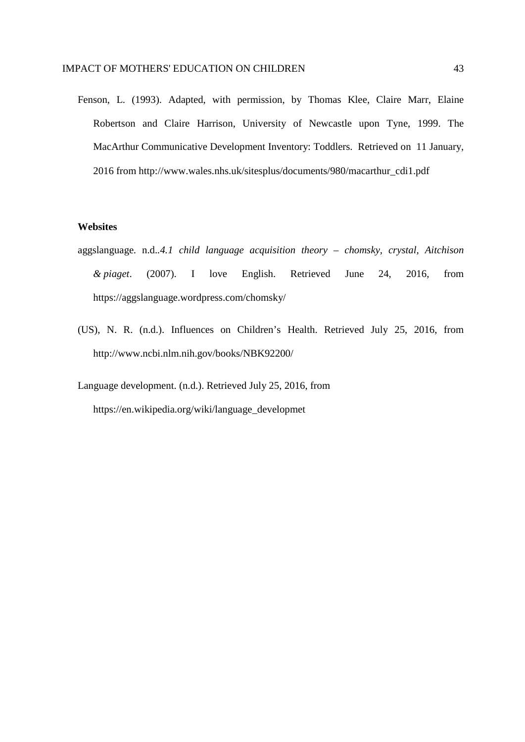Fenson, L. (1993). Adapted, with permission, by Thomas Klee, Claire Marr, Elaine Robertson and Claire Harrison, University of Newcastle upon Tyne, 1999. The MacArthur Communicative Development Inventory: Toddlers. Retrieved on 11 January, 2016 from http://www.wales.nhs.uk/sitesplus/documents/980/macarthur_cdi1.pdf

**Websites**

aggslanguage. n.d..*4.1 child language acquisition theory – chomsky, crystal, Aitchison & piaget*. (2007). I love English. Retrieved June 24, 2016, from https://aggslanguage.wordpress.com/chomsky/

(US), N. R. (n.d.). Influences on Children's Health. Retrieved July 25, 2016, from http://www.ncbi.nlm.nih.gov/books/NBK92200/

Language development. (n.d.). Retrieved July 25, 2016, from https://en.wikipedia.org/wiki/language_developmet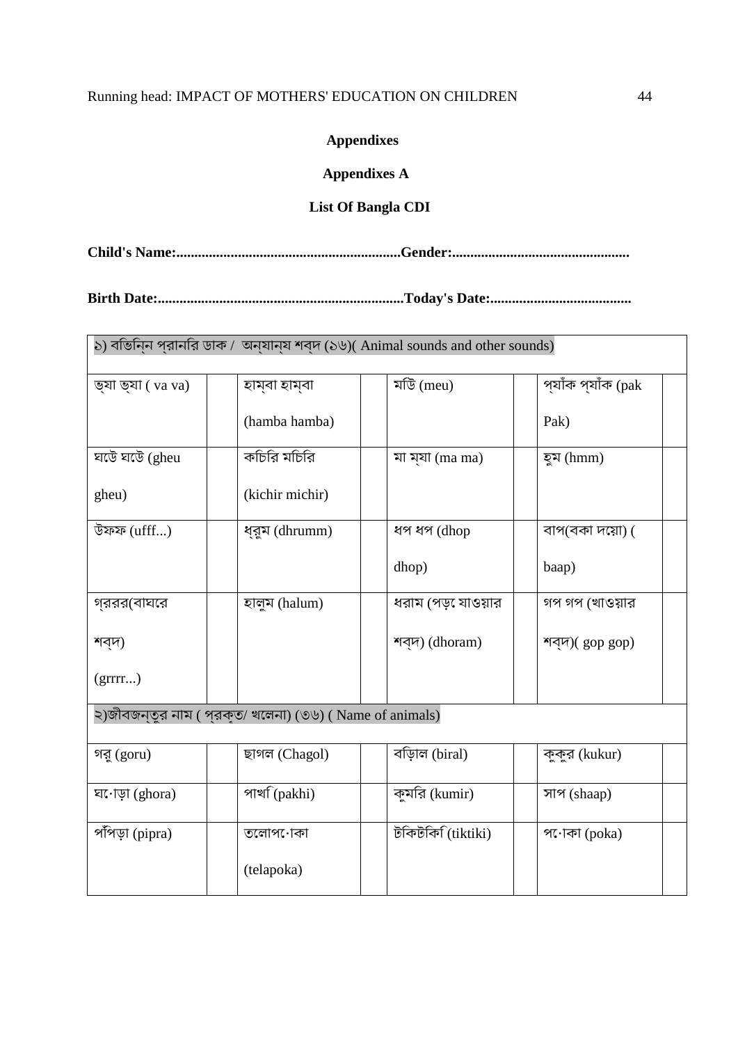## Appendixes

## Appendixes A

### List Of Bangla CDI

**Child's Name:.............................................................Gender:................................................**

**Birth Date:...................................................................Today's Date:......................................**

| ১) বিভিন্ন প্রানির ডাক / অন্যান্য শব্দ (১৬)( Animal sounds and other sounds) | | | | | | | |
|---|---|---|---|---|---|---|---|
| ভ্যা ভ্যা ( va va) | | হাম্বা হাম্বা (hamba hamba) | | মেউ (meu) | | প্যাঁক প্যাঁক (pak Pak) | |
| ঘেউ ঘেউ (gheu gheu) | | কিচির মিচির (kichir michir) | | মা ম্যা (ma ma) | | হুম (hmm) | |
| উফফ (ufff...) | | ধ্রুম (dhrumm) | | ধপ ধপ (dhop dhop) | | বাপ(বকা দেয়া) ( baap) | |
| গ্ররর(বাঘের শব্দ) (grrrr...) | | হালুম (halum) | | ধরাম (পড়ে যাওয়ার শব্দ) (dhoram) | | গপ গপ (খাওয়ার শব্দ)( gop gop) | |
| ২)জীবজন্তুর নাম ( প্রকৃত/ খেলনা) (৩৬) ( Name of animals) | | | | | | | |
| গরু (goru) | | ছাগল (Chagol) | | বিড়াল (biral) | | কুকুর (kukur) | |
| ঘোড়া (ghora) | | পাখি (pakhi) | | কুমির (kumir) | | সাপ (shaap) | |
| পিঁপড়া (pipra) | | তেলাপোকা (telapoka) | | টিকটিকি (tiktiki) | | পোকা (poka) | |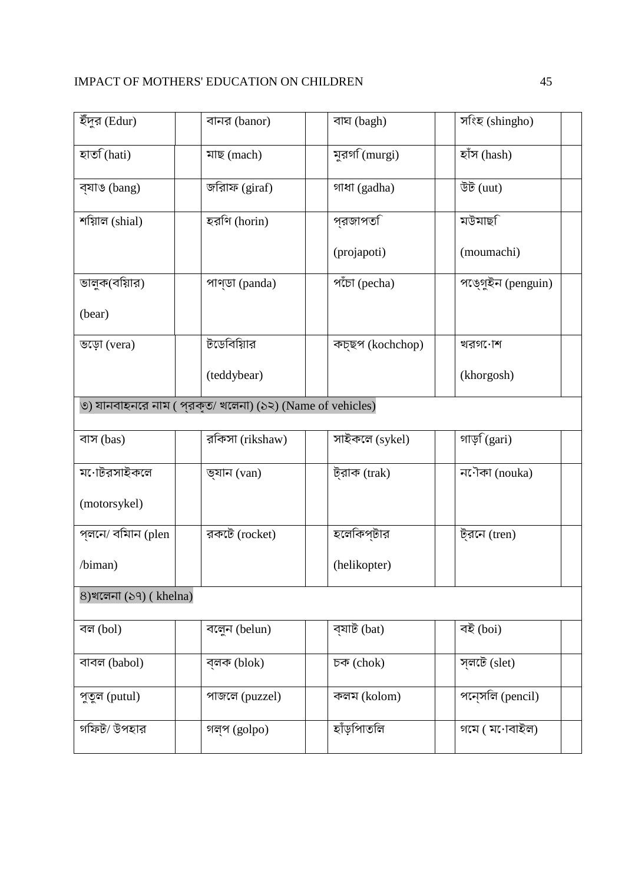| ইঁদুর (Edur) | | বানর (banor) | | বাঘ (bagh) | | সিংহ (shingho) | |
|---|---|---|---|---|---|---|---|
| হাতি (hati) | | মাছ (mach) | | মুরগি (murgi) | | হাঁস (hash) | |
| ব্যাঙ (bang) | | জিরাফ (giraf) | | গাধা (gadha) | | উট (uut) | |
| শিয়াল (shial) | | হরিণ (horin) | | প্রজাপতি (projapoti) | | মউমাছি (moumachi) | |
| ভালুক(বিয়ার) (bear) | | পাণ্ডা (panda) | | পেঁচা (pecha) | | পেঙ্গুইন (penguin) | |
| ভেড়া (vera) | | টেডিবিয়ার (teddybear) | | কচ্ছপ (kochchop) | | খরগোশ (khorgosh) | |
| ৩) যানবাহনের নাম ( প্রকৃত/ খেলনা) (১২) (Name of vehicles) | | | | | | | |
| বাস (bas) | | রিকসা (rikshaw) | | সাইকেল (sykel) | | গাড়ি (gari) | |
| মোটরসাইকেল (motorsykel) | | ভ্যান (van) | | ট্রাক (trak) | | নৌকা (nouka) | |
| প্লেন/ বিমান (plen /biman) | | রকেট (rocket) | | হেলিকপ্টার (helikopter) | | ট্রেন (tren) | |
| ৪)খেলনা (১৭) ( khelna) | | | | | | | |
| বল (bol) | | বেলুন (belun) | | ব্যাট (bat) | | বই (boi) | |
| বাবল (babol) | | ব্লক (blok) | | চক (chok) | | স্লেট (slet) | |
| পুতুল (putul) | | পাজেল (puzzel) | | কলম (kolom) | | পেন্সিল (pencil) | |
| গিফট/ উপহার | | গল্প (golpo) | | হাঁড়িপাতিল | | গেম ( মোবাইল) | |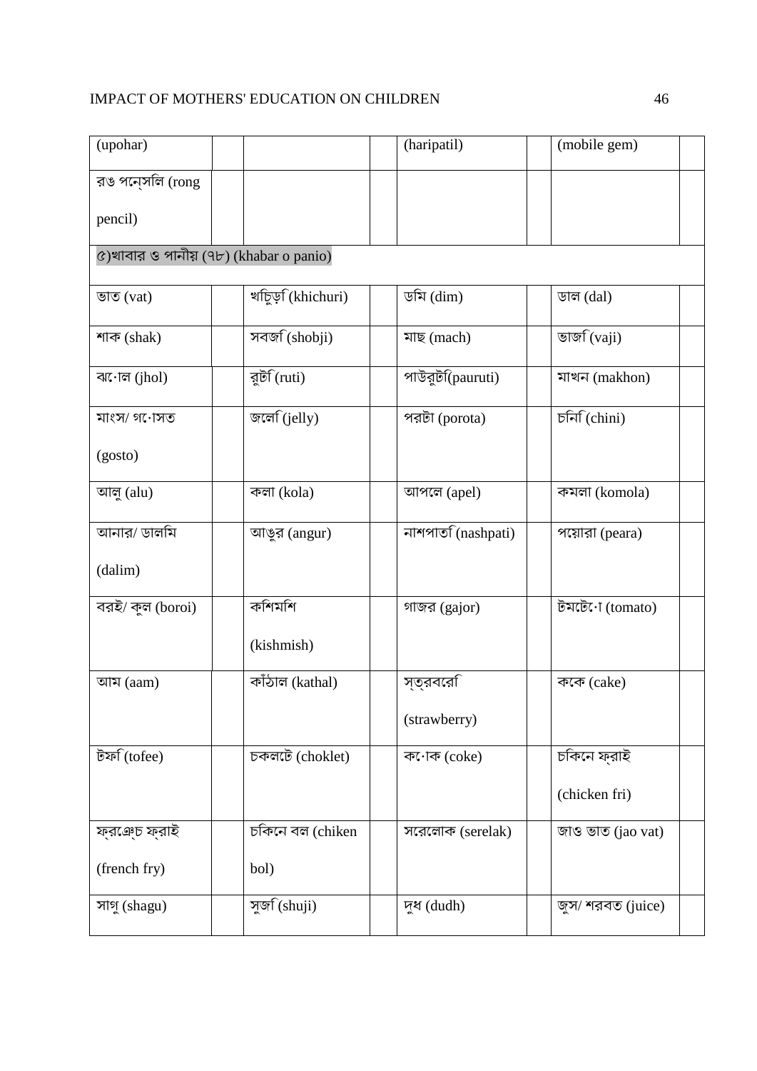| (upohar) | | | | (haripatil) | | (mobile gem) | |
|---|---|---|---|---|---|---|---|
| রঙ পেন্সিল (rong pencil) | | | | | | | |
| ৫)খাবার ও পানীয় (৭৮) (khabar o panio) | | | | | | | |
| ভাত (vat) | | খিচুড়ি (khichuri) | | ডিম (dim) | | ডাল (dal) | |
| শাক (shak) | | সবজি (shobji) | | মাছ (mach) | | ভাজি (vaji) | |
| ঝোল (jhol) | | রুটি (ruti) | | পাউরুটি(pauruti) | | মাখন (makhon) | |
| মাংস/ গোসত (gosto) | | জেলি (jelly) | | পরটা (porota) | | চিনি (chini) | |
| আলু (alu) | | কলা (kola) | | আপেল (apel) | | কমলা (komola) | |
| আনার/ ডালিম (dalim) | | আঙুর (angur) | | নাশপাতি (nashpati) | | পেয়ারা (peara) | |
| বরই/ কুল (boroi) | | কিশমিশ (kishmish) | | গাজর (gajor) | | টমেটো (tomato) | |
| আম (aam) | | কাঁঠাল (kathal) | | স্ত্রবেরি (strawberry) | | কেক (cake) | |
| টফি (tofee) | | চকলেট (choklet) | | কোক (coke) | | চিকেন ফ্রাই (chicken fri) | |
| ফ্রেঞ্চ ফ্রাই (french fry) | | চিকেন বল (chiken bol) | | সেরেলাক (serelak) | | জাও ভাত (jao vat) | |
| সাগু (shagu) | | সুজি (shuji) | | দুধ (dudh) | | জুস/ শরবত (juice) | |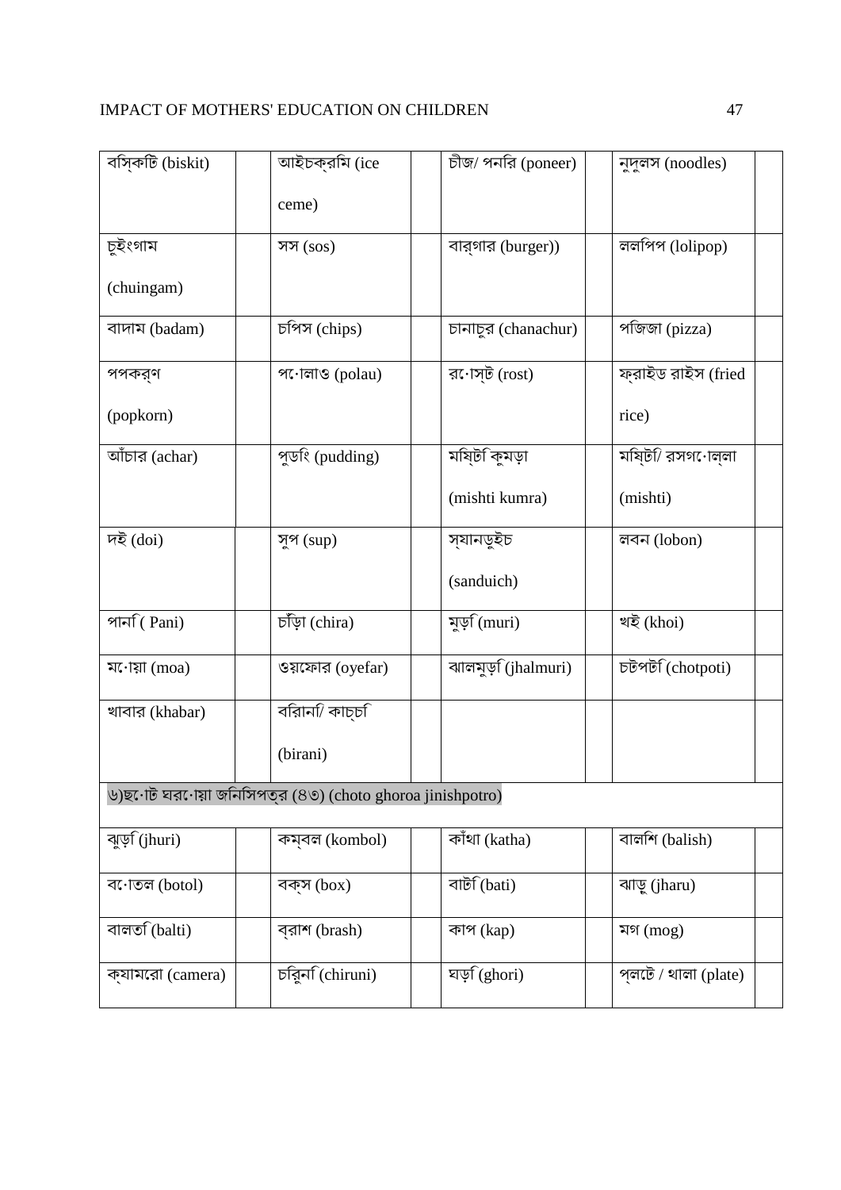| বিস্কিট (biskit) | | আইসক্রিম (ice ceme) | | চীজ/ পনির (poneer) | | নুডুলস (noodles) | |
|---|---|---|---|---|---|---|---|
| চুইংগাম (chuingam) | | সস (sos) | | বার্গার (burger)) | | ললিপপ (lolipop) | |
| বাদাম (badam) | | চিপস (chips) | | চানাচুর (chanachur) | | পিজ্জা (pizza) | |
| পপকর্ণ (popkorn) | | পোলাও (polau) | | রোস্ট (rost) | | ফ্রাইড রাইস (fried rice) | |
| আঁচার (achar) | | পুডিং (pudding) | | মিষ্টি কুমড়া (mishti kumra) | | মিষ্টি/ রসগোল্লা (mishti) | |
| দই (doi) | | সুপ (sup) | | স্যানডুইচ (sanduich) | | লবন (lobon) | |
| পানি ( Pani) | | চিঁড়া (chira) | | মুড়ি (muri) | | খই (khoi) | |
| মোয়া (moa) | | ওয়েফার (oyefar) | | ঝালমুড়ি (jhalmuri) | | চটপটি (chotpoti) | |
| খাবার (khabar) | | বিরানি/ কাচ্চি (birani) | | | | | |
| ৬)ছোট ঘরোয়া জিনিসপত্র (৪৩) (choto ghoroa jinishpotro) | | | | | | | |
| ঝুড়ি (jhuri) | | কম্বল (kombol) | | কাঁথা (katha) | | বালিশ (balish) | |
| বোতল (botol) | | বক্স (box) | | বাটি (bati) | | ঝাড়ু (jharu) | |
| বালতি (balti) | | ব্রাশ (brash) | | কাপ (kap) | | মগ (mog) | |
| ক্যামেরা (camera) | | চিরুনি (chiruni) | | ঘড়ি (ghori) | | প্লেট / থালা (plate) | |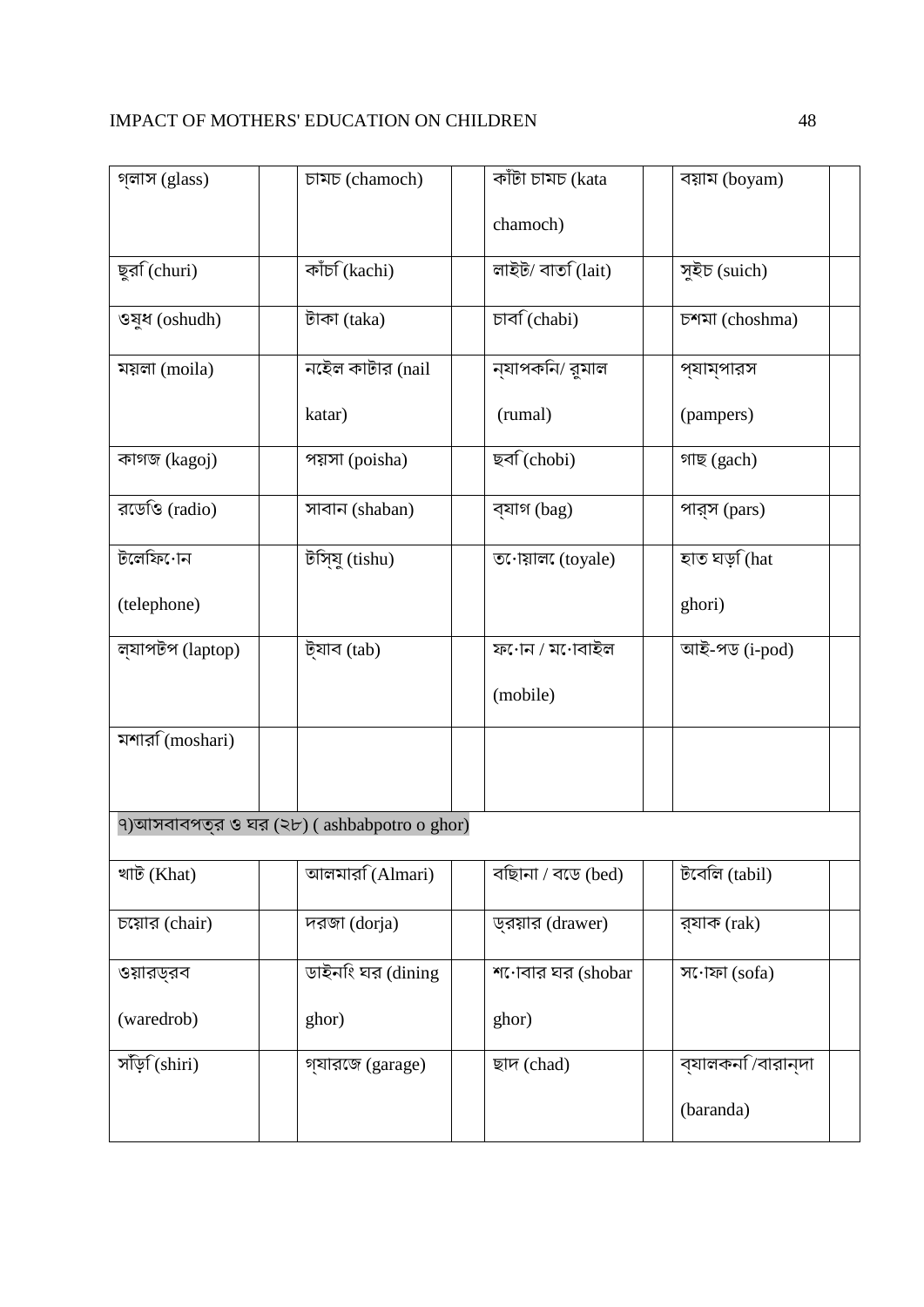| গ্লাস (glass) | | চামচ (chamoch) | | কাঁটা চামচ (kata chamoch) | | বয়াম (boyam) | |
|---|---|---|---|---|---|---|---|
| ছুরি (churi) | | কাঁচি (kachi) | | লাইট/ বাতি (lait) | | সুইচ (suich) | |
| ওষুধ (oshudh) | | টাকা (taka) | | চাবি (chabi) | | চশমা (choshma) | |
| ময়লা (moila) | | নেইল কাটার (nail katar) | | ন্যাপকিন/ রুমাল (rumal) | | প্যাম্পারস (pampers) | |
| কাগজ (kagoj) | | পয়সা (poisha) | | ছবি (chobi) | | গাছ (gach) | |
| রেডিও (radio) | | সাবান (shaban) | | ব্যাগ (bag) | | পার্স (pars) | |
| টেলিফোন (telephone) | | টিস্যু (tishu) | | তোয়ালে (toyale) | | হাত ঘড়ি (hat ghori) | |
| ল্যাপটপ (laptop) | | ট্যাব (tab) | | ফোন / মোবাইল (mobile) | | আই-পড (i-pod) | |
| মশারি (moshari) | | | | | | | |
| ৭)আসবাবপত্র ও ঘর (২৮) ( ashbabpotro o ghor) | | | | | | | |
| খাট (Khat) | | আলমারি (Almari) | | বিছানা / বেড (bed) | | টেবিল (tabil) | |
| চেয়ার (chair) | | দরজা (dorja) | | ড্রয়ার (drawer) | | র‍্যাক (rak) | |
| ওয়ারড্রব (waredrob) | | ডাইনিং ঘর (dining ghor) | | শোবার ঘর (shobar ghor) | | সোফা (sofa) | |
| সিঁড়ি (shiri) | | গ্যারেজ (garage) | | ছাদ (chad) | | ব্যালকনি/বারান্দা (baranda) | |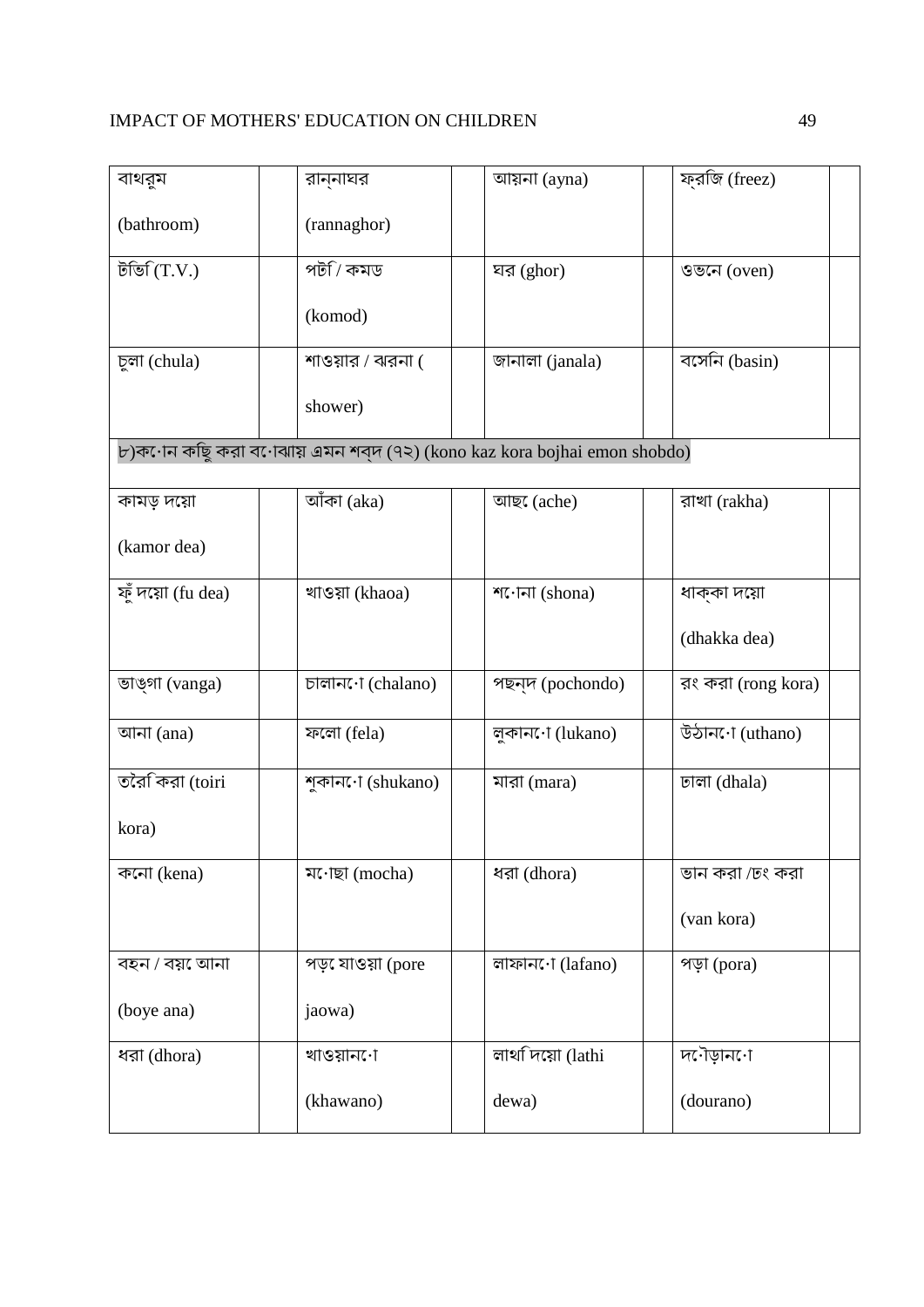| বাথরুম (bathroom) | | রান্নাঘর (rannaghor) | | আয়না (ayna) | | ফ্রিজ (freez) | |
|---|---|---|---|---|---|---|---|
| টিভি (T.V.) | | পটি / কমড (komod) | | ঘর (ghor) | | ওভেন (oven) | |
| চুলা (chula) | | শাওয়ার / ঝরনা ( shower) | | জানালা (janala) | | বেসিন (basin) | |
| ৮)কোন কিছু করা বোঝায় এমন শব্দ (৭২) (kono kaz kora bojhai emon shobdo) | | | | | | | |
| কামড় দেয়া (kamor dea) | | আঁকা (aka) | | আছে (ache) | | রাখা (rakha) | |
| ফুঁ দেয়া (fu dea) | | খাওয়া (khaoa) | | শোনা (shona) | | ধাক্কা দেয়া (dhakka dea) | |
| ভাঙ্গা (vanga) | | চালানো (chalano) | | পছন্দ (pochondo) | | রং করা (rong kora) | |
| আনা (ana) | | ফেলা (fela) | | লুকানো (lukano) | | উঠানো (uthano) | |
| তৈরি করা (toiri kora) | | শুকানো (shukano) | | মারা (mara) | | ঢালা (dhala) | |
| কেনা (kena) | | মোছা (mocha) | | ধরা (dhora) | | ভান করা /ঢং করা (van kora) | |
| বহন / বয়ে আনা (boye ana) | | পড়ে যাওয়া (pore jaowa) | | লাফানো (lafano) | | পড়া (pora) | |
| ধরা (dhora) | | খাওয়ানো (khawano) | | লাথি দেয়া (lathi dewa) | | দৌড়ানো (dourano) | |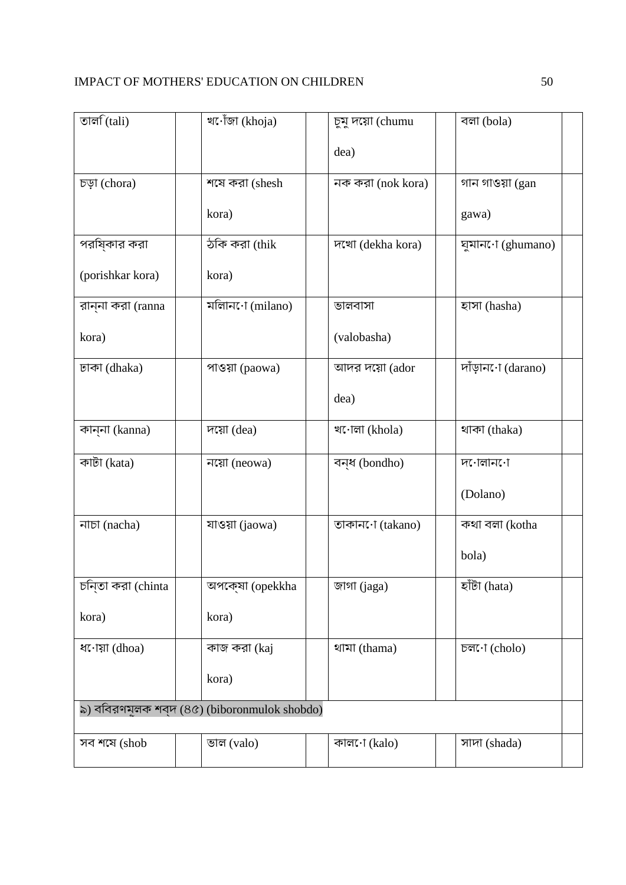| তালি (tali) | | খোঁজা (khoja) | | চুমু দেয়া (chumu dea) | | বলা (bola) | |
|---|---|---|---|---|---|---|---|
| চড়া (chora) | | শেষ করা (shesh kora) | | নক করা (nok kora) | | গান গাওয়া (gan gawa) | |
| পরিষ্কার করা (porishkar kora) | | ঠিক করা (thik kora) | | দেখা (dekha kora) | | ঘুমানো (ghumano) | |
| রান্না করা (ranna kora) | | মিলানো (milano) | | ভালবাসা (valobasha) | | হাসা (hasha) | |
| ঢাকা (dhaka) | | পাওয়া (paowa) | | আদর দেয়া (ador dea) | | দাঁড়ানো (darano) | |
| কান্না (kanna) | | দেয়া (dea) | | খোলা (khola) | | থাকা (thaka) | |
| কাটা (kata) | | নেয়া (neowa) | | বন্ধ (bondho) | | দোলানো (Dolano) | |
| নাচা (nacha) | | যাওয়া (jaowa) | | তাকানো (takano) | | কথা বলা (kotha bola) | |
| চিন্তা করা (chinta kora) | | অপেক্ষা (opekkha kora) | | জাগা (jaga) | | হাঁটা (hata) | |
| ধোয়া (dhoa) | | কাজ করা (kaj kora) | | থামা (thama) | | চলো (cholo) | |
| ৯) বিবরণমূলক শব্দ (৪৫) (biboronmulok shobdo) | | | | | | | |
| সব শেষে (shob | | ভাল (valo) | | কালো (kalo) | | সাদা (shada) | |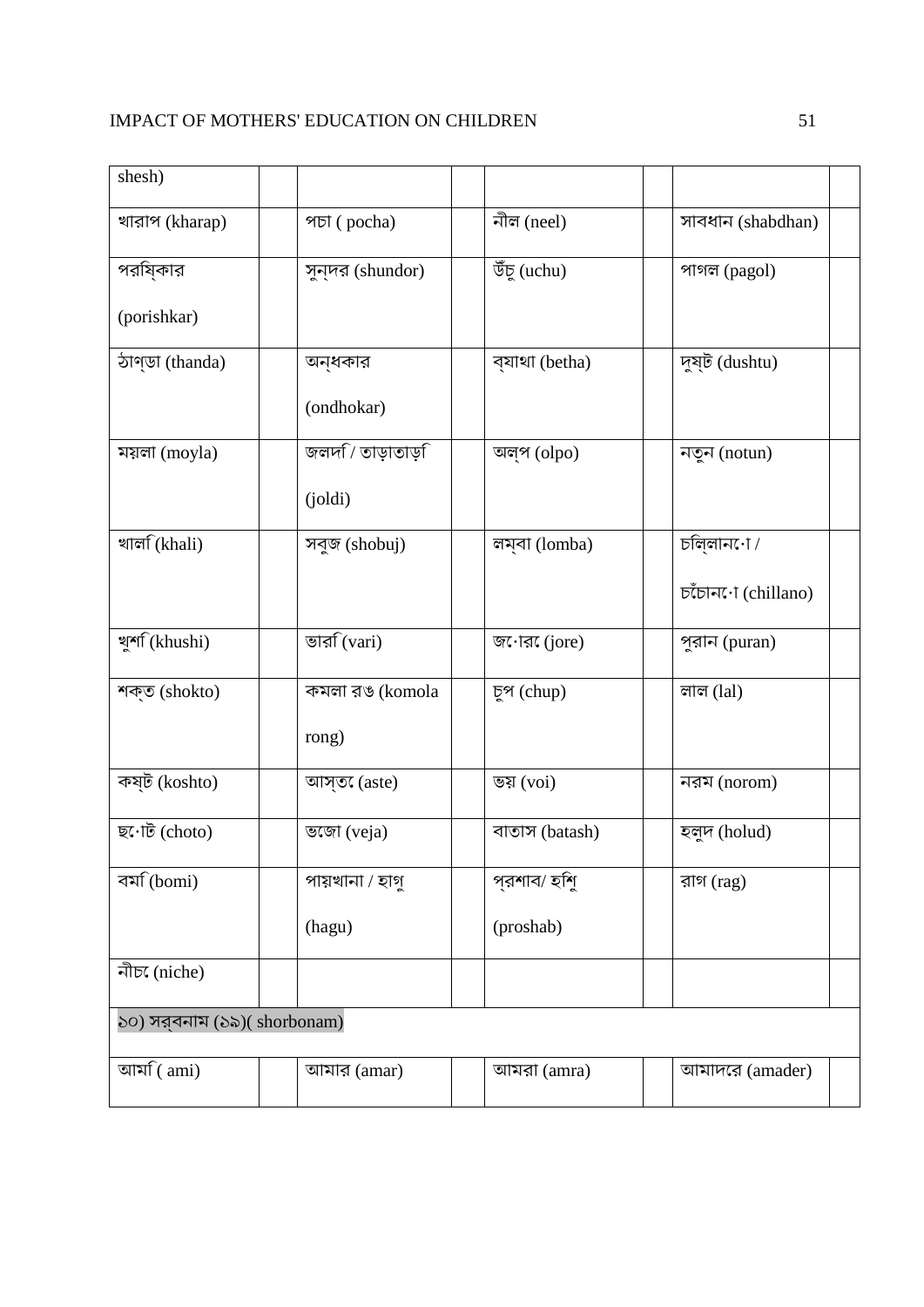| | | | | | | | |
|---|---|---|---|---|---|---|---|
| shesh) | | | | | | | |
| খারাপ (kharap) | | পচা ( pocha) | | নীল (neel) | | সাবধান (shabdhan) | |
| পরিষ্কার (porishkar) | | সুন্দর (shundor) | | উঁচু (uchu) | | পাগল (pagol) | |
| ঠাণ্ডা (thanda) | | অন্ধকার (ondhokar) | | ব্যাথা (betha) | | দুষ্টু (dushtu) | |
| ময়লা (moyla) | | জলদি / তাড়াতাড়ি (joldi) | | অল্প (olpo) | | নতুন (notun) | |
| খালি (khali) | | সবুজ (shobuj) | | লম্বা (lomba) | | চিল্লানো / চেঁচানো (chillano) | |
| খুশি (khushi) | | ভারি (vari) | | জোরে (jore) | | পুরান (puran) | |
| শক্ত (shokto) | | কমলা রঙ (komola rong) | | চুপ (chup) | | লাল (lal) | |
| কষ্ট (koshto) | | আস্তে (aste) | | ভয় (voi) | | নরম (norom) | |
| ছোট (choto) | | ভেজা (veja) | | বাতাস (batash) | | হলুদ (holud) | |
| বমি (bomi) | | পায়খানা / হাগু (hagu) | | প্রশাব/ হিশু (proshab) | | রাগ (rag) | |
| নীচে (niche) | | | | | | | |
| ১০) সর্বনাম (১৯)( shorbonam) | | | | | | | |
| আমি ( ami) | | আমার (amar) | | আমরা (amra) | | আমাদের (amader) | |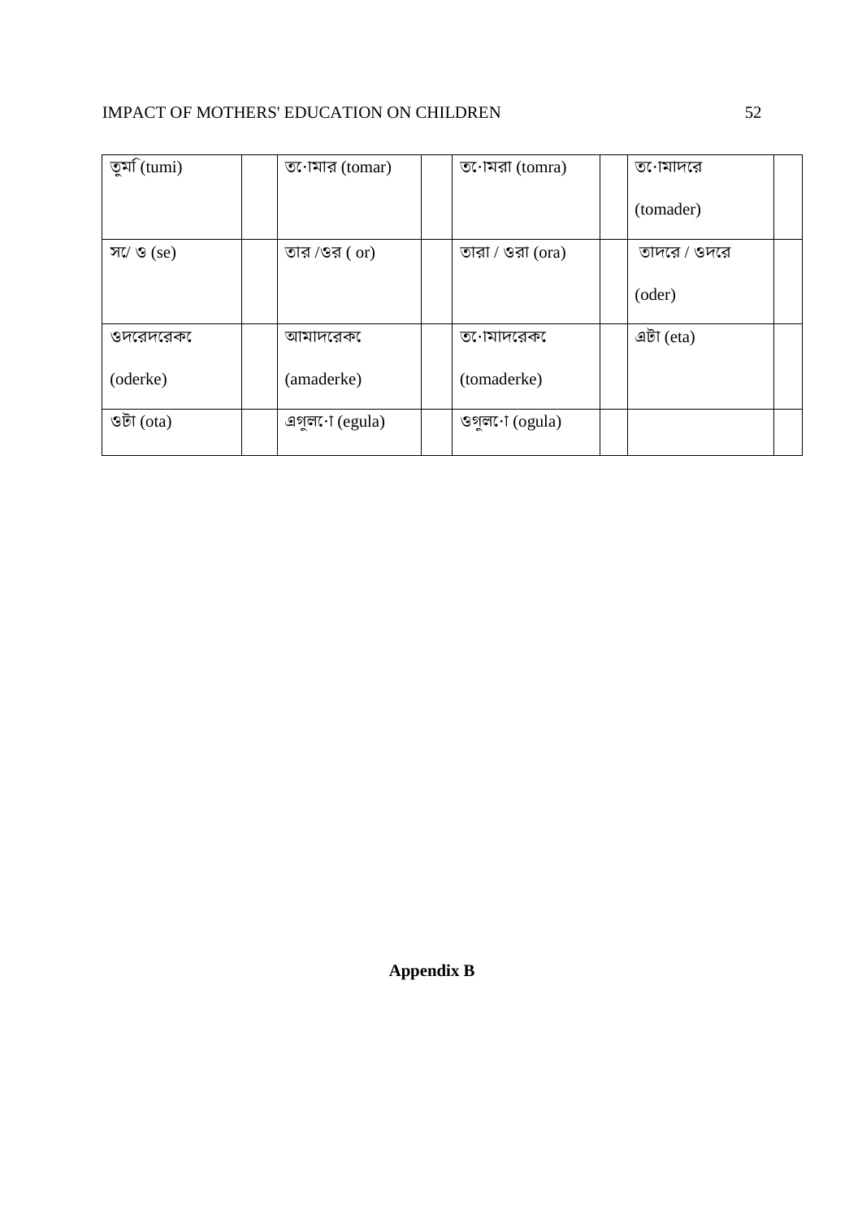| তুমি (tumi) | | তোমার (tomar) | | তোমরা (tomra) | | তোমাদের (tomader) | |
|---|---|---|---|---|---|---|---|
| সে/ ও (se) | | তার /ওর ( or) | | তারা / ওরা (ora) | | তাদের / ওদের (oder) | |
| ওদেরকে (oderke) | | আমাদেরকে (amaderke) | | তোমাদেরকে (tomaderke) | | এটা (eta) | |
| ওটা (ota) | | এগুলো (egula) | | ওগুলো (ogula) | | | |

**Appendix B**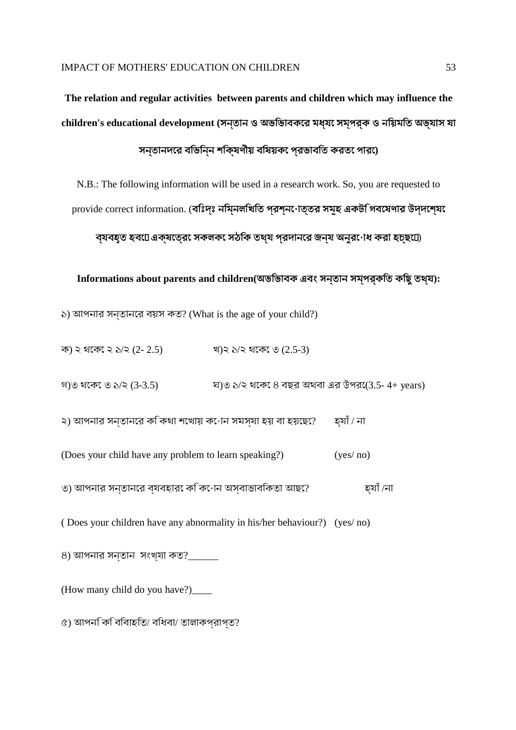**The relation and regular activities between parents and children which may influence the children's educational development (সন্তান ও অভিভাবকের মধ্যে সম্পর্ক ও নিয়মিত অভ্যাস যা সন্তানদের বিভিন্ন শিক্ষণীয় বিষয়কে প্রভাবিত করতে পারে)**

N.B.: The following information will be used in a research work. So, you are requested to provide correct information. (**বিঃদ্রঃ নিম্নলিখিত প্রশ্নোত্তর সমূহ একটি গবেষণার উদ্দেশ্যে ব্যবহৃত হবে। এক্ষেত্রে সকলকে সঠিক তথ্য প্রদানের জন্য অনুরোধ করা হচ্ছে।**)

**Informations about parents and children(অভিভাবক এবং সন্তান সম্পর্কিত কিছু তথ্য):**

১) আপনার সন্তানের বয়স কত? (What is the age of your child?)

ক) ২ থেকে ২ ১/২ (2- 2.5)    খ)২ ১/২ থেকে ৩ (2.5-3)

গ)৩ থেকে ৩ ১/২ (3-3.5)    ঘ)৩ ১/২ থেকে ৪ বছর অথবা এর উপরে(3.5- 4+ years)

২) আপনার সন্তানের কি কথা শেখায় কোন সমস্যা হয় বা হয়েছে?    হ্যাঁ / না

(Does your child have any problem to learn speaking?)    (yes/ no)

৩) আপনার সন্তানের ব্যবহারে কি কোন অস্বাভাবিকতা আছে?    হ্যাঁ /না

( Does your children have any abnormality in his/her behaviour?)   (yes/ no)

৪) আপনার সন্তান  সংখ্যা কত?______

(How many child do you have?)____

৫) আপনি কি বিবাহিত/ বিধবা/ তালাকপ্রাপ্ত?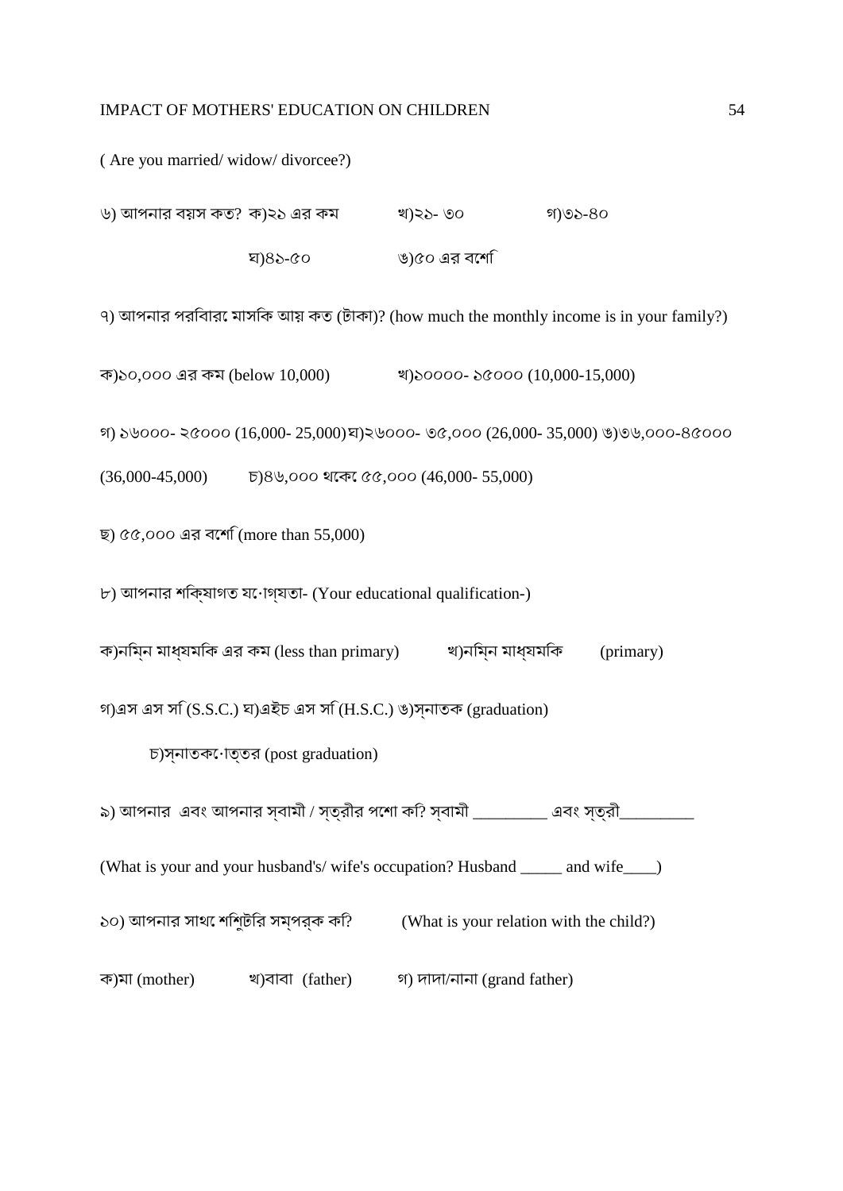( Are you married/ widow/ divorcee?)

৬) আপনার বয়স কত? ক)২১ এর কম খ)২১- ৩০ গ)৩১-৪০

ঘ)৪১-৫০ ঙ)৫০ এর বেশি

৭) আপনার পরিবারে মাসিক আয় কত (টাকা)? (how much the monthly income is in your family?)

ক)১০,০০০ এর কম (below 10,000) খ)১০০০০- ১৫০০০ (10,000-15,000)

গ) ১৬০০০- ২৫০০০ (16,000- 25,000) ঘ)২৬০০০- ৩৫,০০০ (26,000- 35,000) ঙ)৩৬,০০০-৪৫০০০ (36,000-45,000) চ)৪৬,০০০ থেকে ৫৫,০০০ (46,000- 55,000)

ছ) ৫৫,০০০ এর বেশি (more than 55,000)

৮) আপনার শিক্ষাগত যোগ্যতা- (Your educational qualification-)

ক)নিম্ন মাধ্যমিক এর কম (less than primary) খ)নিম্ন মাধ্যমিক (primary)

গ)এস এস সি (S.S.C.) ঘ)এইচ এস সি (H.S.C.) ঙ)স্নাতক (graduation)

চ)স্নাতকোত্তর (post graduation)

৯) আপনার এবং আপনার স্বামী / স্ত্রীর পেশা কি? স্বামী _________ এবং স্ত্রী_________

(What is your and your husband's/ wife's occupation? Husband _____ and wife____)

১০) আপনার সাথে শিশুটির সম্পর্ক কি? (What is your relation with the child?)

ক)মা (mother) খ)বাবা (father) গ) দাদা/নানা (grand father)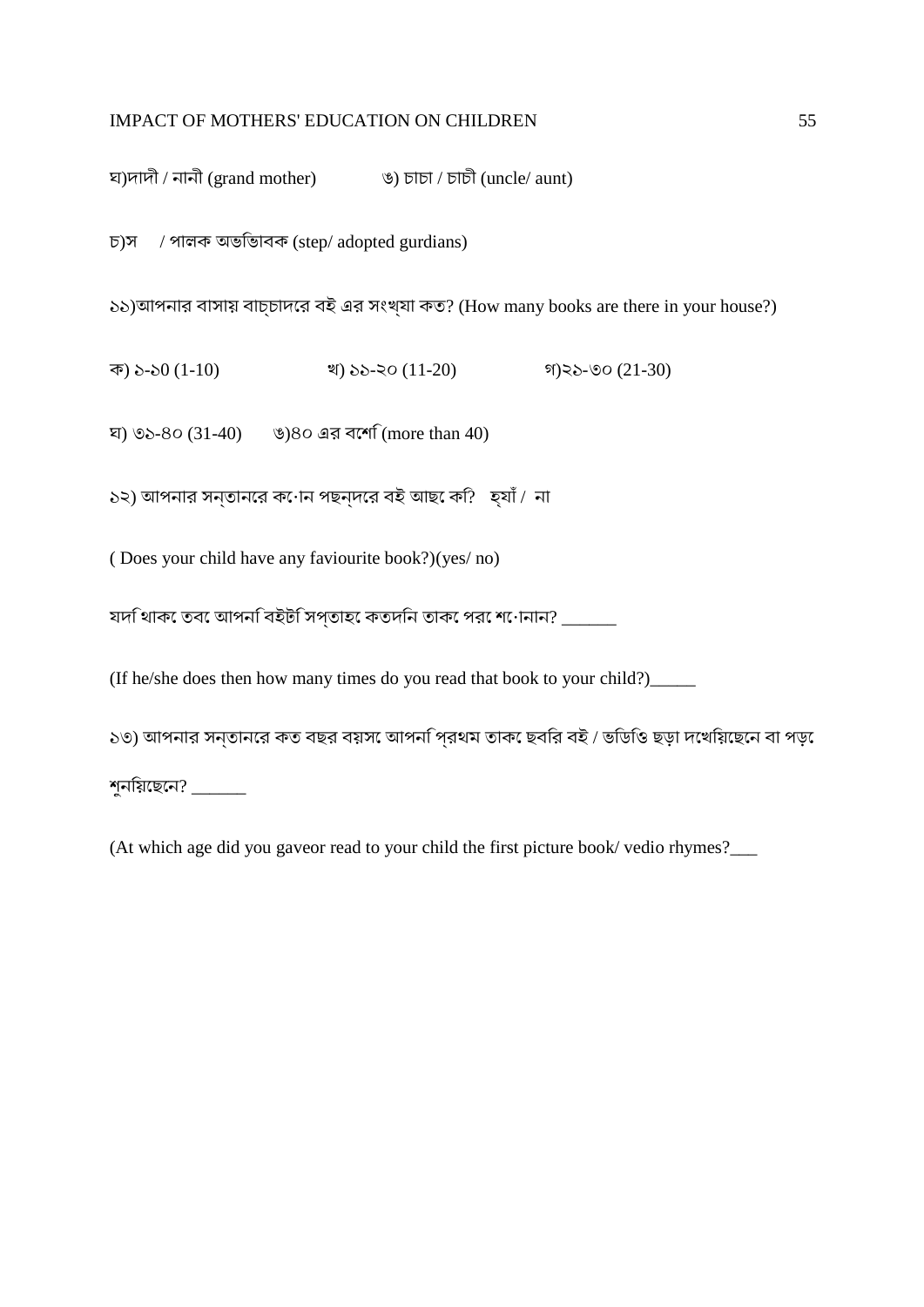ঘ)দাদী / নানী (grand mother) ঙ) চাচা / চাচী (uncle/ aunt)

চ)স / পালক অভিভাবক (step/ adopted gurdians)

১১)আপনার বাসায় বাচ্চাদের বই এর সংখ্যা কত? (How many books are there in your house?)

ক) ১-১0 (1-10) খ) ১১-২০ (11-20) গ)২১-৩০ (21-30)

ঘ) ৩১-৪০ (31-40) ঙ)৪০ এর বেশি (more than 40)

১২) আপনার সন্তানের কোন পছন্দের বই আছে কি? হ্যাঁ / না

( Does your child have any faviourite book?)(yes/ no)

যদি থাকে তবে আপনি বইটি সপ্তাহে কতদিন তাকে পরে শোনান? ______

(If he/she does then how many times do you read that book to your child?)_____

১৩) আপনার সন্তানের কত বছর বয়সে আপনি প্রথম তাকে ছবির বই / ভিডিও ছড়া দেখিয়েছেন বা পড়ে শুনিয়েছেন? ______

(At which age did you gaveor read to your child the first picture book/ vedio rhymes?___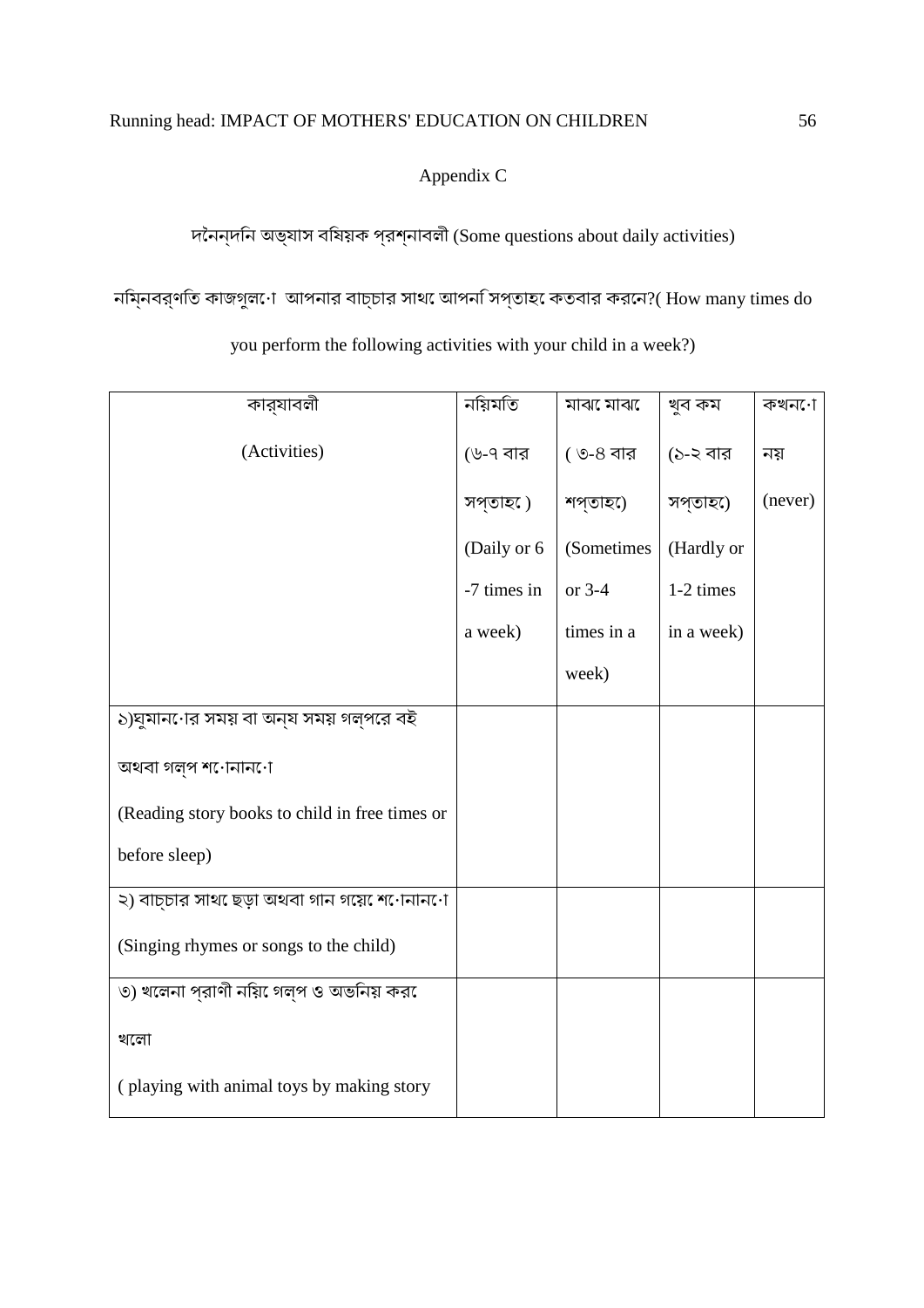## Appendix C

দৈনন্দিন অভ্যাস বিষয়ক প্রশ্নাবলী (Some questions about daily activities)

নিম্নবর্ণিত কাজগুলো আপনার বাচ্চার সাথে আপনি সপ্তাহে কতবার করেন?( How many times do you perform the following activities with your child in a week?)

| কার্যাবলী (Activities) | নিয়মিত (৬-৭ বার সপ্তাহে ) (Daily or 6 -7 times in a week) | মাঝে মাঝে ( ৩-৪ বার শপ্তাহে) (Sometimes or 3-4 times in a week) | খুব কম (১-২ বার সপ্তাহে) (Hardly or 1-2 times in a week) | কখনো নয় (never) |
|---|---|---|---|---|
| ১)ঘুমানোর সময় বা অন্য সময় গল্পের বই অথবা গল্প শোনানো (Reading story books to child in free times or before sleep) | | | | |
| ২) বাচ্চার সাথে ছড়া অথবা গান গেয়ে শোনানো (Singing rhymes or songs to the child) | | | | |
| ৩) খেলনা প্রাণী নিয়ে গল্প ও অভিনয় করে খেলা ( playing with animal toys by making story | | | | |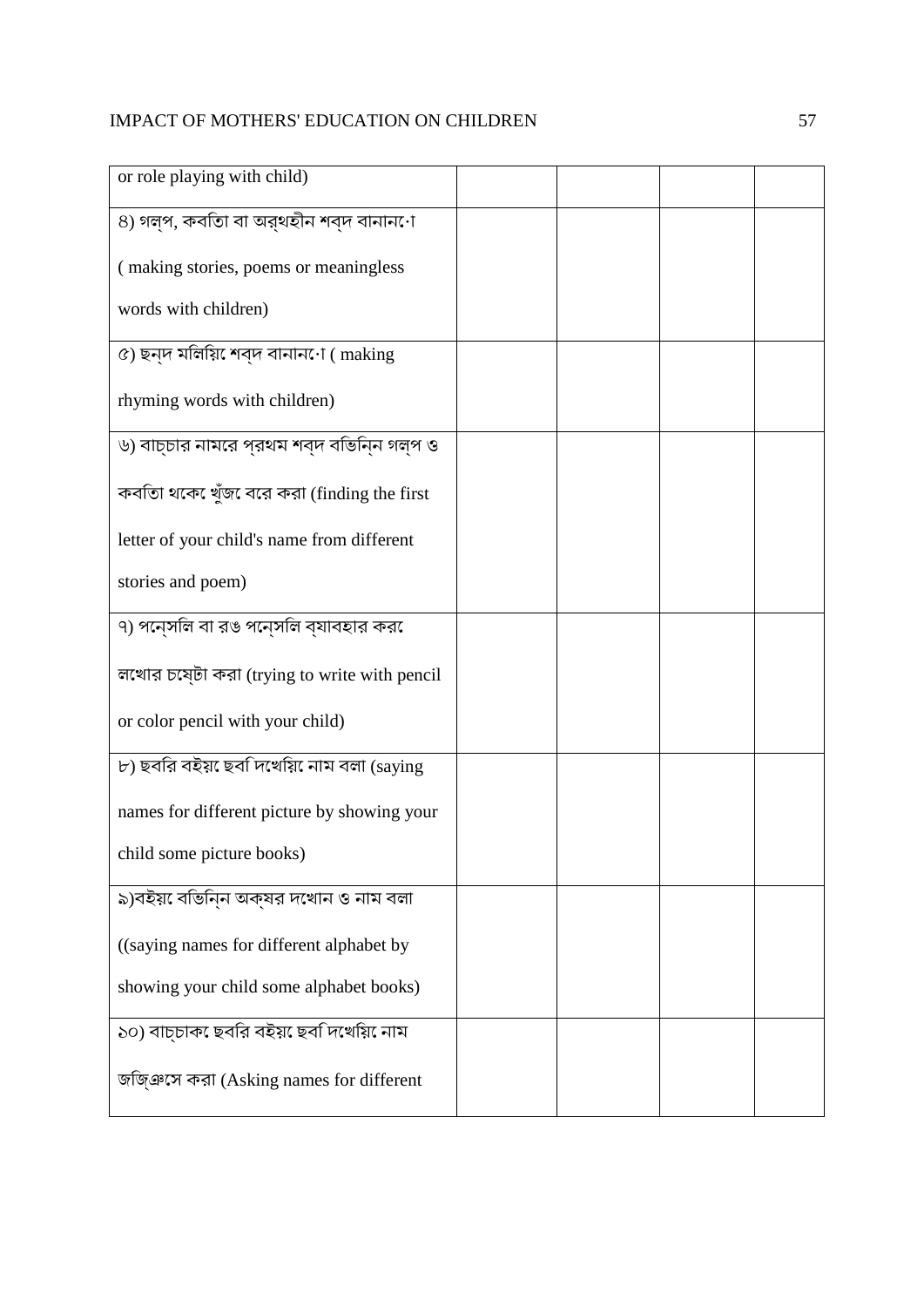| | | | | |
|---|---|---|---|---|
| or role playing with child) | | | | |
| ৪) গল্প, কবিতা বা অর্থহীন শব্দ বানানো ( making stories, poems or meaningless words with children) | | | | |
| ৫) ছন্দ মিলিয়ে শব্দ বানানো ( making rhyming words with children) | | | | |
| ৬) বাচ্চার নামের প্রথম শব্দ বিভিন্ন গল্প ও কবিতা থেকে খুঁজে বের করা (finding the first letter of your child's name from different stories and poem) | | | | |
| ৭) পেন্সিল বা রঙ পেন্সিল ব্যাবহার করে লেখার চেষ্টা করা (trying to write with pencil or color pencil with your child) | | | | |
| ৮) ছবির বইয়ে ছবি দেখিয়ে নাম বলা (saying names for different picture by showing your child some picture books) | | | | |
| ৯)বইয়ে বিভিন্ন অক্ষর দেখান ও নাম বলা ((saying names for different alphabet by showing your child some alphabet books) | | | | |
| ১০) বাচ্চাকে ছবির বইয়ে ছবি দেখিয়ে নাম জিজ্ঞেস করা (Asking names for different | | | | |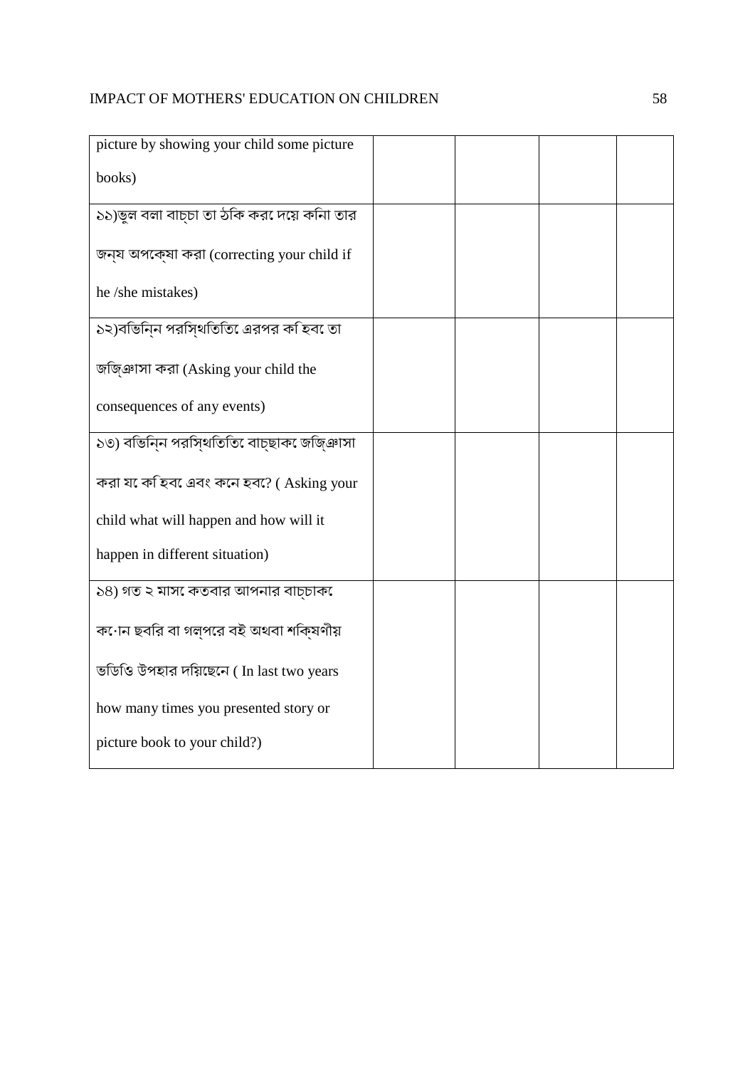| | | | | |
|---|---|---|---|---|
| picture by showing your child some picture books) | | | | |
| ১১)ভুল বলা বাচ্চা তা ঠকি করে দয়ে কনিা তার জন্য অপক্ষো করা (correcting your child if he /she mistakes) | | | | |
| ১২)বভিন্নি পরস্থিতিতি এরপর কি হিবে তা জজি্ঞাসা করা (Asking your child the consequences of any events) | | | | |
| ১৩) বভিন্নি পরস্থিতিতি বাচ্ছাকে জজি্ঞাসা করা যে কি হিবে এবং কনে হবে? ( Asking your child what will happen and how will it happen in different situation) | | | | |
| ১৪) গত ২ মাসে কতবার আপনার বাচ্চাকে কোন ছবরি বা গল্পরে বই অথবা শক্ষিণীয় ভডিওি উপহার দয়িছেনে ( In last two years how many times you presented story or picture book to your child?) | | | | |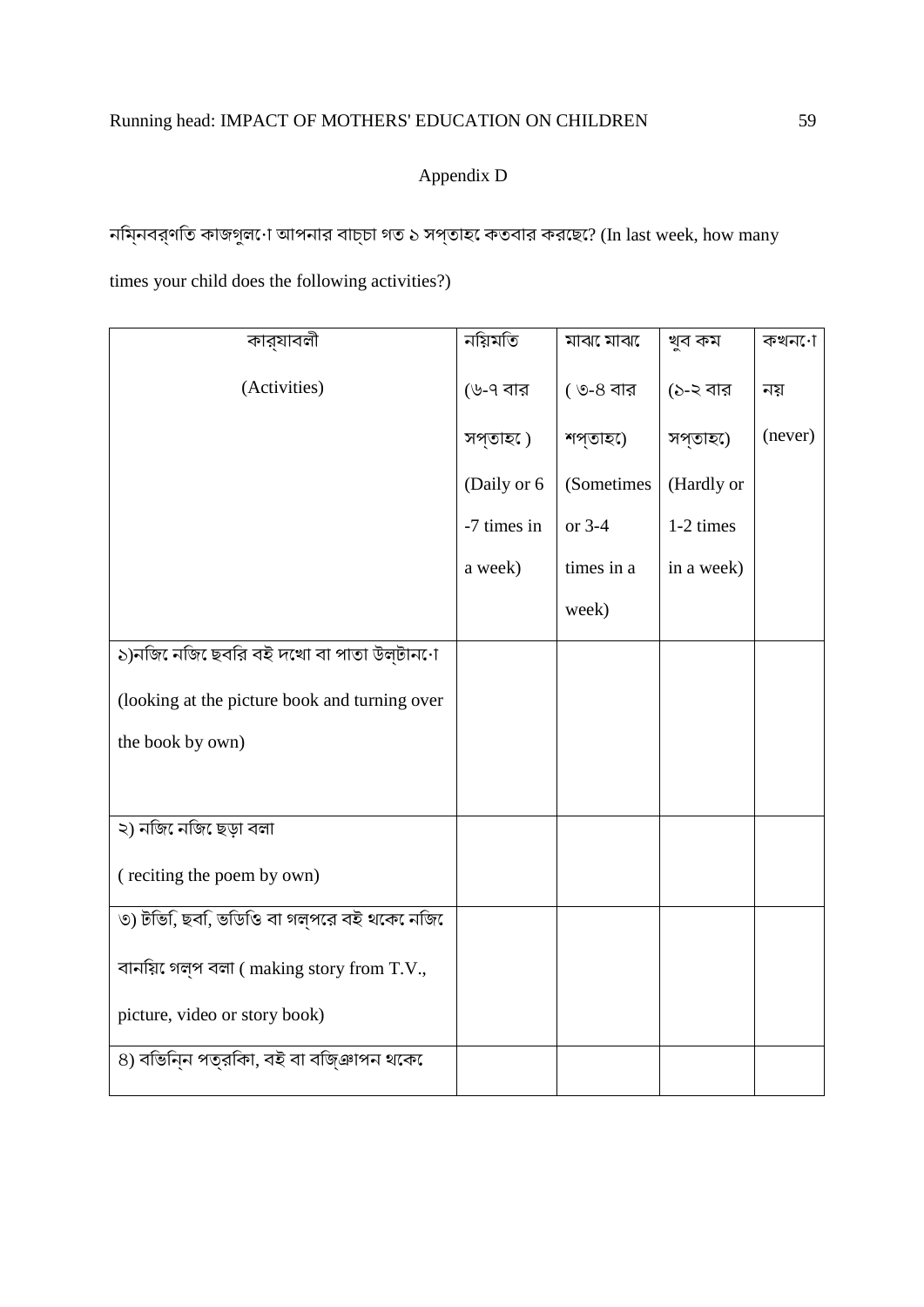Appendix D

নম্নিবর্ণতি কাজগুলো আপনার বাচ্চা গত ১ সপ্তাহে কতবার করছে? (In last week, how many times your child does the following activities?)

| কার্যাবলী (Activities) | নয়িমতি (৬-৭ বার সপ্তাহে ) (Daily or 6 -7 times in a week) | মাঝে মাঝে ( ৩-৪ বার শপ্তাহে) (Sometimes or 3-4 times in a week) | খুব কম (১-২ বার সপ্তাহে) (Hardly or 1-2 times in a week) | কখনো নয় (never) |
|---|---|---|---|---|
| ১)নজিে নজিে ছবরি বই দখো বা পাতা উল্টানো (looking at the picture book and turning over the book by own) | | | | |
| ২) নজিে নজিে ছড়া বলা ( reciting the poem by own) | | | | |
| ৩) টভি, ছব, ভডিওি বা গল্পরে বই থকেে নজিে বানয়িে গল্প বলা ( making story from T.V., picture, video or story book) | | | | |
| ৪) বভিন্নি পত্রকিা, বই বা বজ্ঞিাপন থকেে | | | | |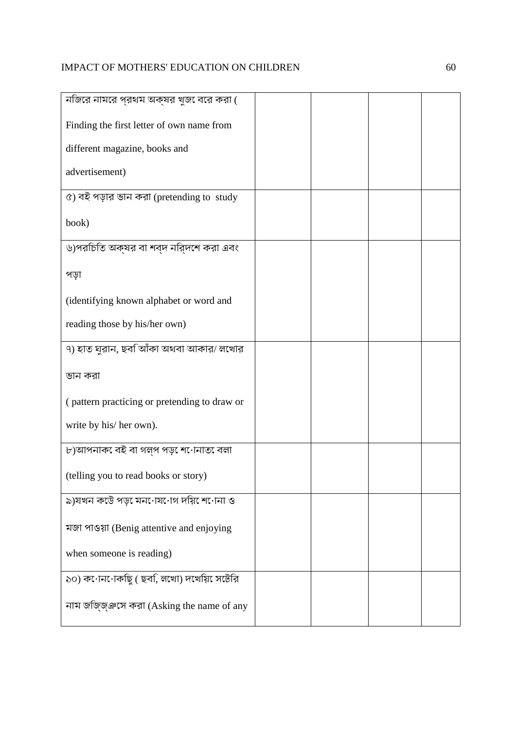| | | | | |
|---|---|---|---|---|
| নজিরে নামরে প্রথম অক্ষর খুজে বরে করা ( Finding the first letter of own name from different magazine, books and advertisement) | | | | |
| ৫) বই পড়ার ভান করা (pretending to study book) | | | | |
| ৬)পরচিতি অক্ষর বা শব্দ নর্দিশে করা এবং পড়া (identifying known alphabet or word and reading those by his/her own) | | | | |
| ৭) হাত ঘুরান, ছবি আঁকা অথবা আকার/ লখোর ভান করা ( pattern practicing or pretending to draw or write by his/ her own). | | | | |
| ৮)আপনাকে বই বা গল্প পড়ে শোনাতে বলা (telling you to read books or story) | | | | |
| ৯)যখন কউে পড়ে মনোযোগ দয়িে শোনা ও মজা পাওয়া (Benig attentive and enjoying when someone is reading) | | | | |
| ১০) কোনোকছিু ( ছবি, লখো) দখেয়িে সটোর নাম জজ্ঞিসে করা (Asking the name of any | | | | |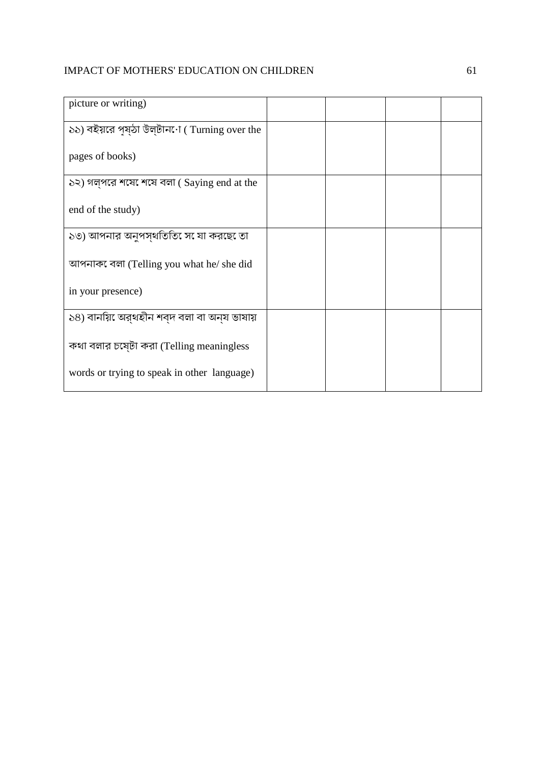| | | | | |
|---|---|---|---|---|
| picture or writing) | | | | |
| ১১) বইয়রে পৃষ্ঠা উল্টানো ( Turning over the pages of books) | | | | |
| ১২) গল্পরে শষে শষে বলা ( Saying end at the end of the study) | | | | |
| ১৩) আপনার অনুপস্থতিতি সে যা করছে তা আপনাকে বলা (Telling you what he/ she did in your presence) | | | | |
| ১৪) বানিয়ে অর্থহীন শব্দ বলা বা অন্য ভাষায় কথা বলার চষ্টো করা (Telling meaningless words or trying to speak in other language) | | | | |